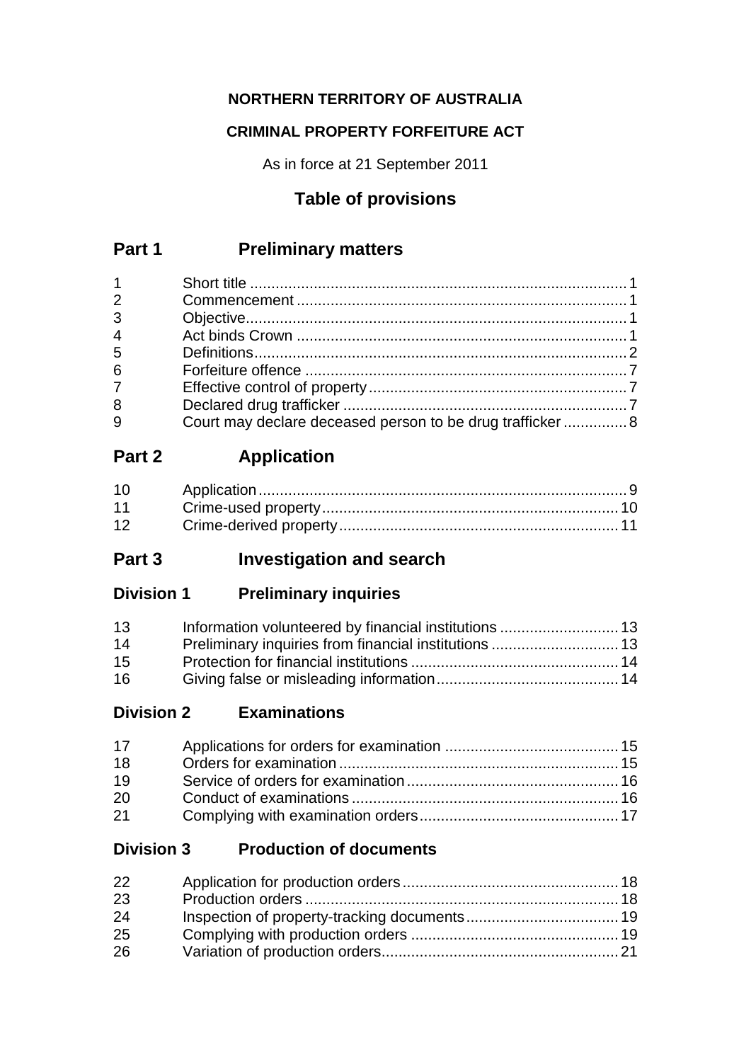**NORTHERN TERRITORY OF AUSTRALIA**

**CRIMINAL PROPERTY FORFEITURE ACT**

As in force at 21 September 2011

## Table of provisions

## Part 1 Preliminary matters

| | | |
|---|---|---|
| 1 | Short title | 1 |
| 2 | Commencement | 1 |
| 3 | Objective | 1 |
| 4 | Act binds Crown | 1 |
| 5 | Definitions | 2 |
| 6 | Forfeiture offence | 7 |
| 7 | Effective control of property | 7 |
| 8 | Declared drug trafficker | 7 |
| 9 | Court may declare deceased person to be drug trafficker | 8 |

## Part 2 Application

| | | |
|---|---|---|
| 10 | Application | 9 |
| 11 | Crime-used property | 10 |
| 12 | Crime-derived property | 11 |

## Part 3 Investigation and search

### Division 1 Preliminary inquiries

| | | |
|---|---|---|
| 13 | Information volunteered by financial institutions | 13 |
| 14 | Preliminary inquiries from financial institutions | 13 |
| 15 | Protection for financial institutions | 14 |
| 16 | Giving false or misleading information | 14 |

### Division 2 Examinations

| | | |
|---|---|---|
| 17 | Applications for orders for examination | 15 |
| 18 | Orders for examination | 15 |
| 19 | Service of orders for examination | 16 |
| 20 | Conduct of examinations | 16 |
| 21 | Complying with examination orders | 17 |

### Division 3 Production of documents

| | | |
|---|---|---|
| 22 | Application for production orders | 18 |
| 23 | Production orders | 18 |
| 24 | Inspection of property-tracking documents | 19 |
| 25 | Complying with production orders | 19 |
| 26 | Variation of production orders | 21 |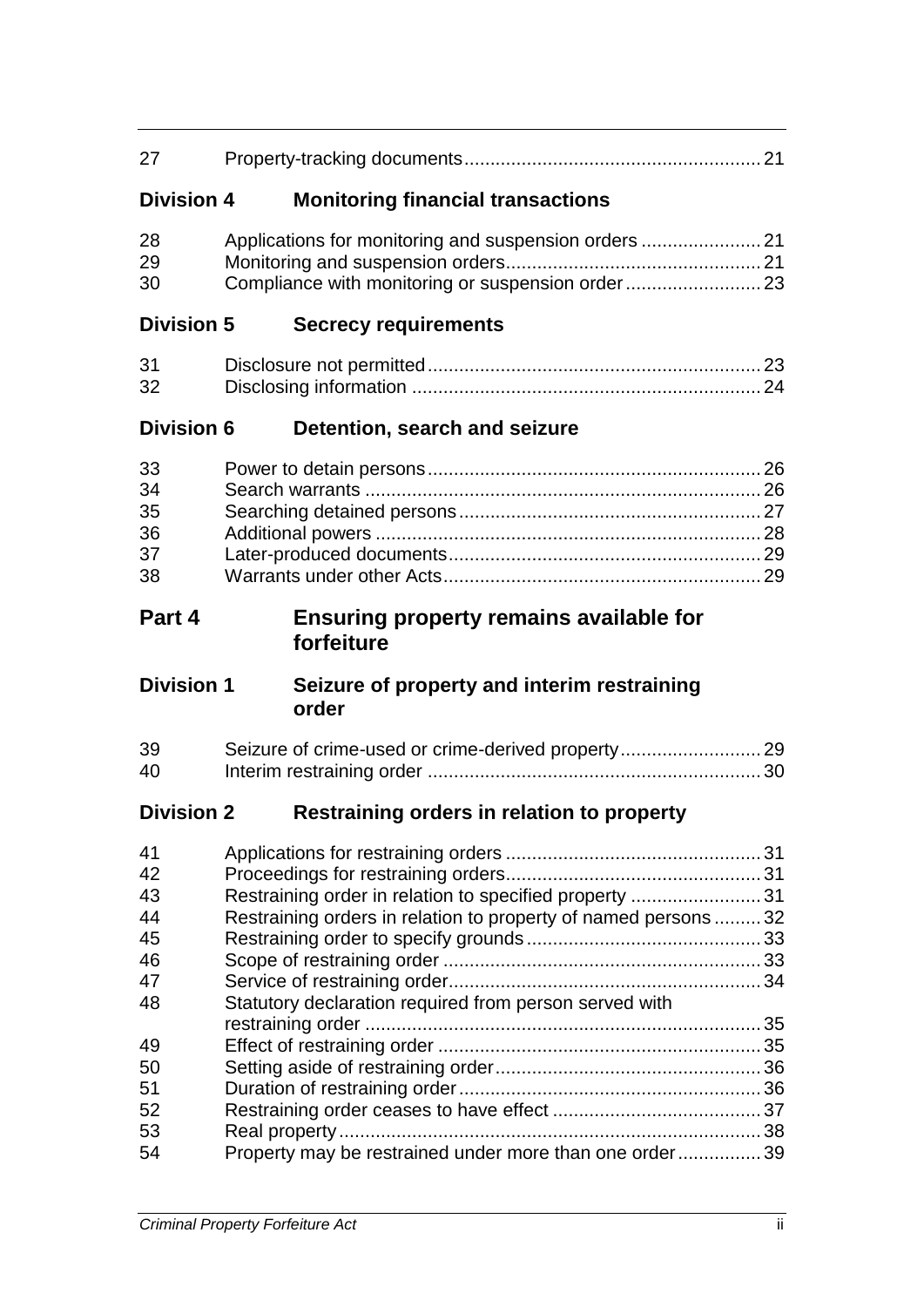| | | |
|---|---|---|
| 27 | Property-tracking documents | 21 |

**Division 4 Monitoring financial transactions**

| | | |
|---|---|---|
| 28 | Applications for monitoring and suspension orders | 21 |
| 29 | Monitoring and suspension orders | 21 |
| 30 | Compliance with monitoring or suspension order | 23 |

**Division 5 Secrecy requirements**

| | | |
|---|---|---|
| 31 | Disclosure not permitted | 23 |
| 32 | Disclosing information | 24 |

**Division 6 Detention, search and seizure**

| | | |
|---|---|---|
| 33 | Power to detain persons | 26 |
| 34 | Search warrants | 26 |
| 35 | Searching detained persons | 27 |
| 36 | Additional powers | 28 |
| 37 | Later-produced documents | 29 |
| 38 | Warrants under other Acts | 29 |

**Part 4 Ensuring property remains available for forfeiture**

**Division 1 Seizure of property and interim restraining order**

| | | |
|---|---|---|
| 39 | Seizure of crime-used or crime-derived property | 29 |
| 40 | Interim restraining order | 30 |

**Division 2 Restraining orders in relation to property**

| | | |
|---|---|---|
| 41 | Applications for restraining orders | 31 |
| 42 | Proceedings for restraining orders | 31 |
| 43 | Restraining order in relation to specified property | 31 |
| 44 | Restraining orders in relation to property of named persons | 32 |
| 45 | Restraining order to specify grounds | 33 |
| 46 | Scope of restraining order | 33 |
| 47 | Service of restraining order | 34 |
| 48 | Statutory declaration required from person served with restraining order | 35 |
| 49 | Effect of restraining order | 35 |
| 50 | Setting aside of restraining order | 36 |
| 51 | Duration of restraining order | 36 |
| 52 | Restraining order ceases to have effect | 37 |
| 53 | Real property | 38 |
| 54 | Property may be restrained under more than one order | 39 |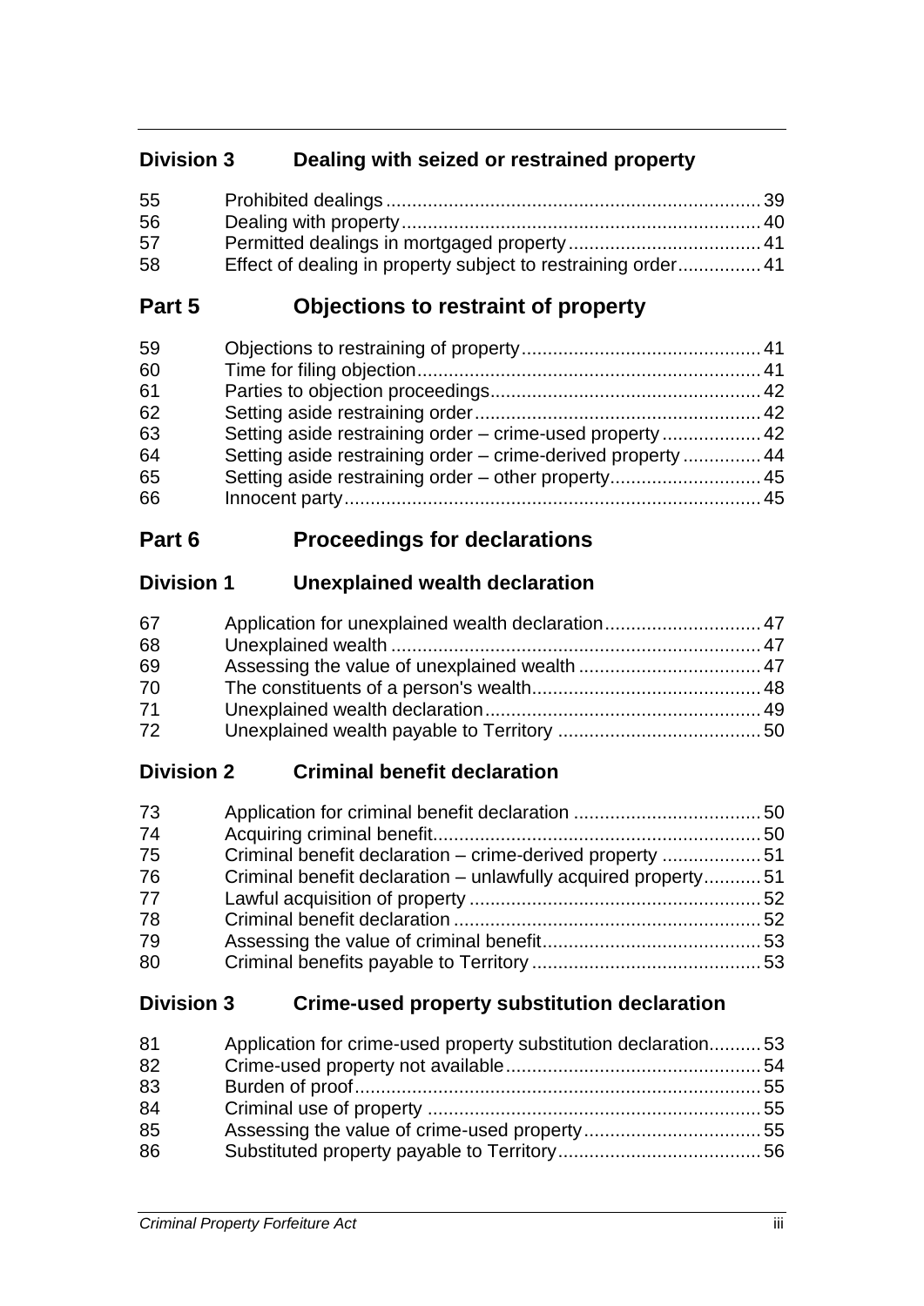## Division 3 Dealing with seized or restrained property

| | | |
|---|---|---|
| 55 | Prohibited dealings | 39 |
| 56 | Dealing with property | 40 |
| 57 | Permitted dealings in mortgaged property | 41 |
| 58 | Effect of dealing in property subject to restraining order | 41 |

# Part 5 Objections to restraint of property

| | | |
|---|---|---|
| 59 | Objections to restraining of property | 41 |
| 60 | Time for filing objection | 41 |
| 61 | Parties to objection proceedings | 42 |
| 62 | Setting aside restraining order | 42 |
| 63 | Setting aside restraining order – crime-used property | 42 |
| 64 | Setting aside restraining order – crime-derived property | 44 |
| 65 | Setting aside restraining order – other property | 45 |
| 66 | Innocent party | 45 |

# Part 6 Proceedings for declarations

## Division 1 Unexplained wealth declaration

| | | |
|---|---|---|
| 67 | Application for unexplained wealth declaration | 47 |
| 68 | Unexplained wealth | 47 |
| 69 | Assessing the value of unexplained wealth | 47 |
| 70 | The constituents of a person's wealth | 48 |
| 71 | Unexplained wealth declaration | 49 |
| 72 | Unexplained wealth payable to Territory | 50 |

## Division 2 Criminal benefit declaration

| | | |
|---|---|---|
| 73 | Application for criminal benefit declaration | 50 |
| 74 | Acquiring criminal benefit | 50 |
| 75 | Criminal benefit declaration – crime-derived property | 51 |
| 76 | Criminal benefit declaration – unlawfully acquired property | 51 |
| 77 | Lawful acquisition of property | 52 |
| 78 | Criminal benefit declaration | 52 |
| 79 | Assessing the value of criminal benefit | 53 |
| 80 | Criminal benefits payable to Territory | 53 |

## Division 3 Crime-used property substitution declaration

| | | |
|---|---|---|
| 81 | Application for crime-used property substitution declaration | 53 |
| 82 | Crime-used property not available | 54 |
| 83 | Burden of proof | 55 |
| 84 | Criminal use of property | 55 |
| 85 | Assessing the value of crime-used property | 55 |
| 86 | Substituted property payable to Territory | 56 |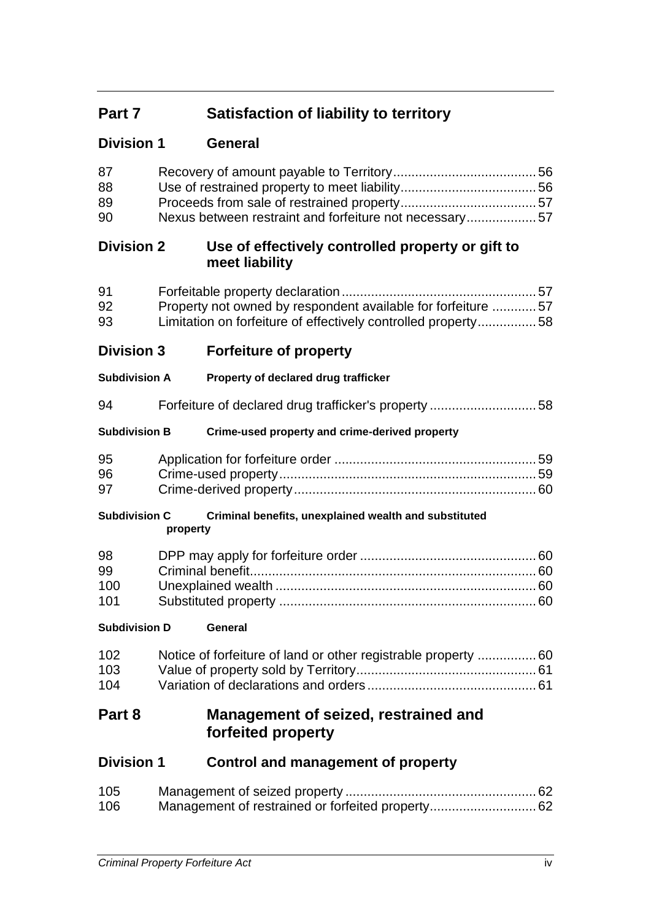## Part 7 Satisfaction of liability to territory

### Division 1 General

| | | |
|---|---|---|
| 87 | Recovery of amount payable to Territory | 56 |
| 88 | Use of restrained property to meet liability | 56 |
| 89 | Proceeds from sale of restrained property | 57 |
| 90 | Nexus between restraint and forfeiture not necessary | 57 |

### Division 2 Use of effectively controlled property or gift to meet liability

| | | |
|---|---|---|
| 91 | Forfeitable property declaration | 57 |
| 92 | Property not owned by respondent available for forfeiture | 57 |
| 93 | Limitation on forfeiture of effectively controlled property | 58 |

### Division 3 Forfeiture of property

#### Subdivision A Property of declared drug trafficker

| | | |
|---|---|---|
| 94 | Forfeiture of declared drug trafficker's property | 58 |

#### Subdivision B Crime-used property and crime-derived property

| | | |
|---|---|---|
| 95 | Application for forfeiture order | 59 |
| 96 | Crime-used property | 59 |
| 97 | Crime-derived property | 60 |

#### Subdivision C Criminal benefits, unexplained wealth and substituted property

| | | |
|---|---|---|
| 98 | DPP may apply for forfeiture order | 60 |
| 99 | Criminal benefit | 60 |
| 100 | Unexplained wealth | 60 |
| 101 | Substituted property | 60 |

#### Subdivision D General

| | | |
|---|---|---|
| 102 | Notice of forfeiture of land or other registrable property | 60 |
| 103 | Value of property sold by Territory | 61 |
| 104 | Variation of declarations and orders | 61 |

## Part 8 Management of seized, restrained and forfeited property

### Division 1 Control and management of property

| | | |
|---|---|---|
| 105 | Management of seized property | 62 |
| 106 | Management of restrained or forfeited property | 62 |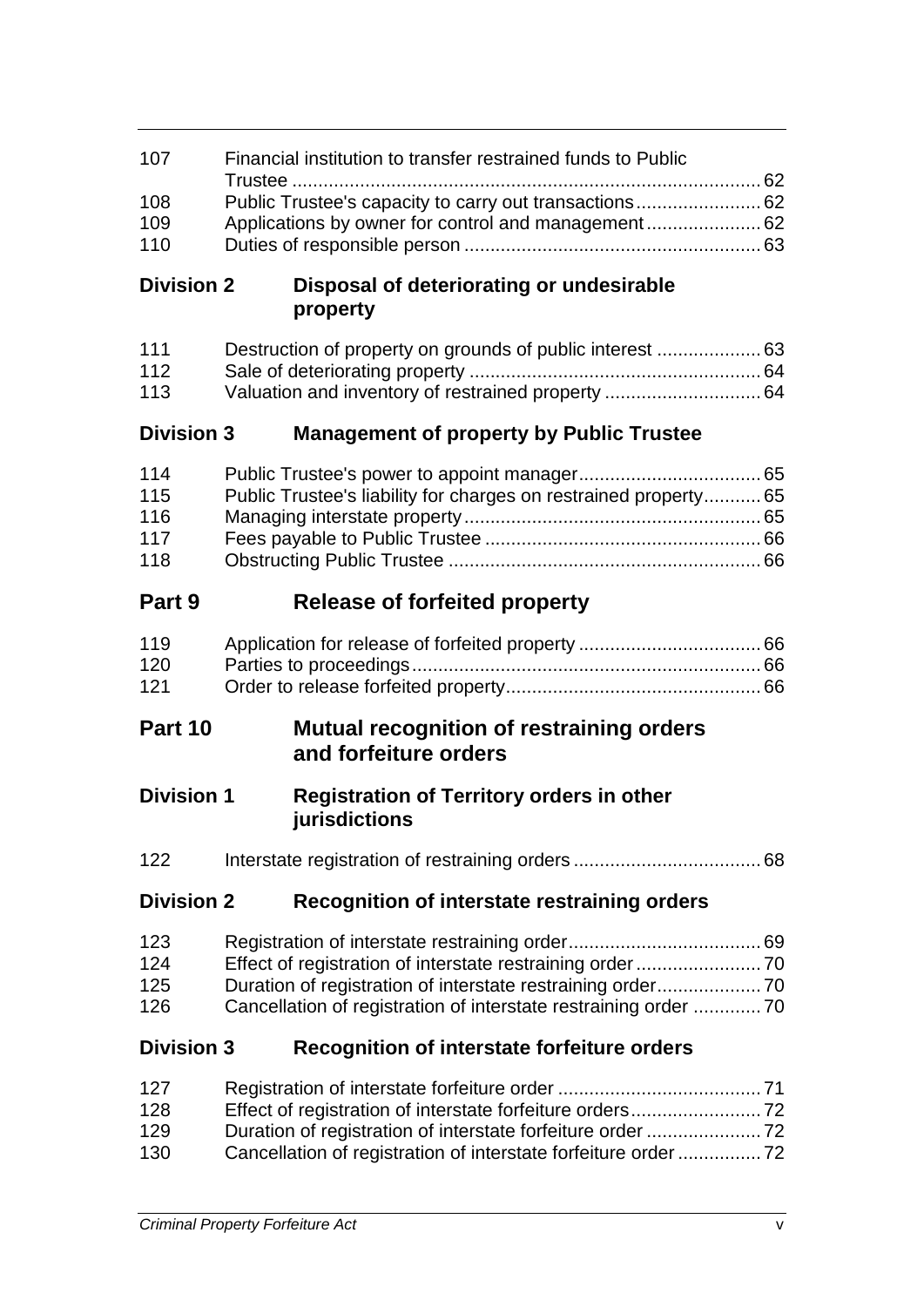| | | |
|---|---|---|
| 107 | Financial institution to transfer restrained funds to Public Trustee | 62 |
| 108 | Public Trustee's capacity to carry out transactions | 62 |
| 109 | Applications by owner for control and management | 62 |
| 110 | Duties of responsible person | 63 |

### Division 2 Disposal of deteriorating or undesirable property

| | | |
|---|---|---|
| 111 | Destruction of property on grounds of public interest | 63 |
| 112 | Sale of deteriorating property | 64 |
| 113 | Valuation and inventory of restrained property | 64 |

### Division 3 Management of property by Public Trustee

| | | |
|---|---|---|
| 114 | Public Trustee's power to appoint manager | 65 |
| 115 | Public Trustee's liability for charges on restrained property | 65 |
| 116 | Managing interstate property | 65 |
| 117 | Fees payable to Public Trustee | 66 |
| 118 | Obstructing Public Trustee | 66 |

## Part 9 Release of forfeited property

| | | |
|---|---|---|
| 119 | Application for release of forfeited property | 66 |
| 120 | Parties to proceedings | 66 |
| 121 | Order to release forfeited property | 66 |

## Part 10 Mutual recognition of restraining orders and forfeiture orders

### Division 1 Registration of Territory orders in other jurisdictions

| | | |
|---|---|---|
| 122 | Interstate registration of restraining orders | 68 |

### Division 2 Recognition of interstate restraining orders

| | | |
|---|---|---|
| 123 | Registration of interstate restraining order | 69 |
| 124 | Effect of registration of interstate restraining order | 70 |
| 125 | Duration of registration of interstate restraining order | 70 |
| 126 | Cancellation of registration of interstate restraining order | 70 |

### Division 3 Recognition of interstate forfeiture orders

| | | |
|---|---|---|
| 127 | Registration of interstate forfeiture order | 71 |
| 128 | Effect of registration of interstate forfeiture orders | 72 |
| 129 | Duration of registration of interstate forfeiture order | 72 |
| 130 | Cancellation of registration of interstate forfeiture order | 72 |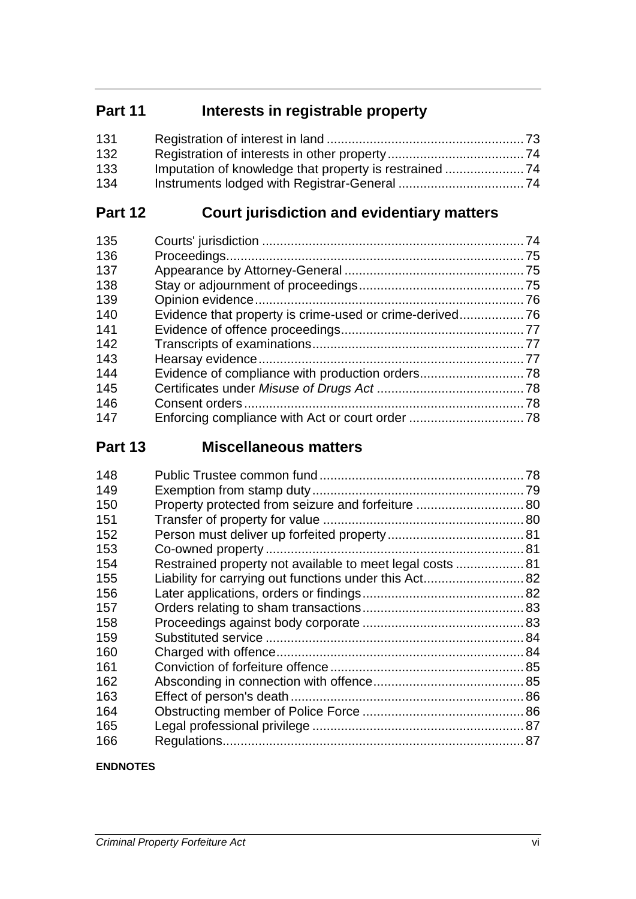## Part 11 Interests in registrable property

| | | |
|---|---|---|
| 131 | Registration of interest in land | 73 |
| 132 | Registration of interests in other property | 74 |
| 133 | Imputation of knowledge that property is restrained | 74 |
| 134 | Instruments lodged with Registrar-General | 74 |

## Part 12 Court jurisdiction and evidentiary matters

| | | |
|---|---|---|
| 135 | Courts' jurisdiction | 74 |
| 136 | Proceedings | 75 |
| 137 | Appearance by Attorney-General | 75 |
| 138 | Stay or adjournment of proceedings | 75 |
| 139 | Opinion evidence | 76 |
| 140 | Evidence that property is crime-used or crime-derived | 76 |
| 141 | Evidence of offence proceedings | 77 |
| 142 | Transcripts of examinations | 77 |
| 143 | Hearsay evidence | 77 |
| 144 | Evidence of compliance with production orders | 78 |
| 145 | Certificates under *Misuse of Drugs Act* | 78 |
| 146 | Consent orders | 78 |
| 147 | Enforcing compliance with Act or court order | 78 |

## Part 13 Miscellaneous matters

| | | |
|---|---|---|
| 148 | Public Trustee common fund | 78 |
| 149 | Exemption from stamp duty | 79 |
| 150 | Property protected from seizure and forfeiture | 80 |
| 151 | Transfer of property for value | 80 |
| 152 | Person must deliver up forfeited property | 81 |
| 153 | Co-owned property | 81 |
| 154 | Restrained property not available to meet legal costs | 81 |
| 155 | Liability for carrying out functions under this Act | 82 |
| 156 | Later applications, orders or findings | 82 |
| 157 | Orders relating to sham transactions | 83 |
| 158 | Proceedings against body corporate | 83 |
| 159 | Substituted service | 84 |
| 160 | Charged with offence | 84 |
| 161 | Conviction of forfeiture offence | 85 |
| 162 | Absconding in connection with offence | 85 |
| 163 | Effect of person's death | 86 |
| 164 | Obstructing member of Police Force | 86 |
| 165 | Legal professional privilege | 87 |
| 166 | Regulations | 87 |

**ENDNOTES**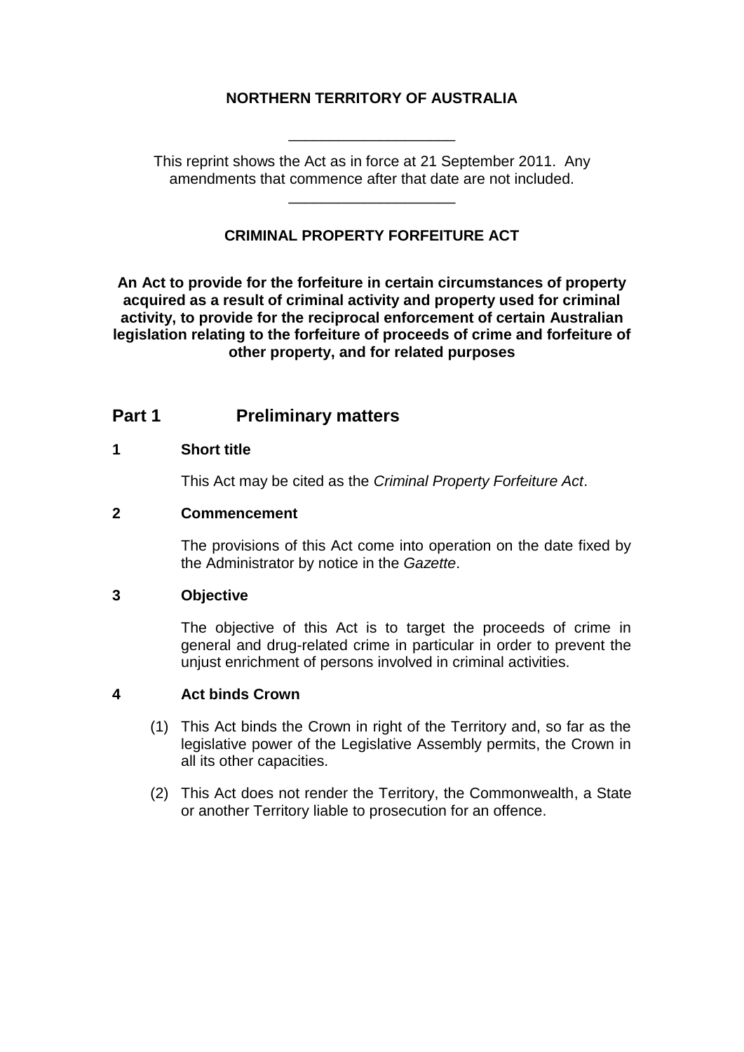**NORTHERN TERRITORY OF AUSTRALIA**

---

This reprint shows the Act as in force at 21 September 2011. Any amendments that commence after that date are not included.

---

**CRIMINAL PROPERTY FORFEITURE ACT**

**An Act to provide for the forfeiture in certain circumstances of property acquired as a result of criminal activity and property used for criminal activity, to provide for the reciprocal enforcement of certain Australian legislation relating to the forfeiture of proceeds of crime and forfeiture of other property, and for related purposes**

## Part 1 Preliminary matters

### 1 Short title

This Act may be cited as the *Criminal Property Forfeiture Act*.

### 2 Commencement

The provisions of this Act come into operation on the date fixed by the Administrator by notice in the *Gazette*.

### 3 Objective

The objective of this Act is to target the proceeds of crime in general and drug-related crime in particular in order to prevent the unjust enrichment of persons involved in criminal activities.

### 4 Act binds Crown

(1) This Act binds the Crown in right of the Territory and, so far as the legislative power of the Legislative Assembly permits, the Crown in all its other capacities.

(2) This Act does not render the Territory, the Commonwealth, a State or another Territory liable to prosecution for an offence.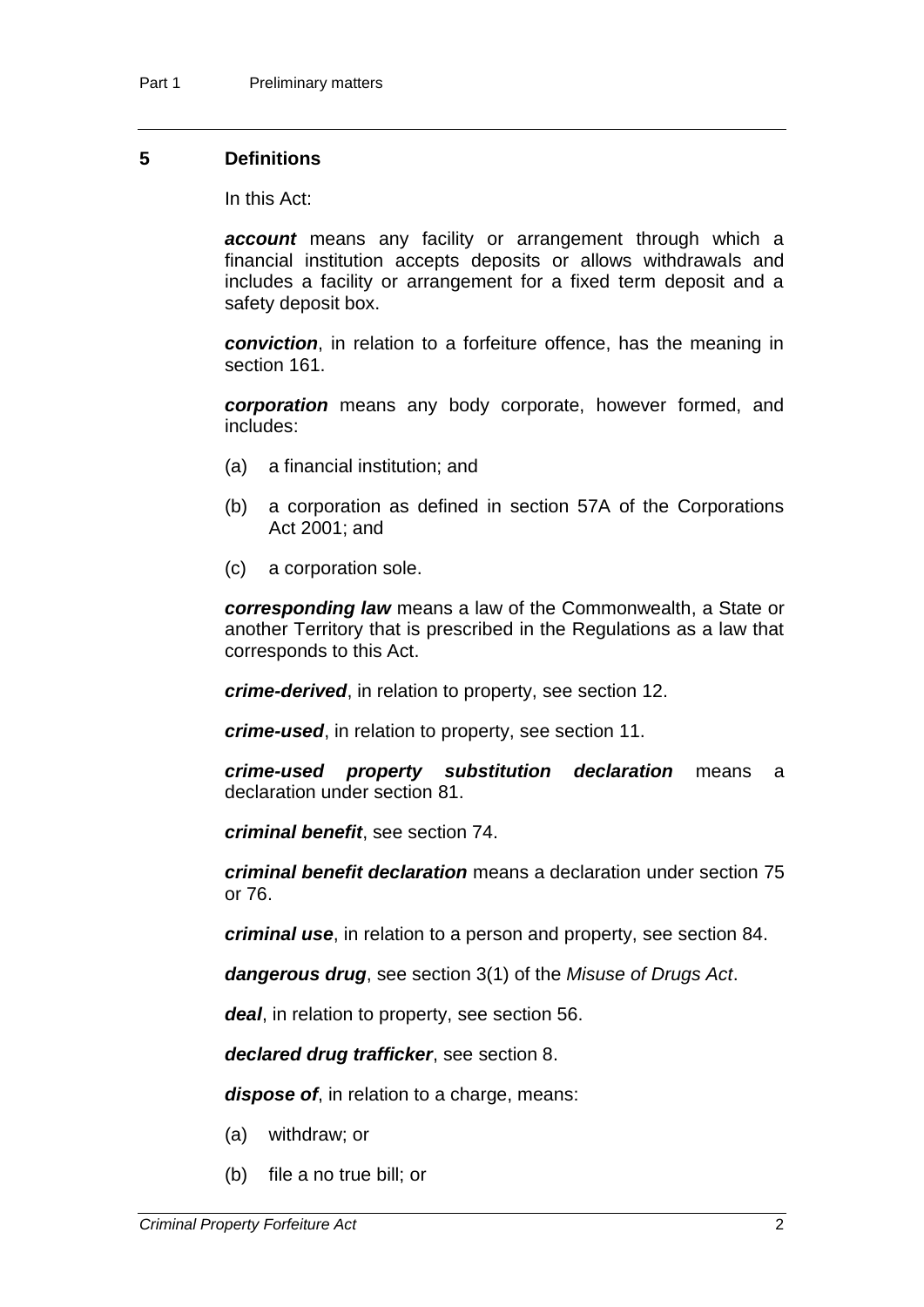## 5 Definitions

In this Act:

***account*** means any facility or arrangement through which a financial institution accepts deposits or allows withdrawals and includes a facility or arrangement for a fixed term deposit and a safety deposit box.

***conviction***, in relation to a forfeiture offence, has the meaning in section 161.

***corporation*** means any body corporate, however formed, and includes:

- (a) a financial institution; and
- (b) a corporation as defined in section 57A of the Corporations Act 2001; and
- (c) a corporation sole.

***corresponding law*** means a law of the Commonwealth, a State or another Territory that is prescribed in the Regulations as a law that corresponds to this Act.

***crime-derived***, in relation to property, see section 12.

***crime-used***, in relation to property, see section 11.

***crime-used property substitution declaration*** means a declaration under section 81.

***criminal benefit***, see section 74.

***criminal benefit declaration*** means a declaration under section 75 or 76.

***criminal use***, in relation to a person and property, see section 84.

***dangerous drug***, see section 3(1) of the *Misuse of Drugs Act*.

***deal***, in relation to property, see section 56.

***declared drug trafficker***, see section 8.

***dispose of***, in relation to a charge, means:

- (a) withdraw; or
- (b) file a no true bill; or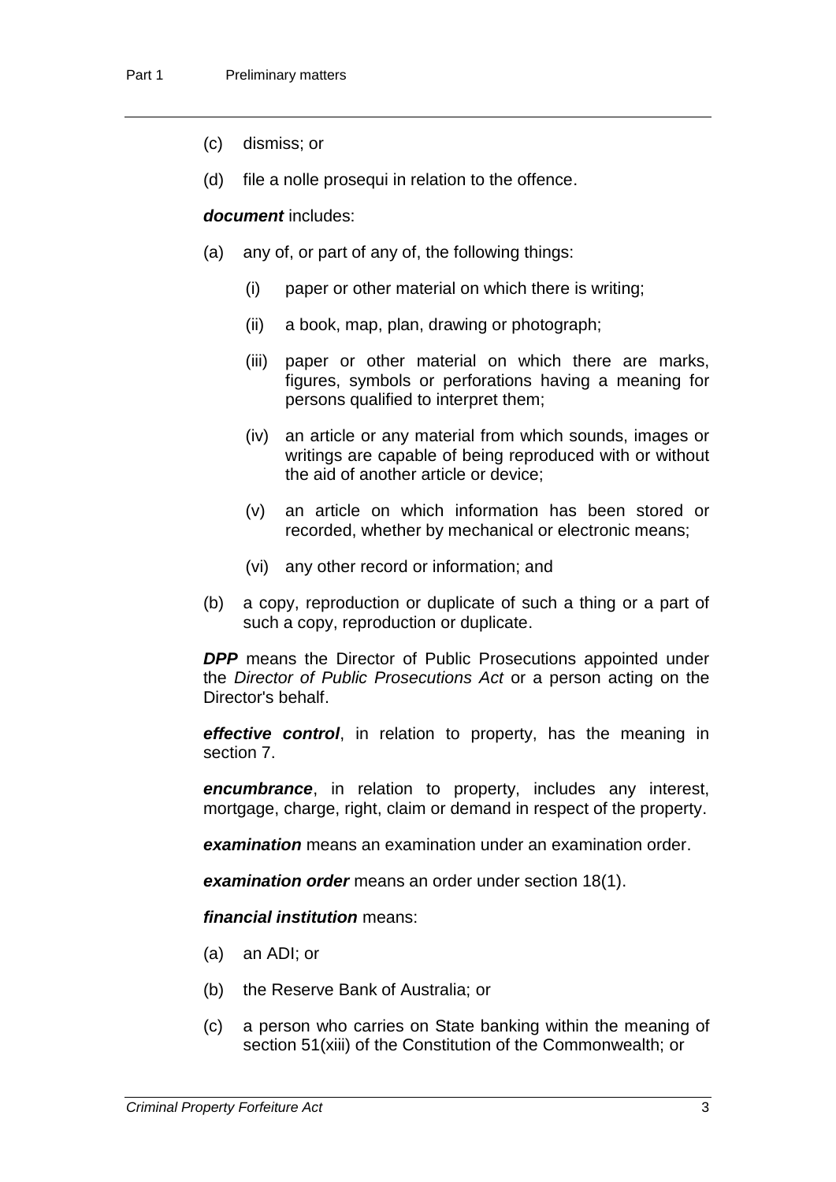(c) dismiss; or

(d) file a nolle prosequi in relation to the offence.

***document*** includes:

(a) any of, or part of any of, the following things:

   (i) paper or other material on which there is writing;

   (ii) a book, map, plan, drawing or photograph;

   (iii) paper or other material on which there are marks, figures, symbols or perforations having a meaning for persons qualified to interpret them;

   (iv) an article or any material from which sounds, images or writings are capable of being reproduced with or without the aid of another article or device;

   (v) an article on which information has been stored or recorded, whether by mechanical or electronic means;

   (vi) any other record or information; and

(b) a copy, reproduction or duplicate of such a thing or a part of such a copy, reproduction or duplicate.

***DPP*** means the Director of Public Prosecutions appointed under the *Director of Public Prosecutions Act* or a person acting on the Director's behalf.

***effective control***, in relation to property, has the meaning in section 7.

***encumbrance***, in relation to property, includes any interest, mortgage, charge, right, claim or demand in respect of the property.

***examination*** means an examination under an examination order.

***examination order*** means an order under section 18(1).

***financial institution*** means:

(a) an ADI; or

(b) the Reserve Bank of Australia; or

(c) a person who carries on State banking within the meaning of section 51(xiii) of the Constitution of the Commonwealth; or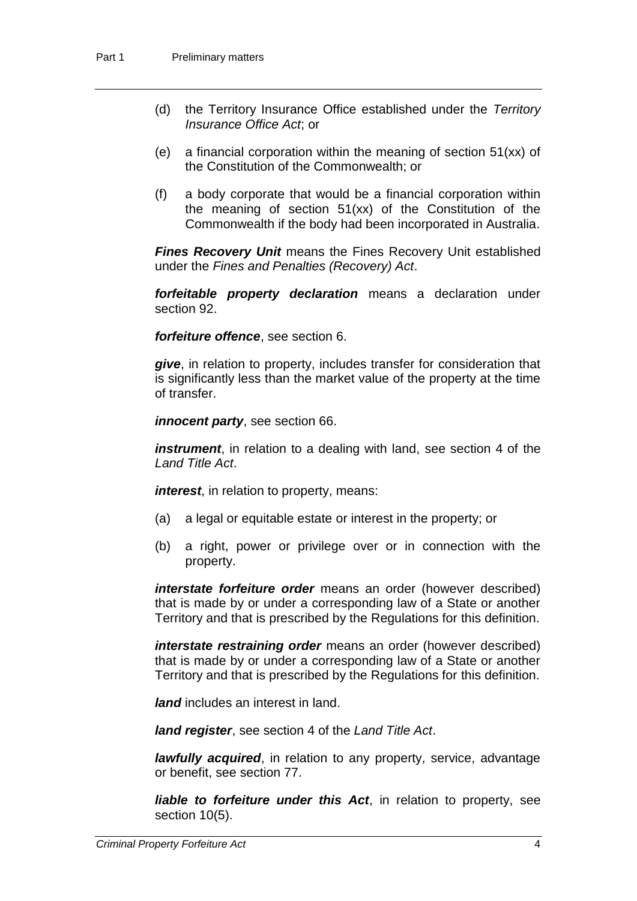(d) the Territory Insurance Office established under the *Territory Insurance Office Act*; or

(e) a financial corporation within the meaning of section 51(xx) of the Constitution of the Commonwealth; or

(f) a body corporate that would be a financial corporation within the meaning of section 51(xx) of the Constitution of the Commonwealth if the body had been incorporated in Australia.

***Fines Recovery Unit*** means the Fines Recovery Unit established under the *Fines and Penalties (Recovery) Act*.

***forfeitable property declaration*** means a declaration under section 92.

***forfeiture offence***, see section 6.

***give***, in relation to property, includes transfer for consideration that is significantly less than the market value of the property at the time of transfer.

***innocent party***, see section 66.

***instrument***, in relation to a dealing with land, see section 4 of the *Land Title Act*.

***interest***, in relation to property, means:

(a) a legal or equitable estate or interest in the property; or

(b) a right, power or privilege over or in connection with the property.

***interstate forfeiture order*** means an order (however described) that is made by or under a corresponding law of a State or another Territory and that is prescribed by the Regulations for this definition.

***interstate restraining order*** means an order (however described) that is made by or under a corresponding law of a State or another Territory and that is prescribed by the Regulations for this definition.

***land*** includes an interest in land.

***land register***, see section 4 of the *Land Title Act*.

***lawfully acquired***, in relation to any property, service, advantage or benefit, see section 77.

***liable to forfeiture under this Act***, in relation to property, see section 10(5).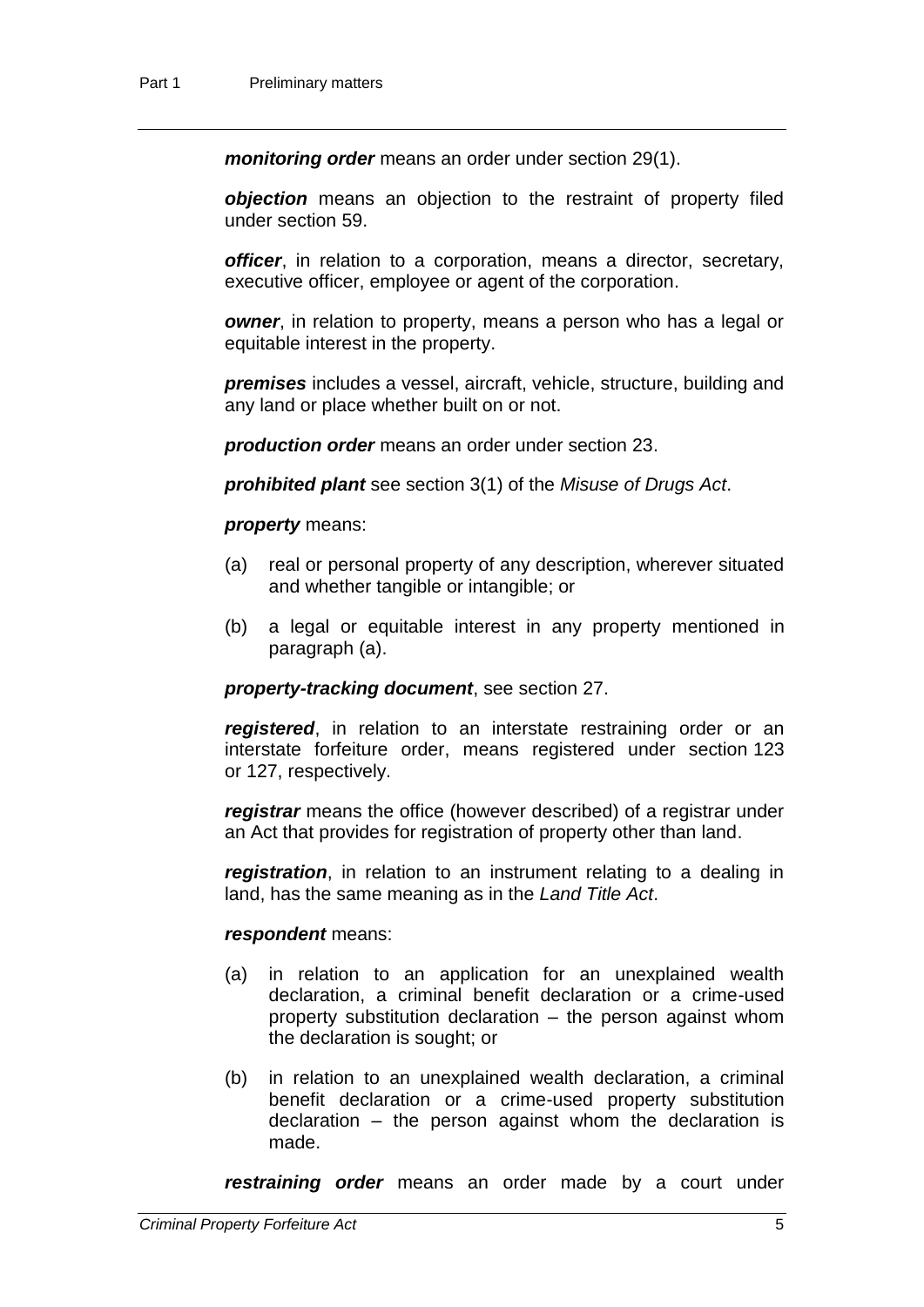***monitoring order*** means an order under section 29(1).

***objection*** means an objection to the restraint of property filed under section 59.

***officer***, in relation to a corporation, means a director, secretary, executive officer, employee or agent of the corporation.

***owner***, in relation to property, means a person who has a legal or equitable interest in the property.

***premises*** includes a vessel, aircraft, vehicle, structure, building and any land or place whether built on or not.

***production order*** means an order under section 23.

***prohibited plant*** see section 3(1) of the *Misuse of Drugs Act*.

***property*** means:

(a) real or personal property of any description, wherever situated and whether tangible or intangible; or

(b) a legal or equitable interest in any property mentioned in paragraph (a).

***property-tracking document***, see section 27.

***registered***, in relation to an interstate restraining order or an interstate forfeiture order, means registered under section 123 or 127, respectively.

***registrar*** means the office (however described) of a registrar under an Act that provides for registration of property other than land.

***registration***, in relation to an instrument relating to a dealing in land, has the same meaning as in the *Land Title Act*.

***respondent*** means:

(a) in relation to an application for an unexplained wealth declaration, a criminal benefit declaration or a crime-used property substitution declaration – the person against whom the declaration is sought; or

(b) in relation to an unexplained wealth declaration, a criminal benefit declaration or a crime-used property substitution declaration – the person against whom the declaration is made.

***restraining order*** means an order made by a court under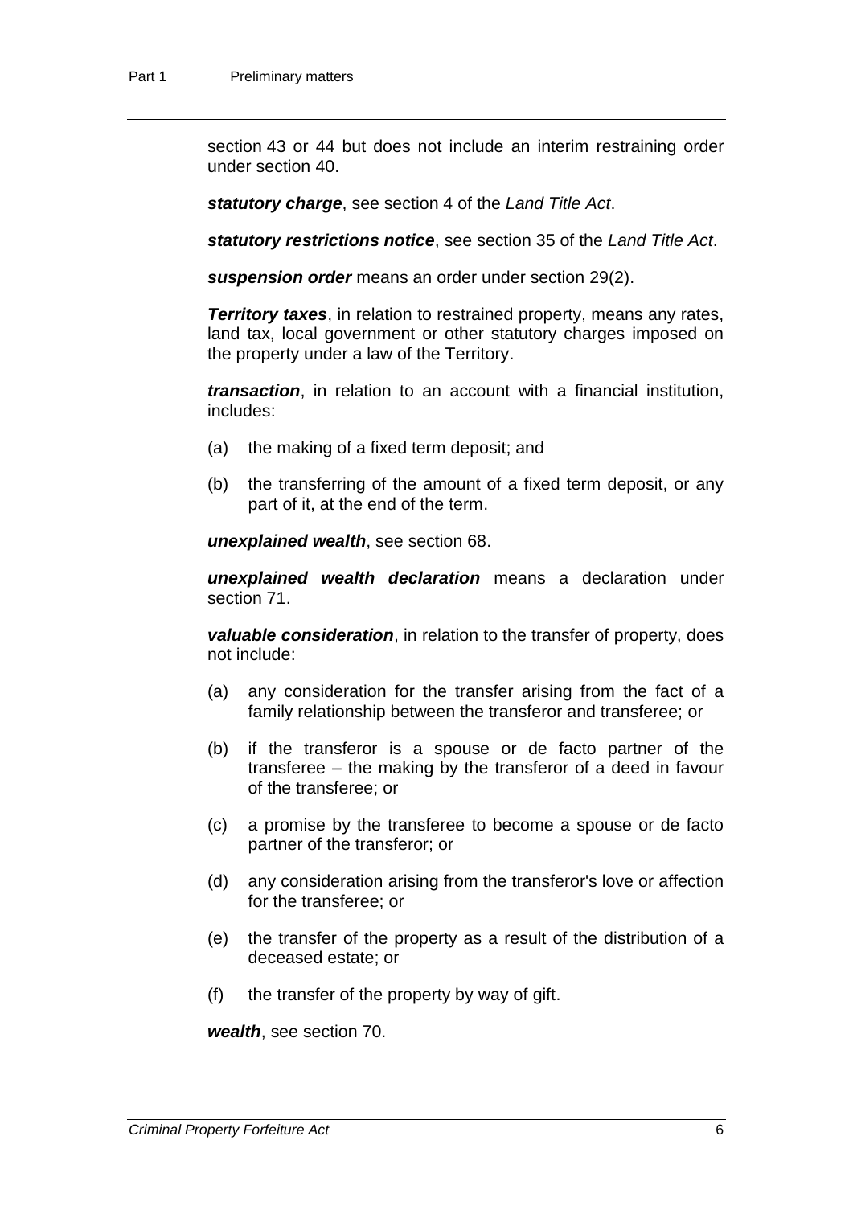section 43 or 44 but does not include an interim restraining order under section 40.

***statutory charge***, see section 4 of the *Land Title Act*.

***statutory restrictions notice***, see section 35 of the *Land Title Act*.

***suspension order*** means an order under section 29(2).

***Territory taxes***, in relation to restrained property, means any rates, land tax, local government or other statutory charges imposed on the property under a law of the Territory.

***transaction***, in relation to an account with a financial institution, includes:

(a) the making of a fixed term deposit; and

(b) the transferring of the amount of a fixed term deposit, or any part of it, at the end of the term.

***unexplained wealth***, see section 68.

***unexplained wealth declaration*** means a declaration under section 71.

***valuable consideration***, in relation to the transfer of property, does not include:

(a) any consideration for the transfer arising from the fact of a family relationship between the transferor and transferee; or

(b) if the transferor is a spouse or de facto partner of the transferee – the making by the transferor of a deed in favour of the transferee; or

(c) a promise by the transferee to become a spouse or de facto partner of the transferor; or

(d) any consideration arising from the transferor's love or affection for the transferee; or

(e) the transfer of the property as a result of the distribution of a deceased estate; or

(f) the transfer of the property by way of gift.

***wealth***, see section 70.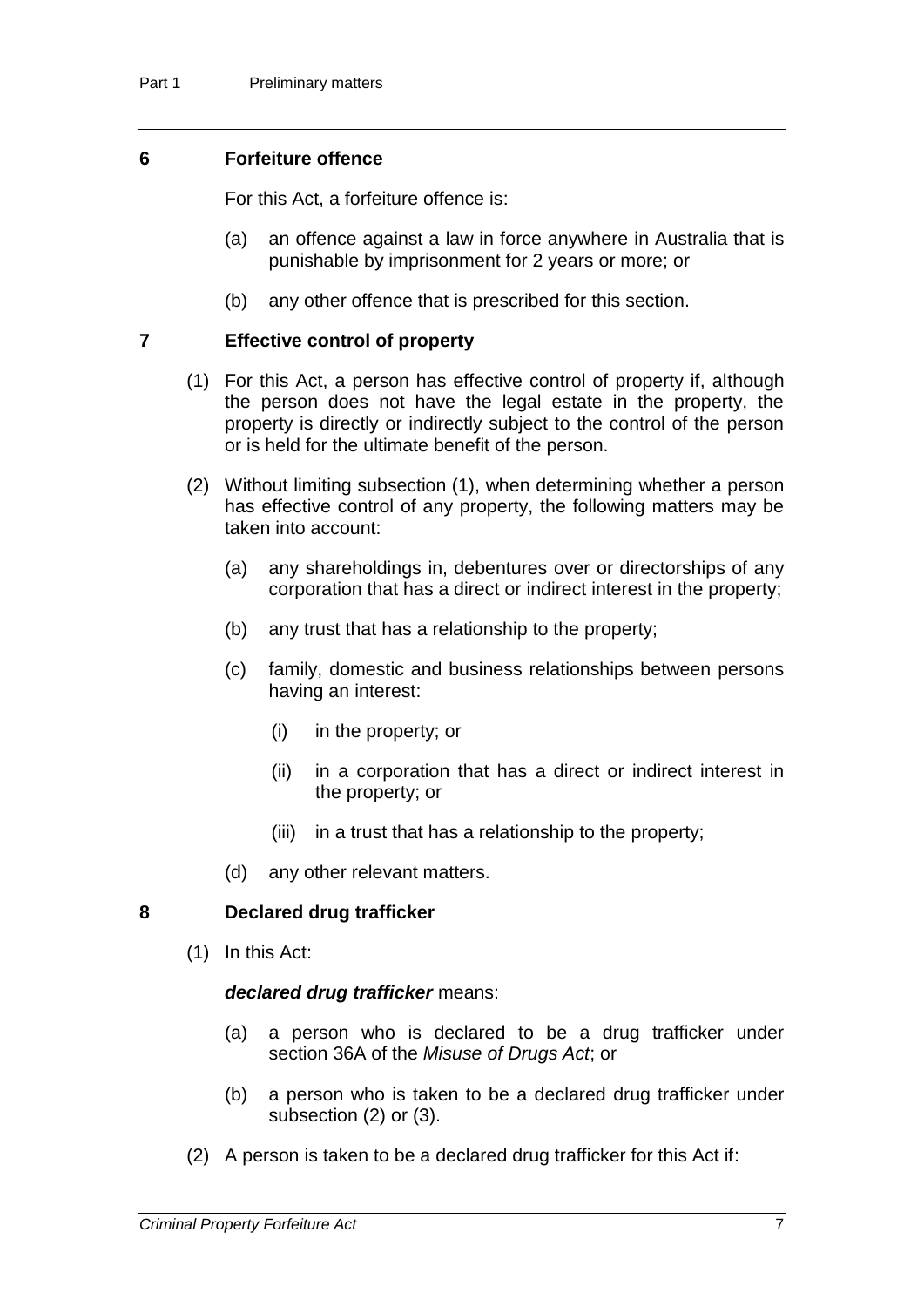## 6 Forfeiture offence

For this Act, a forfeiture offence is:

- (a) an offence against a law in force anywhere in Australia that is punishable by imprisonment for 2 years or more; or
- (b) any other offence that is prescribed for this section.

## 7 Effective control of property

(1) For this Act, a person has effective control of property if, although the person does not have the legal estate in the property, the property is directly or indirectly subject to the control of the person or is held for the ultimate benefit of the person.

(2) Without limiting subsection (1), when determining whether a person has effective control of any property, the following matters may be taken into account:

- (a) any shareholdings in, debentures over or directorships of any corporation that has a direct or indirect interest in the property;
- (b) any trust that has a relationship to the property;
- (c) family, domestic and business relationships between persons having an interest:
  - (i) in the property; or
  - (ii) in a corporation that has a direct or indirect interest in the property; or
  - (iii) in a trust that has a relationship to the property;
- (d) any other relevant matters.

## 8 Declared drug trafficker

(1) In this Act:

***declared drug trafficker*** means:

- (a) a person who is declared to be a drug trafficker under section 36A of the *Misuse of Drugs Act*; or
- (b) a person who is taken to be a declared drug trafficker under subsection (2) or (3).

(2) A person is taken to be a declared drug trafficker for this Act if: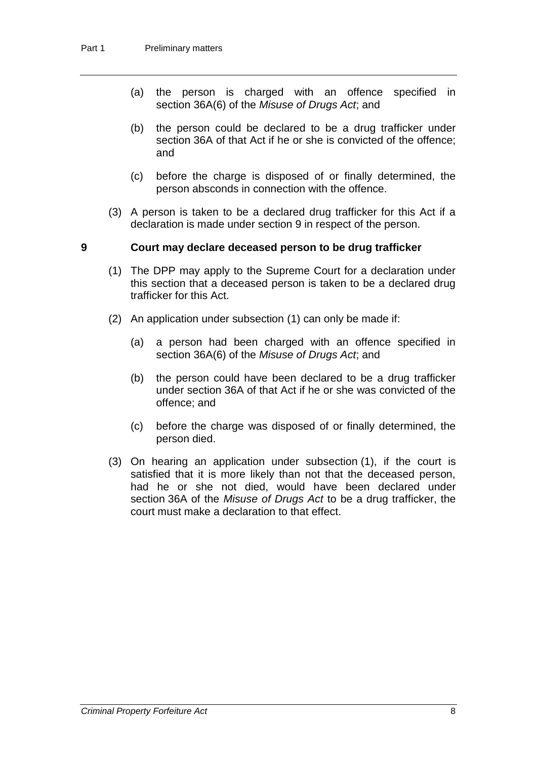(a) the person is charged with an offence specified in section 36A(6) of the *Misuse of Drugs Act*; and

(b) the person could be declared to be a drug trafficker under section 36A of that Act if he or she is convicted of the offence; and

(c) before the charge is disposed of or finally determined, the person absconds in connection with the offence.

(3) A person is taken to be a declared drug trafficker for this Act if a declaration is made under section 9 in respect of the person.

## 9 Court may declare deceased person to be drug trafficker

(1) The DPP may apply to the Supreme Court for a declaration under this section that a deceased person is taken to be a declared drug trafficker for this Act.

(2) An application under subsection (1) can only be made if:

(a) a person had been charged with an offence specified in section 36A(6) of the *Misuse of Drugs Act*; and

(b) the person could have been declared to be a drug trafficker under section 36A of that Act if he or she was convicted of the offence; and

(c) before the charge was disposed of or finally determined, the person died.

(3) On hearing an application under subsection (1), if the court is satisfied that it is more likely than not that the deceased person, had he or she not died, would have been declared under section 36A of the *Misuse of Drugs Act* to be a drug trafficker, the court must make a declaration to that effect.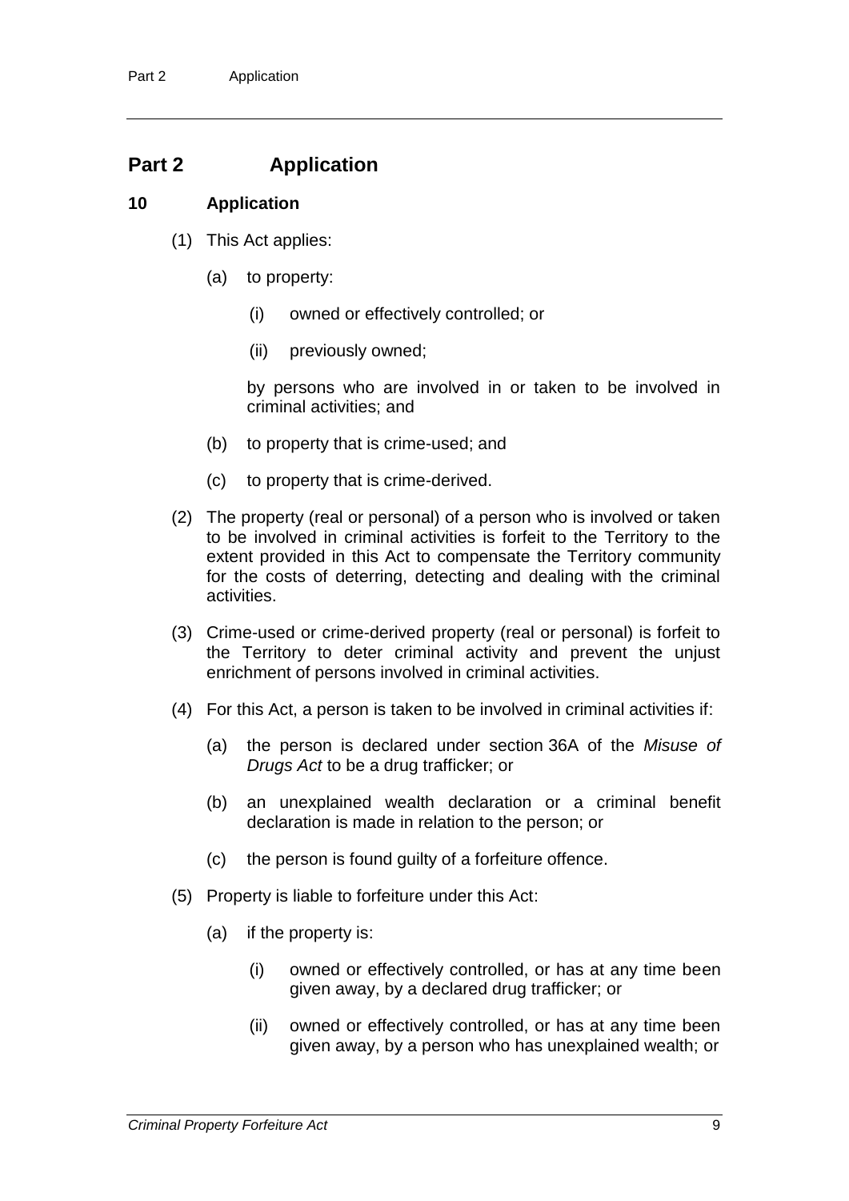## Part 2 Application

### 10 Application

(1) This Act applies:

(a) to property:

(i) owned or effectively controlled; or

(ii) previously owned;

by persons who are involved in or taken to be involved in criminal activities; and

(b) to property that is crime-used; and

(c) to property that is crime-derived.

(2) The property (real or personal) of a person who is involved or taken to be involved in criminal activities is forfeit to the Territory to the extent provided in this Act to compensate the Territory community for the costs of deterring, detecting and dealing with the criminal activities.

(3) Crime-used or crime-derived property (real or personal) is forfeit to the Territory to deter criminal activity and prevent the unjust enrichment of persons involved in criminal activities.

(4) For this Act, a person is taken to be involved in criminal activities if:

(a) the person is declared under section 36A of the *Misuse of Drugs Act* to be a drug trafficker; or

(b) an unexplained wealth declaration or a criminal benefit declaration is made in relation to the person; or

(c) the person is found guilty of a forfeiture offence.

(5) Property is liable to forfeiture under this Act:

(a) if the property is:

(i) owned or effectively controlled, or has at any time been given away, by a declared drug trafficker; or

(ii) owned or effectively controlled, or has at any time been given away, by a person who has unexplained wealth; or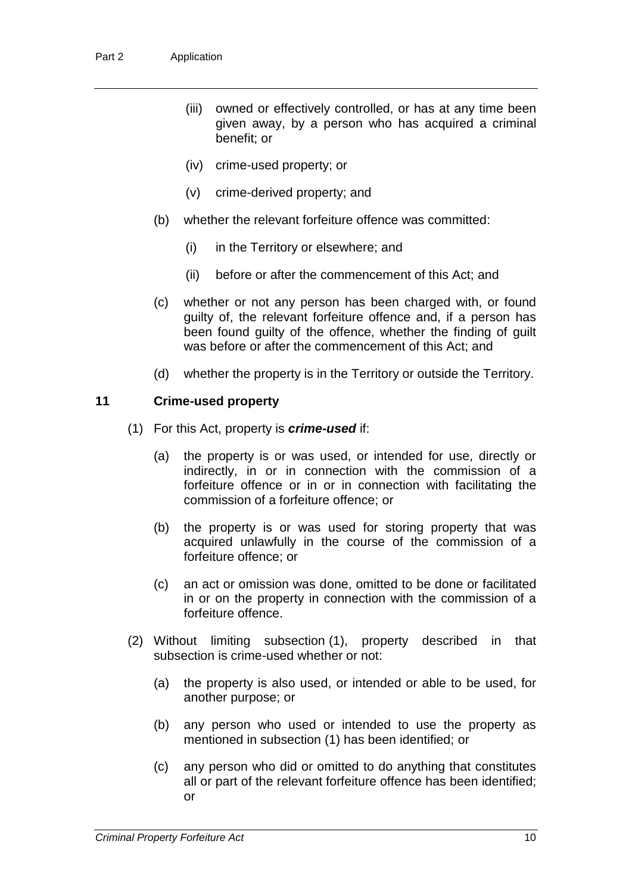(iii) owned or effectively controlled, or has at any time been given away, by a person who has acquired a criminal benefit; or

(iv) crime-used property; or

(v) crime-derived property; and

(b) whether the relevant forfeiture offence was committed:

(i) in the Territory or elsewhere; and

(ii) before or after the commencement of this Act; and

(c) whether or not any person has been charged with, or found guilty of, the relevant forfeiture offence and, if a person has been found guilty of the offence, whether the finding of guilt was before or after the commencement of this Act; and

(d) whether the property is in the Territory or outside the Territory.

### 11 Crime-used property

(1) For this Act, property is ***crime-used*** if:

(a) the property is or was used, or intended for use, directly or indirectly, in or in connection with the commission of a forfeiture offence or in or in connection with facilitating the commission of a forfeiture offence; or

(b) the property is or was used for storing property that was acquired unlawfully in the course of the commission of a forfeiture offence; or

(c) an act or omission was done, omitted to be done or facilitated in or on the property in connection with the commission of a forfeiture offence.

(2) Without limiting subsection (1), property described in that subsection is crime-used whether or not:

(a) the property is also used, or intended or able to be used, for another purpose; or

(b) any person who used or intended to use the property as mentioned in subsection (1) has been identified; or

(c) any person who did or omitted to do anything that constitutes all or part of the relevant forfeiture offence has been identified; or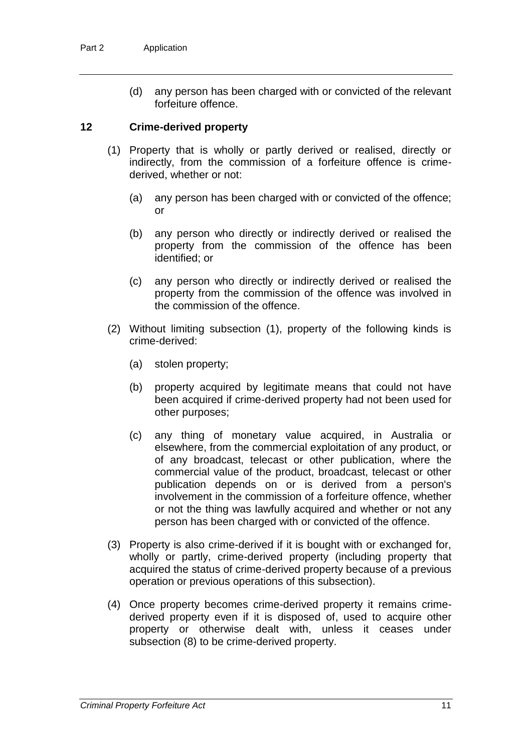(d) any person has been charged with or convicted of the relevant forfeiture offence.

### 12 Crime-derived property

(1) Property that is wholly or partly derived or realised, directly or indirectly, from the commission of a forfeiture offence is crime-derived, whether or not:

- (a) any person has been charged with or convicted of the offence; or
- (b) any person who directly or indirectly derived or realised the property from the commission of the offence has been identified; or
- (c) any person who directly or indirectly derived or realised the property from the commission of the offence was involved in the commission of the offence.

(2) Without limiting subsection (1), property of the following kinds is crime-derived:

- (a) stolen property;
- (b) property acquired by legitimate means that could not have been acquired if crime-derived property had not been used for other purposes;
- (c) any thing of monetary value acquired, in Australia or elsewhere, from the commercial exploitation of any product, or of any broadcast, telecast or other publication, where the commercial value of the product, broadcast, telecast or other publication depends on or is derived from a person's involvement in the commission of a forfeiture offence, whether or not the thing was lawfully acquired and whether or not any person has been charged with or convicted of the offence.

(3) Property is also crime-derived if it is bought with or exchanged for, wholly or partly, crime-derived property (including property that acquired the status of crime-derived property because of a previous operation or previous operations of this subsection).

(4) Once property becomes crime-derived property it remains crime-derived property even if it is disposed of, used to acquire other property or otherwise dealt with, unless it ceases under subsection (8) to be crime-derived property.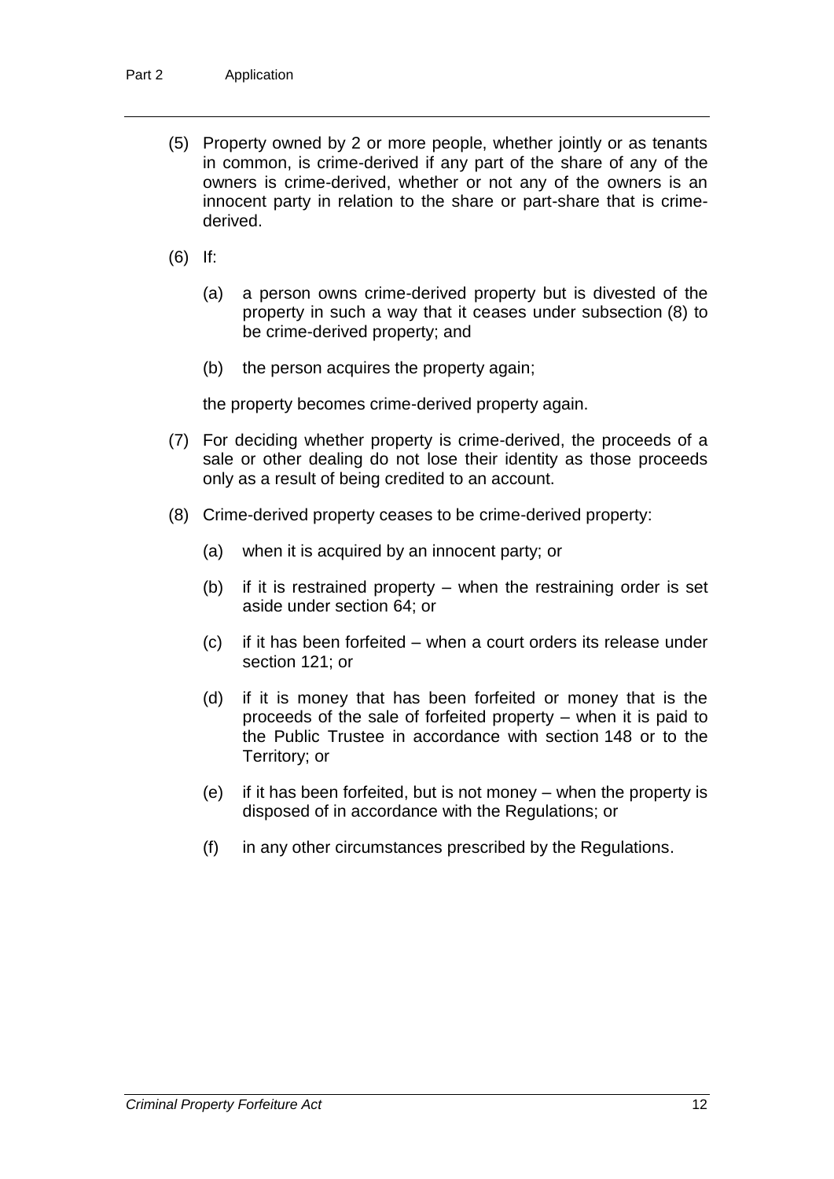(5) Property owned by 2 or more people, whether jointly or as tenants in common, is crime-derived if any part of the share of any of the owners is crime-derived, whether or not any of the owners is an innocent party in relation to the share or part-share that is crime-derived.

(6) If:

(a) a person owns crime-derived property but is divested of the property in such a way that it ceases under subsection (8) to be crime-derived property; and

(b) the person acquires the property again;

the property becomes crime-derived property again.

(7) For deciding whether property is crime-derived, the proceeds of a sale or other dealing do not lose their identity as those proceeds only as a result of being credited to an account.

(8) Crime-derived property ceases to be crime-derived property:

(a) when it is acquired by an innocent party; or

(b) if it is restrained property – when the restraining order is set aside under section 64; or

(c) if it has been forfeited – when a court orders its release under section 121; or

(d) if it is money that has been forfeited or money that is the proceeds of the sale of forfeited property – when it is paid to the Public Trustee in accordance with section 148 or to the Territory; or

(e) if it has been forfeited, but is not money – when the property is disposed of in accordance with the Regulations; or

(f) in any other circumstances prescribed by the Regulations.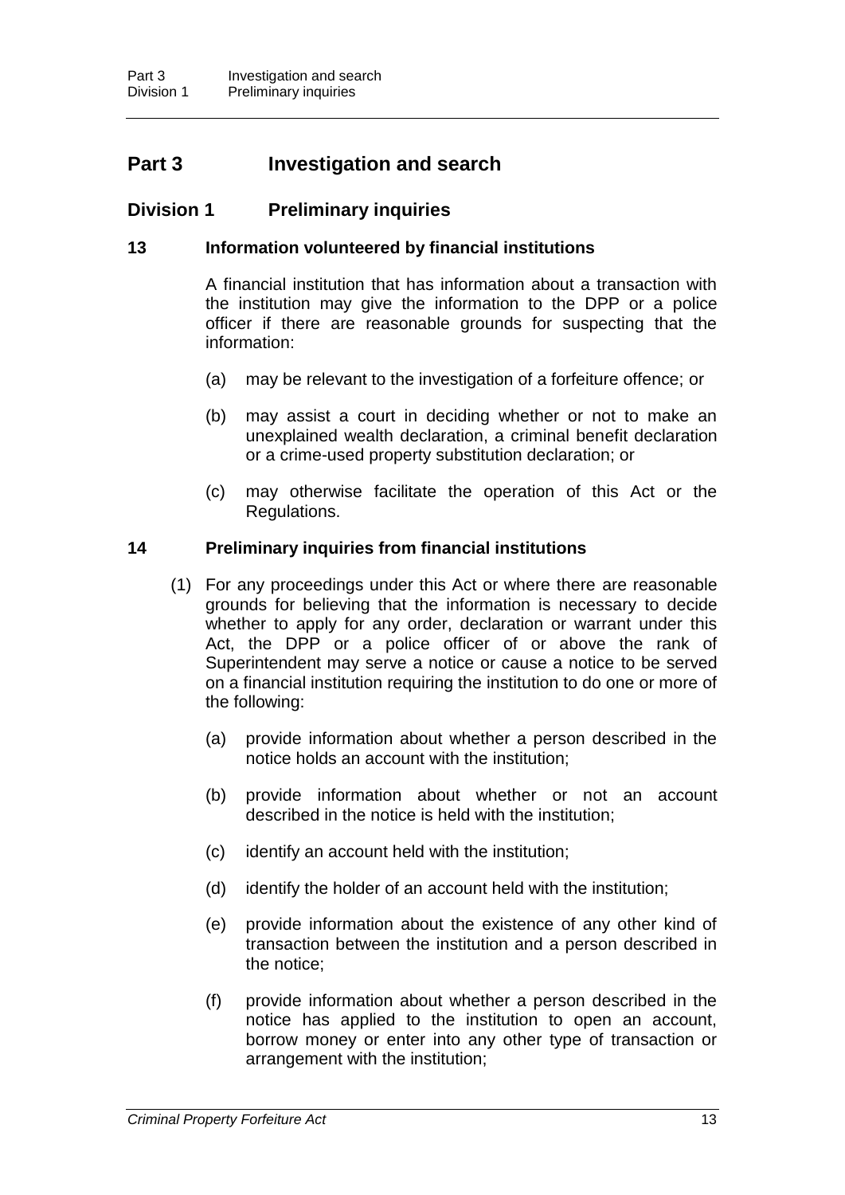# Part 3 Investigation and search

## Division 1 Preliminary inquiries

### 13 Information volunteered by financial institutions

A financial institution that has information about a transaction with the institution may give the information to the DPP or a police officer if there are reasonable grounds for suspecting that the information:

(a) may be relevant to the investigation of a forfeiture offence; or

(b) may assist a court in deciding whether or not to make an unexplained wealth declaration, a criminal benefit declaration or a crime-used property substitution declaration; or

(c) may otherwise facilitate the operation of this Act or the Regulations.

### 14 Preliminary inquiries from financial institutions

(1) For any proceedings under this Act or where there are reasonable grounds for believing that the information is necessary to decide whether to apply for any order, declaration or warrant under this Act, the DPP or a police officer of or above the rank of Superintendent may serve a notice or cause a notice to be served on a financial institution requiring the institution to do one or more of the following:

(a) provide information about whether a person described in the notice holds an account with the institution;

(b) provide information about whether or not an account described in the notice is held with the institution;

(c) identify an account held with the institution;

(d) identify the holder of an account held with the institution;

(e) provide information about the existence of any other kind of transaction between the institution and a person described in the notice;

(f) provide information about whether a person described in the notice has applied to the institution to open an account, borrow money or enter into any other type of transaction or arrangement with the institution;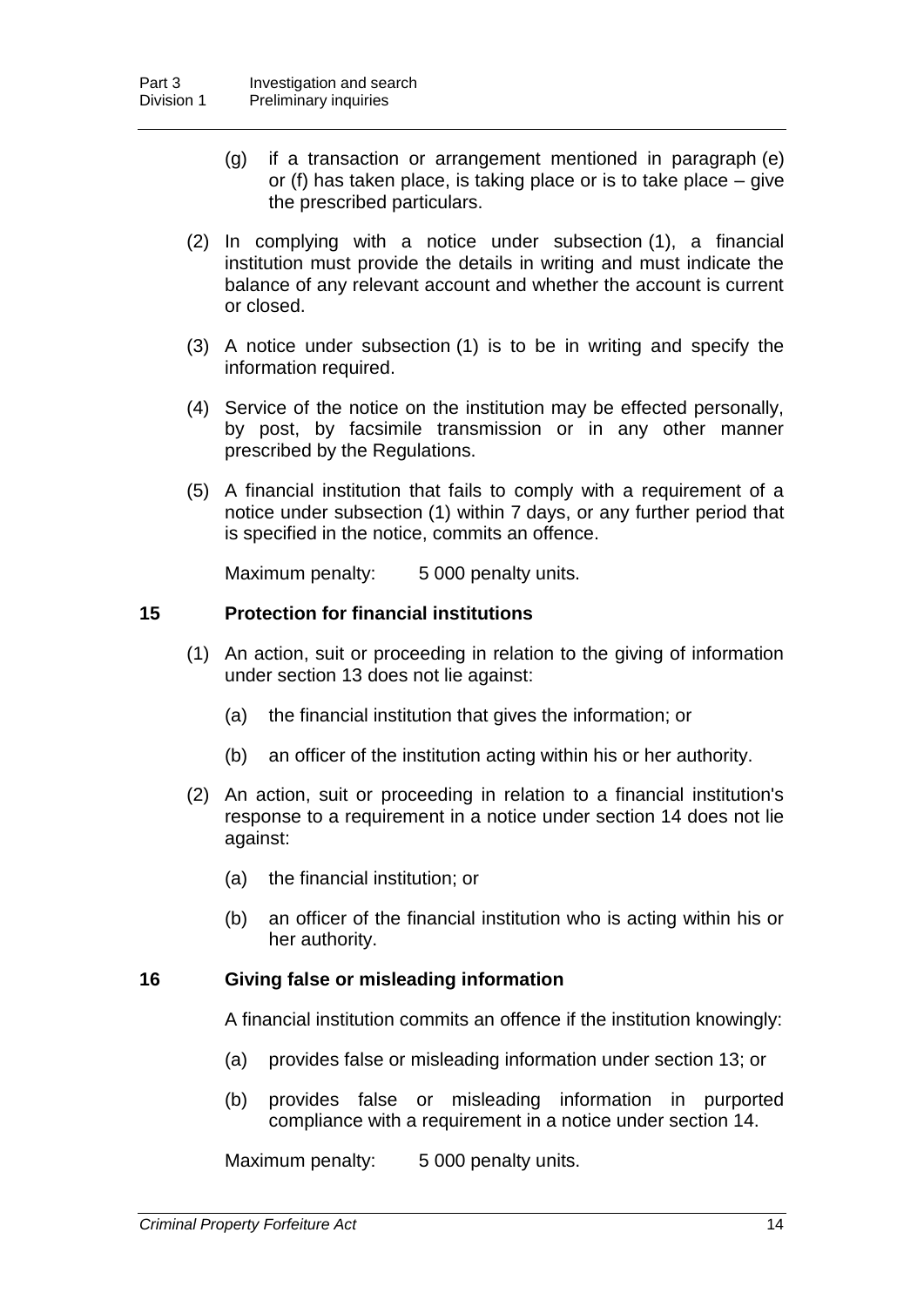(g) if a transaction or arrangement mentioned in paragraph (e) or (f) has taken place, is taking place or is to take place – give the prescribed particulars.

(2) In complying with a notice under subsection (1), a financial institution must provide the details in writing and must indicate the balance of any relevant account and whether the account is current or closed.

(3) A notice under subsection (1) is to be in writing and specify the information required.

(4) Service of the notice on the institution may be effected personally, by post, by facsimile transmission or in any other manner prescribed by the Regulations.

(5) A financial institution that fails to comply with a requirement of a notice under subsection (1) within 7 days, or any further period that is specified in the notice, commits an offence.

Maximum penalty: 5 000 penalty units.

### 15 Protection for financial institutions

(1) An action, suit or proceeding in relation to the giving of information under section 13 does not lie against:

(a) the financial institution that gives the information; or

(b) an officer of the institution acting within his or her authority.

(2) An action, suit or proceeding in relation to a financial institution's response to a requirement in a notice under section 14 does not lie against:

(a) the financial institution; or

(b) an officer of the financial institution who is acting within his or her authority.

### 16 Giving false or misleading information

A financial institution commits an offence if the institution knowingly:

(a) provides false or misleading information under section 13; or

(b) provides false or misleading information in purported compliance with a requirement in a notice under section 14.

Maximum penalty: 5 000 penalty units.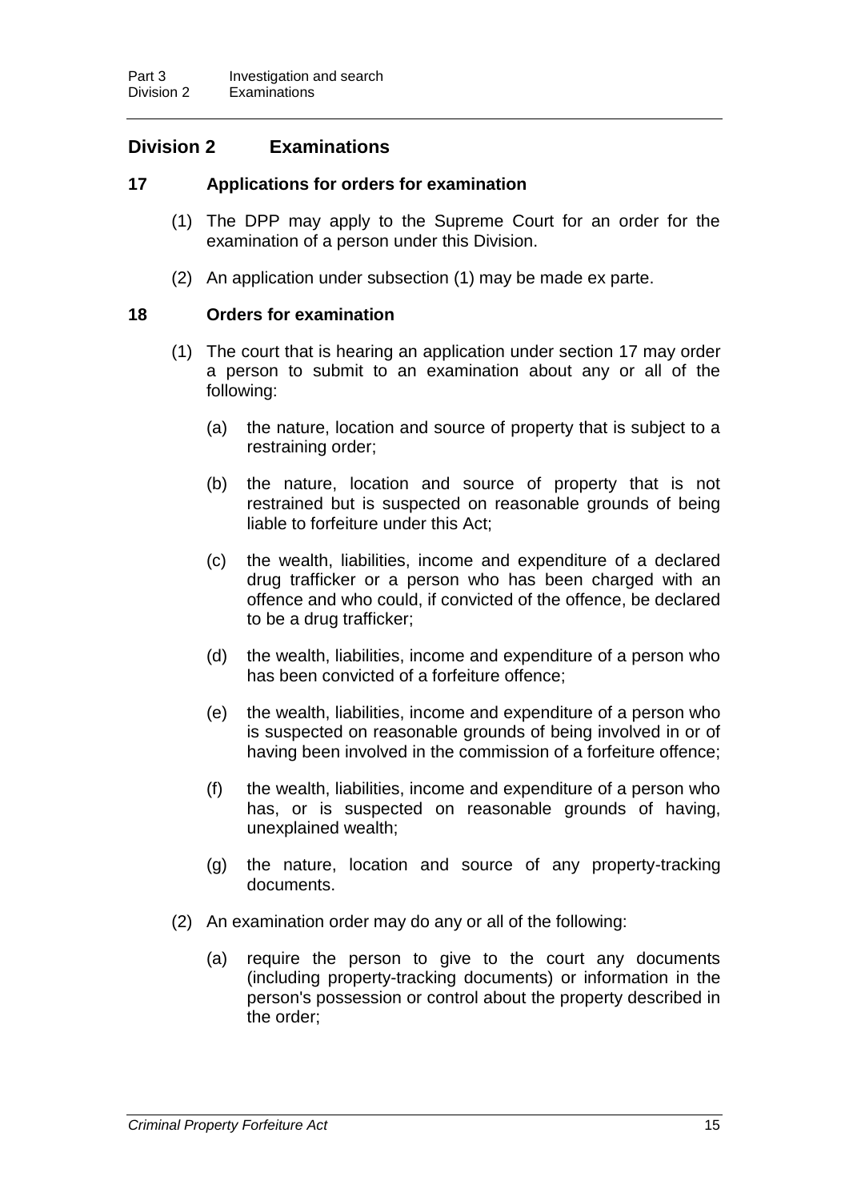## Division 2 Examinations

### 17 Applications for orders for examination

(1) The DPP may apply to the Supreme Court for an order for the examination of a person under this Division.

(2) An application under subsection (1) may be made ex parte.

### 18 Orders for examination

(1) The court that is hearing an application under section 17 may order a person to submit to an examination about any or all of the following:

(a) the nature, location and source of property that is subject to a restraining order;

(b) the nature, location and source of property that is not restrained but is suspected on reasonable grounds of being liable to forfeiture under this Act;

(c) the wealth, liabilities, income and expenditure of a declared drug trafficker or a person who has been charged with an offence and who could, if convicted of the offence, be declared to be a drug trafficker;

(d) the wealth, liabilities, income and expenditure of a person who has been convicted of a forfeiture offence;

(e) the wealth, liabilities, income and expenditure of a person who is suspected on reasonable grounds of being involved in or of having been involved in the commission of a forfeiture offence;

(f) the wealth, liabilities, income and expenditure of a person who has, or is suspected on reasonable grounds of having, unexplained wealth;

(g) the nature, location and source of any property-tracking documents.

(2) An examination order may do any or all of the following:

(a) require the person to give to the court any documents (including property-tracking documents) or information in the person's possession or control about the property described in the order;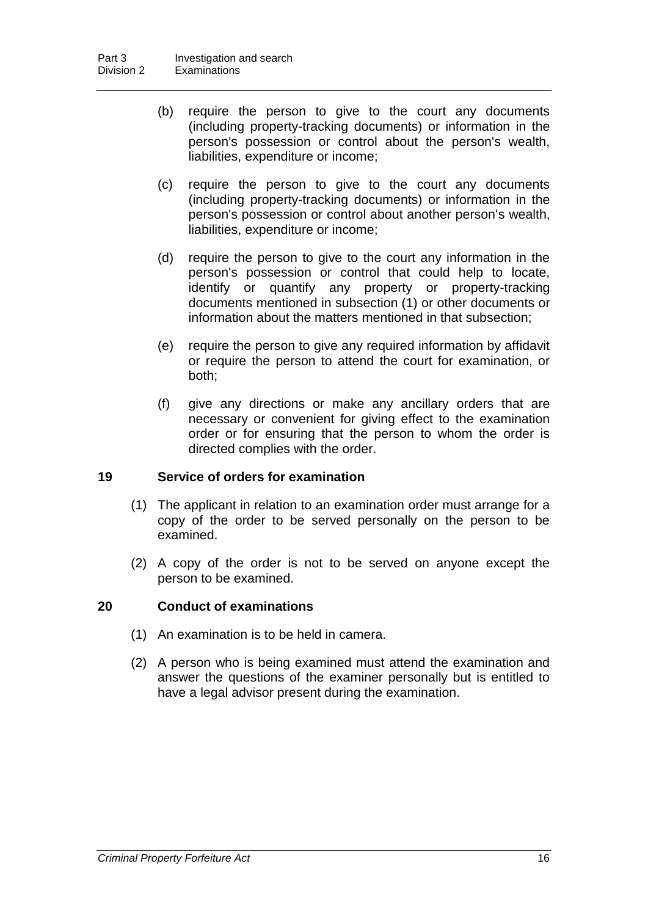(b) require the person to give to the court any documents (including property-tracking documents) or information in the person's possession or control about the person's wealth, liabilities, expenditure or income;

(c) require the person to give to the court any documents (including property-tracking documents) or information in the person's possession or control about another person's wealth, liabilities, expenditure or income;

(d) require the person to give to the court any information in the person's possession or control that could help to locate, identify or quantify any property or property-tracking documents mentioned in subsection (1) or other documents or information about the matters mentioned in that subsection;

(e) require the person to give any required information by affidavit or require the person to attend the court for examination, or both;

(f) give any directions or make any ancillary orders that are necessary or convenient for giving effect to the examination order or for ensuring that the person to whom the order is directed complies with the order.

### 19 Service of orders for examination

(1) The applicant in relation to an examination order must arrange for a copy of the order to be served personally on the person to be examined.

(2) A copy of the order is not to be served on anyone except the person to be examined.

### 20 Conduct of examinations

(1) An examination is to be held in camera.

(2) A person who is being examined must attend the examination and answer the questions of the examiner personally but is entitled to have a legal advisor present during the examination.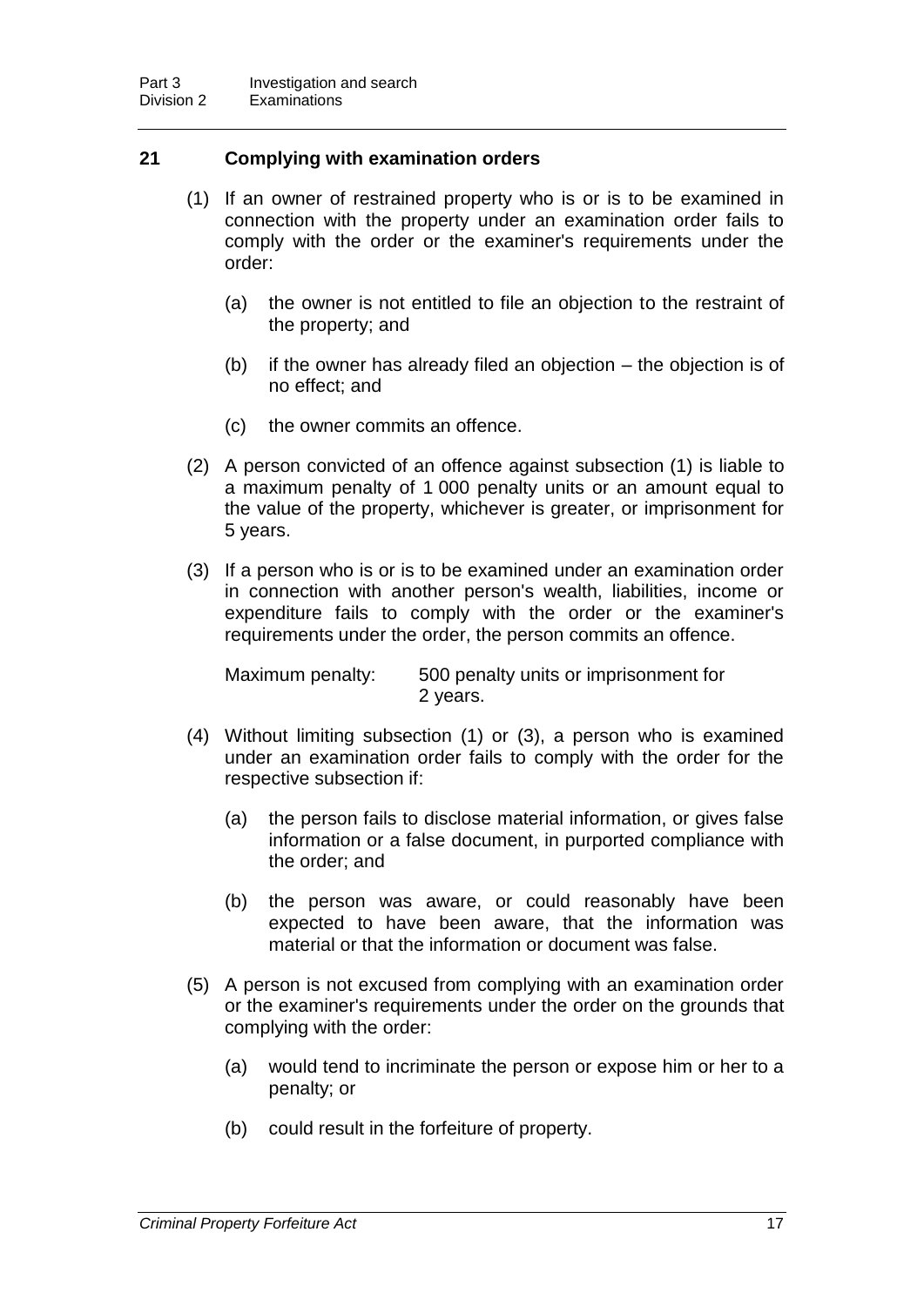## 21 Complying with examination orders

(1) If an owner of restrained property who is or is to be examined in connection with the property under an examination order fails to comply with the order or the examiner's requirements under the order:

(a) the owner is not entitled to file an objection to the restraint of the property; and

(b) if the owner has already filed an objection – the objection is of no effect; and

(c) the owner commits an offence.

(2) A person convicted of an offence against subsection (1) is liable to a maximum penalty of 1 000 penalty units or an amount equal to the value of the property, whichever is greater, or imprisonment for 5 years.

(3) If a person who is or is to be examined under an examination order in connection with another person's wealth, liabilities, income or expenditure fails to comply with the order or the examiner's requirements under the order, the person commits an offence.

Maximum penalty: 500 penalty units or imprisonment for 2 years.

(4) Without limiting subsection (1) or (3), a person who is examined under an examination order fails to comply with the order for the respective subsection if:

(a) the person fails to disclose material information, or gives false information or a false document, in purported compliance with the order; and

(b) the person was aware, or could reasonably have been expected to have been aware, that the information was material or that the information or document was false.

(5) A person is not excused from complying with an examination order or the examiner's requirements under the order on the grounds that complying with the order:

(a) would tend to incriminate the person or expose him or her to a penalty; or

(b) could result in the forfeiture of property.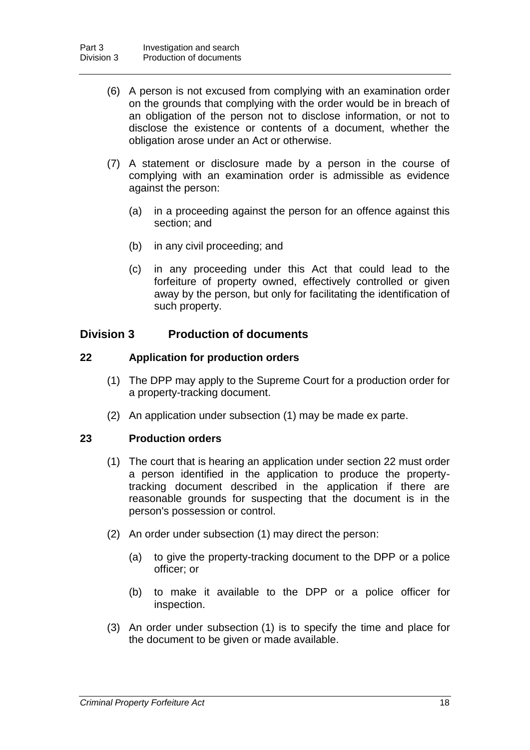(6) A person is not excused from complying with an examination order on the grounds that complying with the order would be in breach of an obligation of the person not to disclose information, or not to disclose the existence or contents of a document, whether the obligation arose under an Act or otherwise.

(7) A statement or disclosure made by a person in the course of complying with an examination order is admissible as evidence against the person:

(a) in a proceeding against the person for an offence against this section; and

(b) in any civil proceeding; and

(c) in any proceeding under this Act that could lead to the forfeiture of property owned, effectively controlled or given away by the person, but only for facilitating the identification of such property.

## Division 3 Production of documents

### 22 Application for production orders

(1) The DPP may apply to the Supreme Court for a production order for a property-tracking document.

(2) An application under subsection (1) may be made ex parte.

### 23 Production orders

(1) The court that is hearing an application under section 22 must order a person identified in the application to produce the property-tracking document described in the application if there are reasonable grounds for suspecting that the document is in the person's possession or control.

(2) An order under subsection (1) may direct the person:

(a) to give the property-tracking document to the DPP or a police officer; or

(b) to make it available to the DPP or a police officer for inspection.

(3) An order under subsection (1) is to specify the time and place for the document to be given or made available.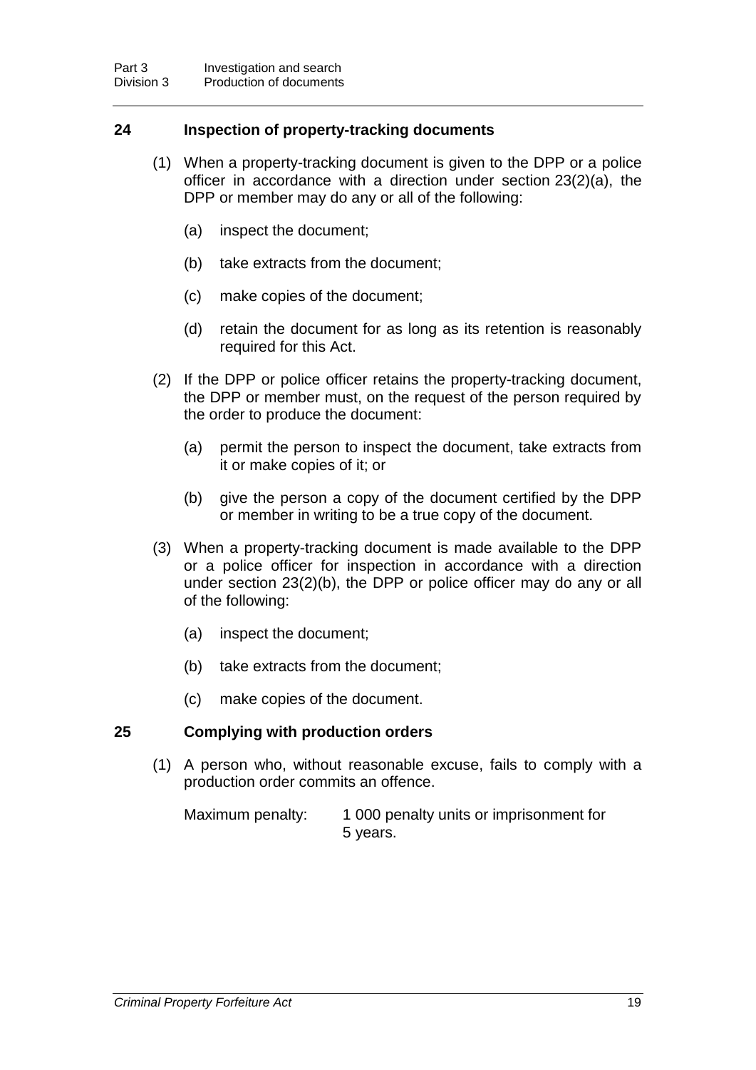## 24 Inspection of property-tracking documents

(1) When a property-tracking document is given to the DPP or a police officer in accordance with a direction under section 23(2)(a), the DPP or member may do any or all of the following:

- (a) inspect the document;
- (b) take extracts from the document;
- (c) make copies of the document;
- (d) retain the document for as long as its retention is reasonably required for this Act.

(2) If the DPP or police officer retains the property-tracking document, the DPP or member must, on the request of the person required by the order to produce the document:

- (a) permit the person to inspect the document, take extracts from it or make copies of it; or
- (b) give the person a copy of the document certified by the DPP or member in writing to be a true copy of the document.

(3) When a property-tracking document is made available to the DPP or a police officer for inspection in accordance with a direction under section 23(2)(b), the DPP or police officer may do any or all of the following:

- (a) inspect the document;
- (b) take extracts from the document;
- (c) make copies of the document.

## 25 Complying with production orders

(1) A person who, without reasonable excuse, fails to comply with a production order commits an offence.

Maximum penalty: 1 000 penalty units or imprisonment for 5 years.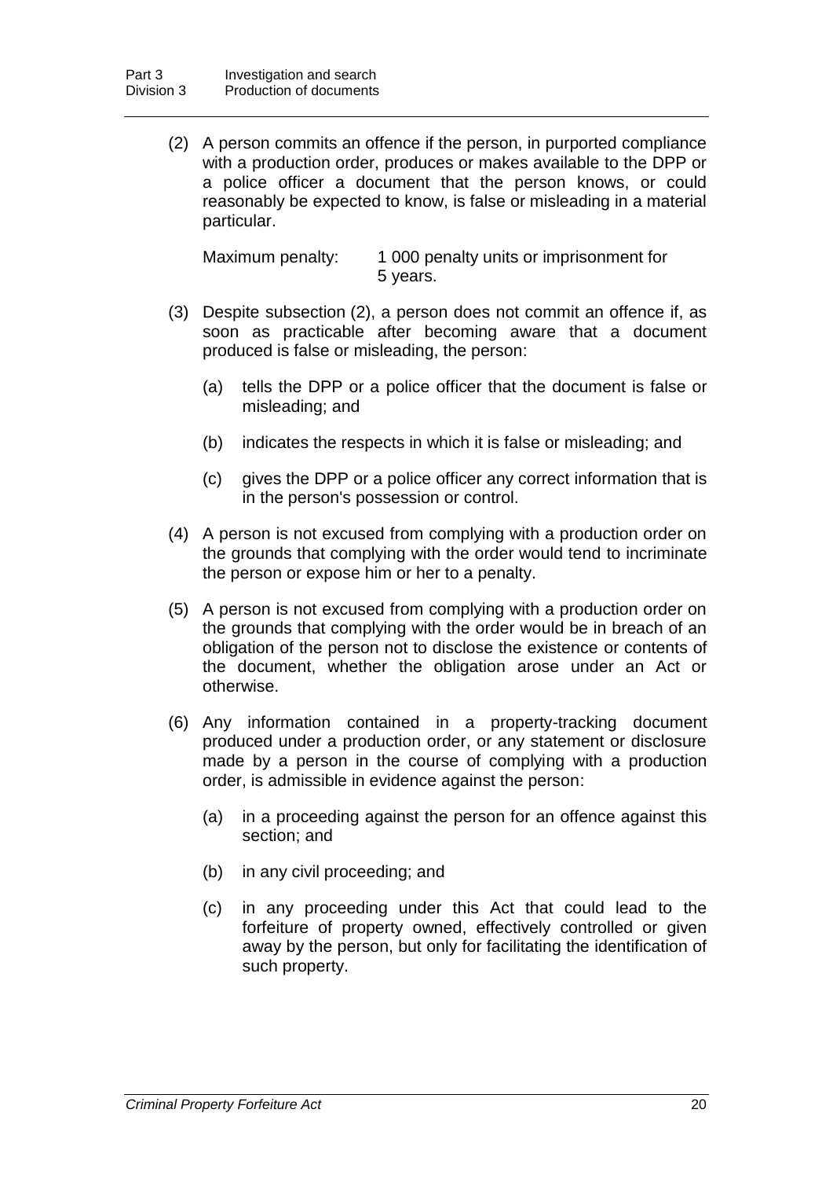(2) A person commits an offence if the person, in purported compliance with a production order, produces or makes available to the DPP or a police officer a document that the person knows, or could reasonably be expected to know, is false or misleading in a material particular.

Maximum penalty: 1 000 penalty units or imprisonment for 5 years.

(3) Despite subsection (2), a person does not commit an offence if, as soon as practicable after becoming aware that a document produced is false or misleading, the person:

(a) tells the DPP or a police officer that the document is false or misleading; and

(b) indicates the respects in which it is false or misleading; and

(c) gives the DPP or a police officer any correct information that is in the person's possession or control.

(4) A person is not excused from complying with a production order on the grounds that complying with the order would tend to incriminate the person or expose him or her to a penalty.

(5) A person is not excused from complying with a production order on the grounds that complying with the order would be in breach of an obligation of the person not to disclose the existence or contents of the document, whether the obligation arose under an Act or otherwise.

(6) Any information contained in a property-tracking document produced under a production order, or any statement or disclosure made by a person in the course of complying with a production order, is admissible in evidence against the person:

(a) in a proceeding against the person for an offence against this section; and

(b) in any civil proceeding; and

(c) in any proceeding under this Act that could lead to the forfeiture of property owned, effectively controlled or given away by the person, but only for facilitating the identification of such property.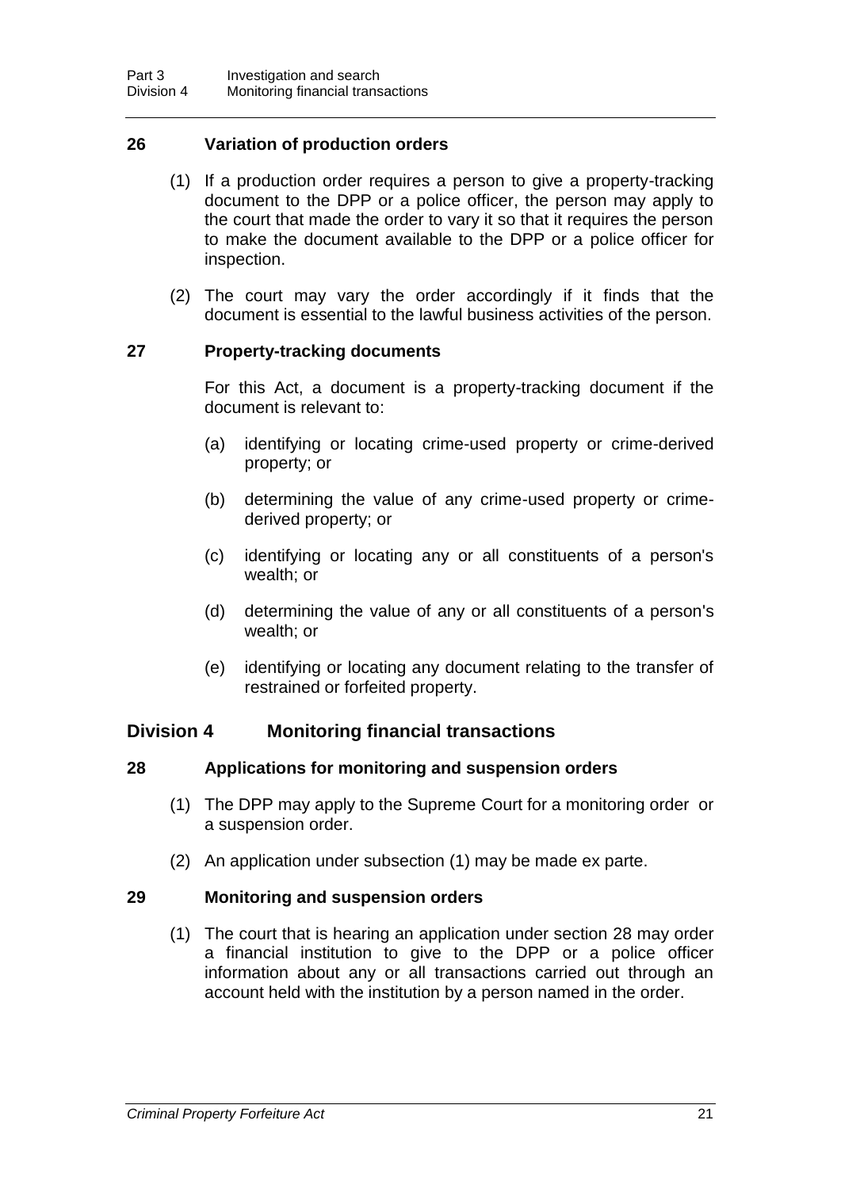### 26 Variation of production orders

(1) If a production order requires a person to give a property-tracking document to the DPP or a police officer, the person may apply to the court that made the order to vary it so that it requires the person to make the document available to the DPP or a police officer for inspection.

(2) The court may vary the order accordingly if it finds that the document is essential to the lawful business activities of the person.

### 27 Property-tracking documents

For this Act, a document is a property-tracking document if the document is relevant to:

(a) identifying or locating crime-used property or crime-derived property; or

(b) determining the value of any crime-used property or crime-derived property; or

(c) identifying or locating any or all constituents of a person's wealth; or

(d) determining the value of any or all constituents of a person's wealth; or

(e) identifying or locating any document relating to the transfer of restrained or forfeited property.

## Division 4 Monitoring financial transactions

### 28 Applications for monitoring and suspension orders

(1) The DPP may apply to the Supreme Court for a monitoring order or a suspension order.

(2) An application under subsection (1) may be made ex parte.

### 29 Monitoring and suspension orders

(1) The court that is hearing an application under section 28 may order a financial institution to give to the DPP or a police officer information about any or all transactions carried out through an account held with the institution by a person named in the order.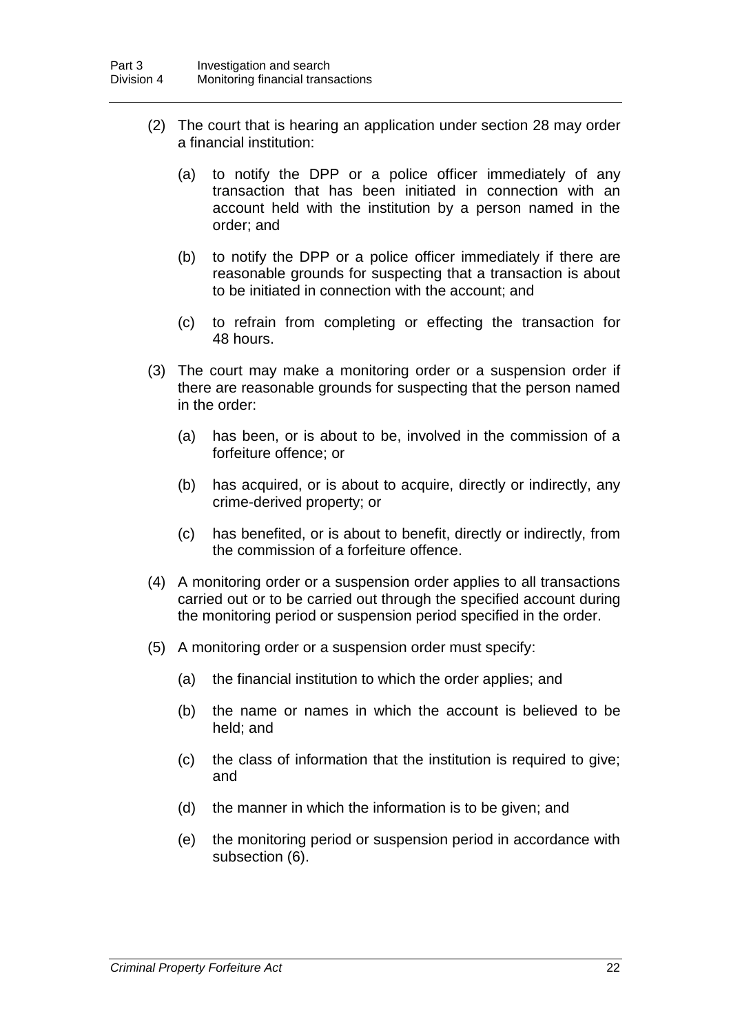(2) The court that is hearing an application under section 28 may order a financial institution:

(a) to notify the DPP or a police officer immediately of any transaction that has been initiated in connection with an account held with the institution by a person named in the order; and

(b) to notify the DPP or a police officer immediately if there are reasonable grounds for suspecting that a transaction is about to be initiated in connection with the account; and

(c) to refrain from completing or effecting the transaction for 48 hours.

(3) The court may make a monitoring order or a suspension order if there are reasonable grounds for suspecting that the person named in the order:

(a) has been, or is about to be, involved in the commission of a forfeiture offence; or

(b) has acquired, or is about to acquire, directly or indirectly, any crime-derived property; or

(c) has benefited, or is about to benefit, directly or indirectly, from the commission of a forfeiture offence.

(4) A monitoring order or a suspension order applies to all transactions carried out or to be carried out through the specified account during the monitoring period or suspension period specified in the order.

(5) A monitoring order or a suspension order must specify:

(a) the financial institution to which the order applies; and

(b) the name or names in which the account is believed to be held; and

(c) the class of information that the institution is required to give; and

(d) the manner in which the information is to be given; and

(e) the monitoring period or suspension period in accordance with subsection (6).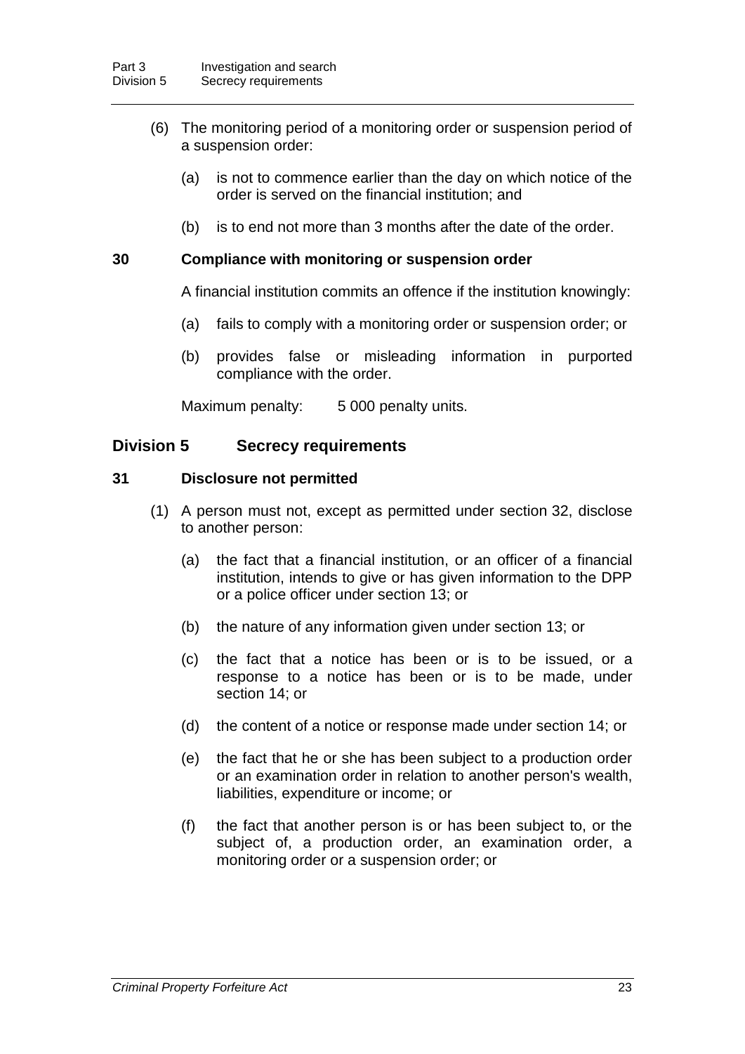(6) The monitoring period of a monitoring order or suspension period of a suspension order:

(a) is not to commence earlier than the day on which notice of the order is served on the financial institution; and

(b) is to end not more than 3 months after the date of the order.

### 30 Compliance with monitoring or suspension order

A financial institution commits an offence if the institution knowingly:

(a) fails to comply with a monitoring order or suspension order; or

(b) provides false or misleading information in purported compliance with the order.

Maximum penalty: 5 000 penalty units.

## Division 5 Secrecy requirements

### 31 Disclosure not permitted

(1) A person must not, except as permitted under section 32, disclose to another person:

(a) the fact that a financial institution, or an officer of a financial institution, intends to give or has given information to the DPP or a police officer under section 13; or

(b) the nature of any information given under section 13; or

(c) the fact that a notice has been or is to be issued, or a response to a notice has been or is to be made, under section 14; or

(d) the content of a notice or response made under section 14; or

(e) the fact that he or she has been subject to a production order or an examination order in relation to another person's wealth, liabilities, expenditure or income; or

(f) the fact that another person is or has been subject to, or the subject of, a production order, an examination order, a monitoring order or a suspension order; or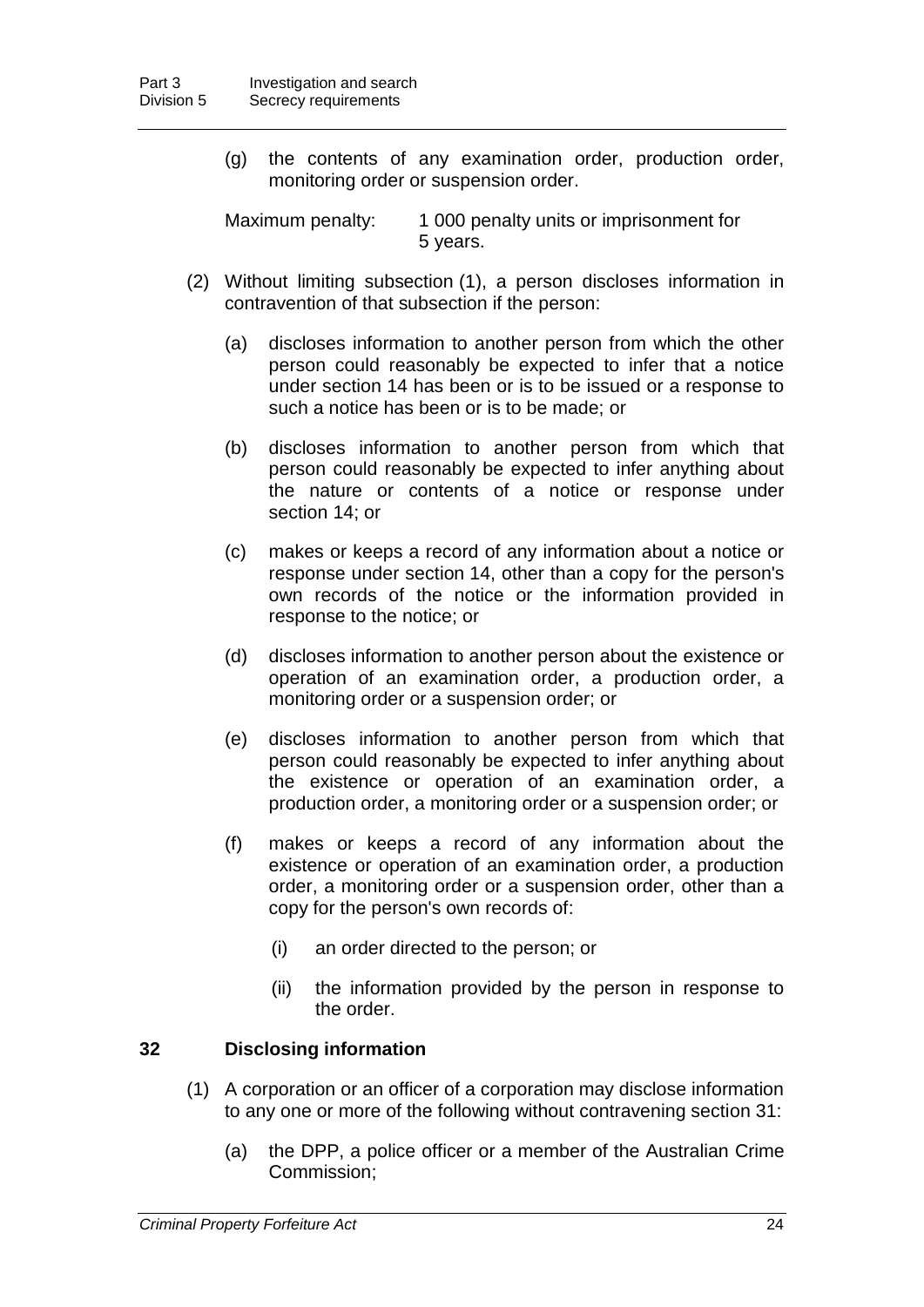(g) the contents of any examination order, production order, monitoring order or suspension order.

Maximum penalty: 1 000 penalty units or imprisonment for 5 years.

(2) Without limiting subsection (1), a person discloses information in contravention of that subsection if the person:

(a) discloses information to another person from which the other person could reasonably be expected to infer that a notice under section 14 has been or is to be issued or a response to such a notice has been or is to be made; or

(b) discloses information to another person from which that person could reasonably be expected to infer anything about the nature or contents of a notice or response under section 14; or

(c) makes or keeps a record of any information about a notice or response under section 14, other than a copy for the person's own records of the notice or the information provided in response to the notice; or

(d) discloses information to another person about the existence or operation of an examination order, a production order, a monitoring order or a suspension order; or

(e) discloses information to another person from which that person could reasonably be expected to infer anything about the existence or operation of an examination order, a production order, a monitoring order or a suspension order; or

(f) makes or keeps a record of any information about the existence or operation of an examination order, a production order, a monitoring order or a suspension order, other than a copy for the person's own records of:

(i) an order directed to the person; or

(ii) the information provided by the person in response to the order.

## 32 Disclosing information

(1) A corporation or an officer of a corporation may disclose information to any one or more of the following without contravening section 31:

(a) the DPP, a police officer or a member of the Australian Crime Commission;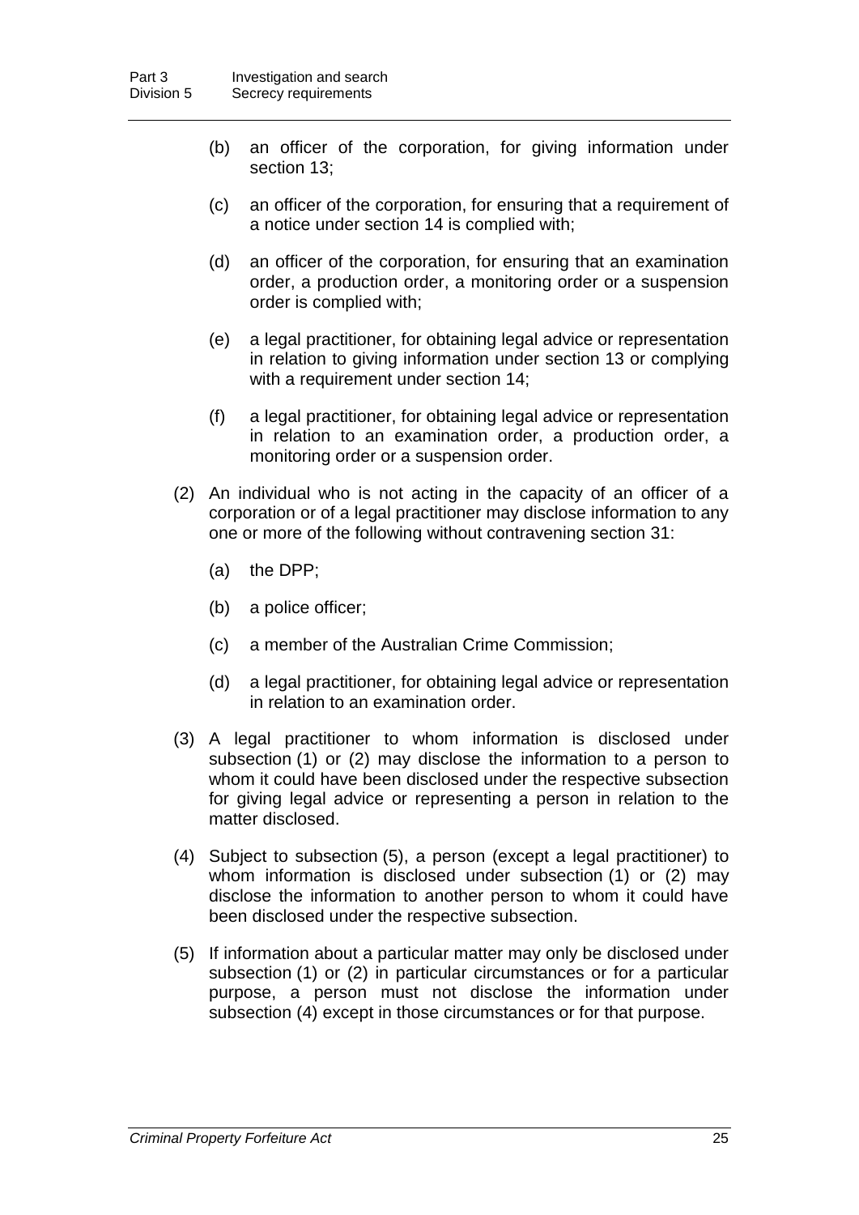(b) an officer of the corporation, for giving information under section 13;

(c) an officer of the corporation, for ensuring that a requirement of a notice under section 14 is complied with;

(d) an officer of the corporation, for ensuring that an examination order, a production order, a monitoring order or a suspension order is complied with;

(e) a legal practitioner, for obtaining legal advice or representation in relation to giving information under section 13 or complying with a requirement under section 14;

(f) a legal practitioner, for obtaining legal advice or representation in relation to an examination order, a production order, a monitoring order or a suspension order.

(2) An individual who is not acting in the capacity of an officer of a corporation or of a legal practitioner may disclose information to any one or more of the following without contravening section 31:

(a) the DPP;

(b) a police officer;

(c) a member of the Australian Crime Commission;

(d) a legal practitioner, for obtaining legal advice or representation in relation to an examination order.

(3) A legal practitioner to whom information is disclosed under subsection (1) or (2) may disclose the information to a person to whom it could have been disclosed under the respective subsection for giving legal advice or representing a person in relation to the matter disclosed.

(4) Subject to subsection (5), a person (except a legal practitioner) to whom information is disclosed under subsection (1) or (2) may disclose the information to another person to whom it could have been disclosed under the respective subsection.

(5) If information about a particular matter may only be disclosed under subsection (1) or (2) in particular circumstances or for a particular purpose, a person must not disclose the information under subsection (4) except in those circumstances or for that purpose.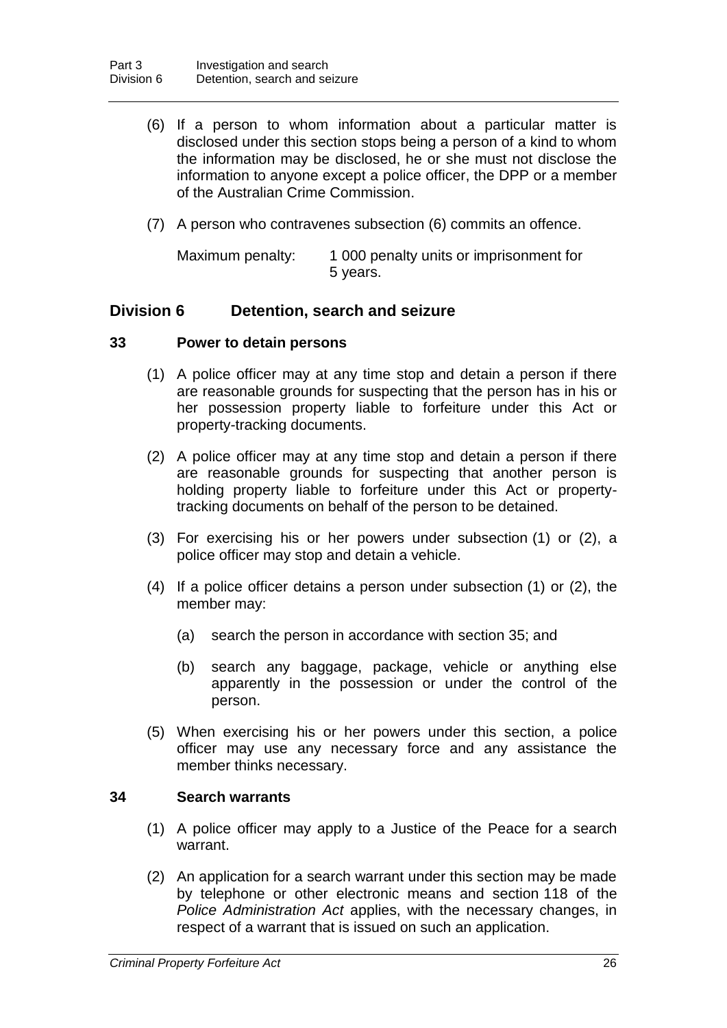(6) If a person to whom information about a particular matter is disclosed under this section stops being a person of a kind to whom the information may be disclosed, he or she must not disclose the information to anyone except a police officer, the DPP or a member of the Australian Crime Commission.

(7) A person who contravenes subsection (6) commits an offence.

Maximum penalty: 1 000 penalty units or imprisonment for 5 years.

## Division 6 Detention, search and seizure

### 33 Power to detain persons

(1) A police officer may at any time stop and detain a person if there are reasonable grounds for suspecting that the person has in his or her possession property liable to forfeiture under this Act or property-tracking documents.

(2) A police officer may at any time stop and detain a person if there are reasonable grounds for suspecting that another person is holding property liable to forfeiture under this Act or property-tracking documents on behalf of the person to be detained.

(3) For exercising his or her powers under subsection (1) or (2), a police officer may stop and detain a vehicle.

(4) If a police officer detains a person under subsection (1) or (2), the member may:

(a) search the person in accordance with section 35; and

(b) search any baggage, package, vehicle or anything else apparently in the possession or under the control of the person.

(5) When exercising his or her powers under this section, a police officer may use any necessary force and any assistance the member thinks necessary.

### 34 Search warrants

(1) A police officer may apply to a Justice of the Peace for a search warrant.

(2) An application for a search warrant under this section may be made by telephone or other electronic means and section 118 of the *Police Administration Act* applies, with the necessary changes, in respect of a warrant that is issued on such an application.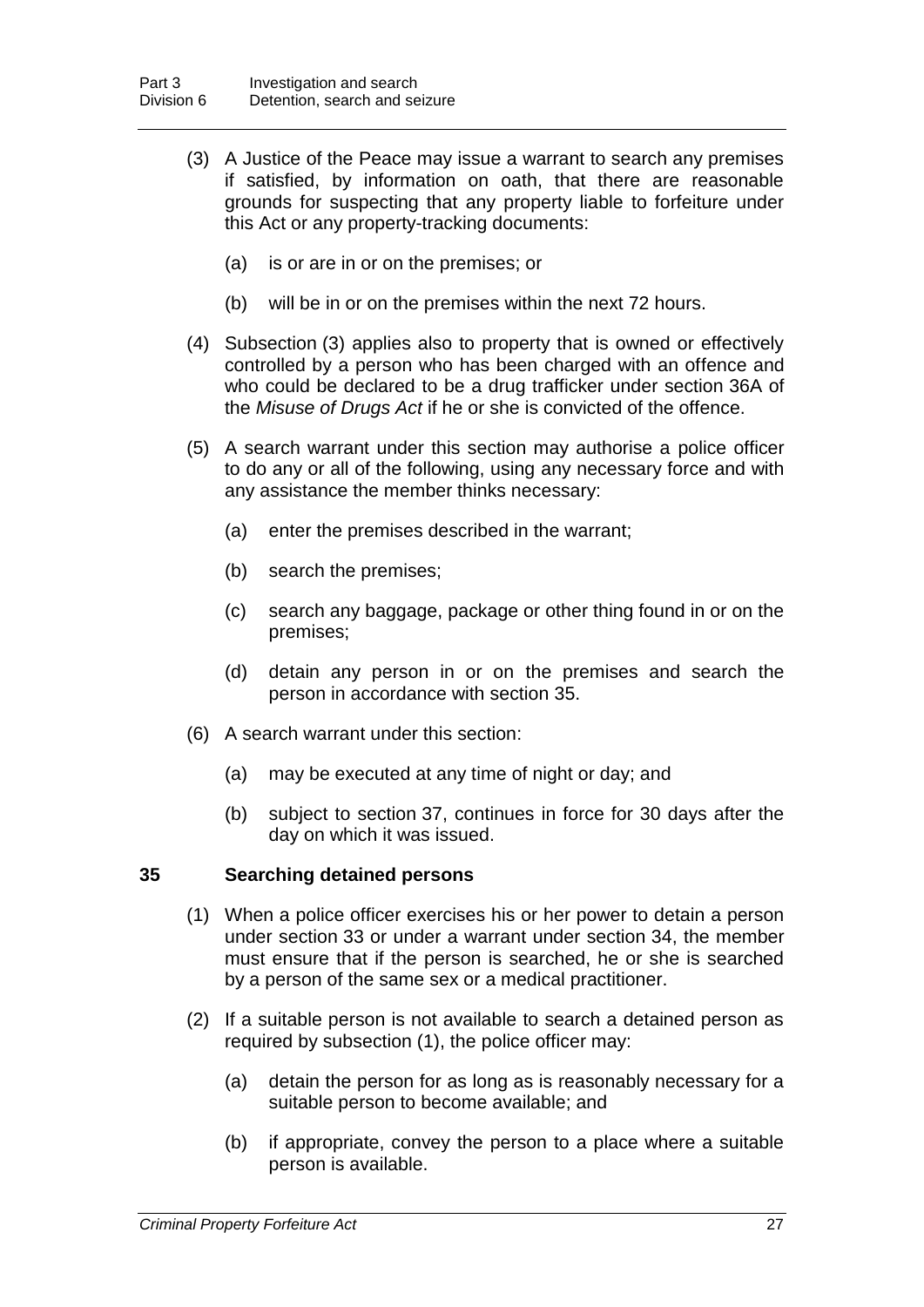(3) A Justice of the Peace may issue a warrant to search any premises if satisfied, by information on oath, that there are reasonable grounds for suspecting that any property liable to forfeiture under this Act or any property-tracking documents:

(a) is or are in or on the premises; or

(b) will be in or on the premises within the next 72 hours.

(4) Subsection (3) applies also to property that is owned or effectively controlled by a person who has been charged with an offence and who could be declared to be a drug trafficker under section 36A of the *Misuse of Drugs Act* if he or she is convicted of the offence.

(5) A search warrant under this section may authorise a police officer to do any or all of the following, using any necessary force and with any assistance the member thinks necessary:

(a) enter the premises described in the warrant;

(b) search the premises;

(c) search any baggage, package or other thing found in or on the premises;

(d) detain any person in or on the premises and search the person in accordance with section 35.

(6) A search warrant under this section:

(a) may be executed at any time of night or day; and

(b) subject to section 37, continues in force for 30 days after the day on which it was issued.

### 35 Searching detained persons

(1) When a police officer exercises his or her power to detain a person under section 33 or under a warrant under section 34, the member must ensure that if the person is searched, he or she is searched by a person of the same sex or a medical practitioner.

(2) If a suitable person is not available to search a detained person as required by subsection (1), the police officer may:

(a) detain the person for as long as is reasonably necessary for a suitable person to become available; and

(b) if appropriate, convey the person to a place where a suitable person is available.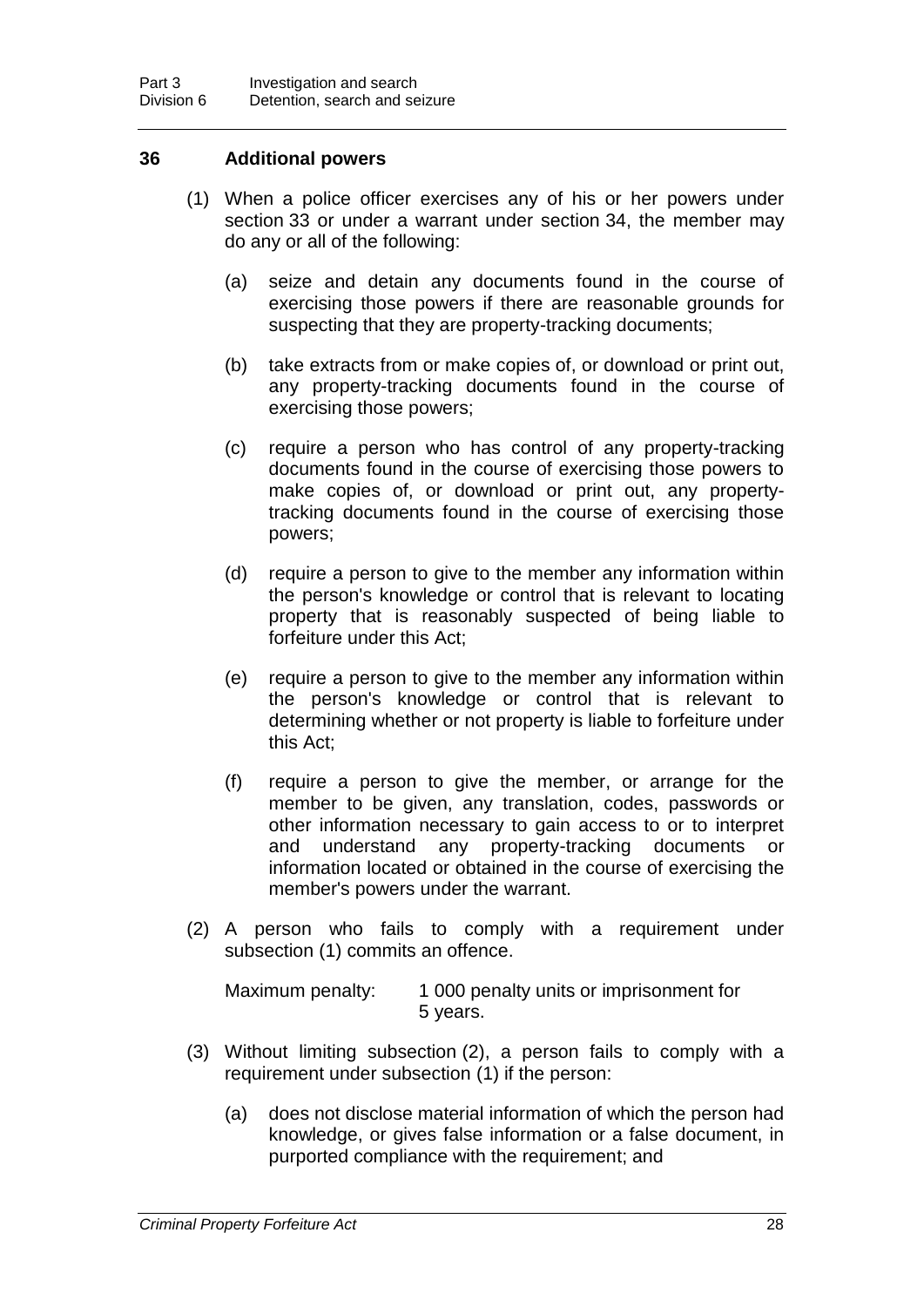### 36 Additional powers

(1) When a police officer exercises any of his or her powers under section 33 or under a warrant under section 34, the member may do any or all of the following:

(a) seize and detain any documents found in the course of exercising those powers if there are reasonable grounds for suspecting that they are property-tracking documents;

(b) take extracts from or make copies of, or download or print out, any property-tracking documents found in the course of exercising those powers;

(c) require a person who has control of any property-tracking documents found in the course of exercising those powers to make copies of, or download or print out, any property-tracking documents found in the course of exercising those powers;

(d) require a person to give to the member any information within the person's knowledge or control that is relevant to locating property that is reasonably suspected of being liable to forfeiture under this Act;

(e) require a person to give to the member any information within the person's knowledge or control that is relevant to determining whether or not property is liable to forfeiture under this Act;

(f) require a person to give the member, or arrange for the member to be given, any translation, codes, passwords or other information necessary to gain access to or to interpret and understand any property-tracking documents or information located or obtained in the course of exercising the member's powers under the warrant.

(2) A person who fails to comply with a requirement under subsection (1) commits an offence.

Maximum penalty: 1 000 penalty units or imprisonment for 5 years.

(3) Without limiting subsection (2), a person fails to comply with a requirement under subsection (1) if the person:

(a) does not disclose material information of which the person had knowledge, or gives false information or a false document, in purported compliance with the requirement; and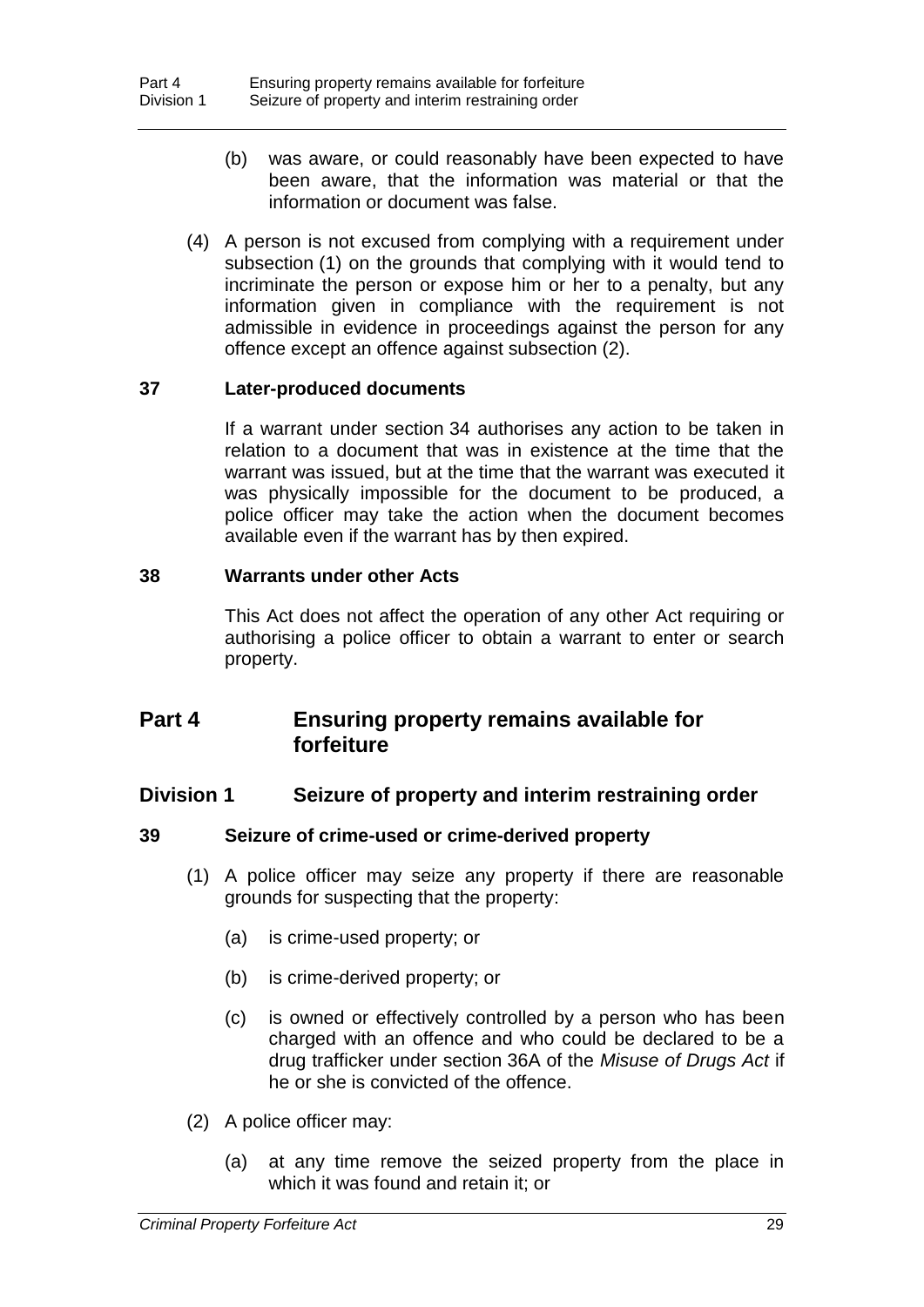(b) was aware, or could reasonably have been expected to have been aware, that the information was material or that the information or document was false.

(4) A person is not excused from complying with a requirement under subsection (1) on the grounds that complying with it would tend to incriminate the person or expose him or her to a penalty, but any information given in compliance with the requirement is not admissible in evidence in proceedings against the person for any offence except an offence against subsection (2).

### 37 Later-produced documents

If a warrant under section 34 authorises any action to be taken in relation to a document that was in existence at the time that the warrant was issued, but at the time that the warrant was executed it was physically impossible for the document to be produced, a police officer may take the action when the document becomes available even if the warrant has by then expired.

### 38 Warrants under other Acts

This Act does not affect the operation of any other Act requiring or authorising a police officer to obtain a warrant to enter or search property.

# Part 4 Ensuring property remains available for forfeiture

## Division 1 Seizure of property and interim restraining order

### 39 Seizure of crime-used or crime-derived property

(1) A police officer may seize any property if there are reasonable grounds for suspecting that the property:

(a) is crime-used property; or

(b) is crime-derived property; or

(c) is owned or effectively controlled by a person who has been charged with an offence and who could be declared to be a drug trafficker under section 36A of the *Misuse of Drugs Act* if he or she is convicted of the offence.

(2) A police officer may:

(a) at any time remove the seized property from the place in which it was found and retain it; or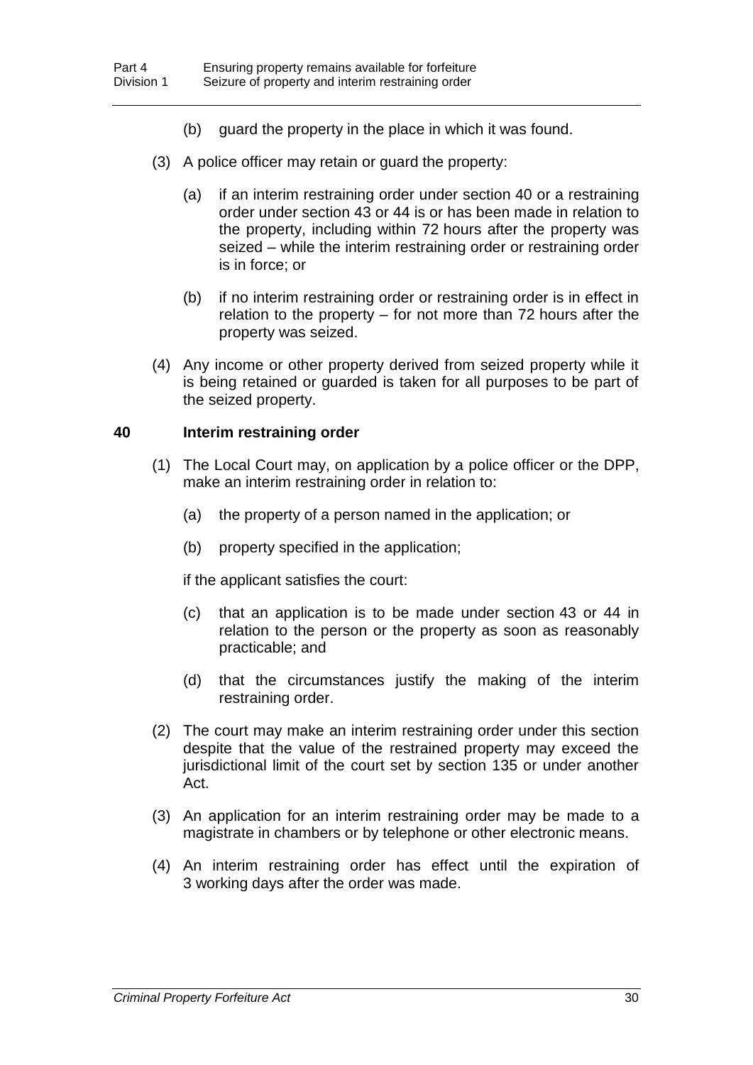(b) guard the property in the place in which it was found.

(3) A police officer may retain or guard the property:

(a) if an interim restraining order under section 40 or a restraining order under section 43 or 44 is or has been made in relation to the property, including within 72 hours after the property was seized – while the interim restraining order or restraining order is in force; or

(b) if no interim restraining order or restraining order is in effect in relation to the property – for not more than 72 hours after the property was seized.

(4) Any income or other property derived from seized property while it is being retained or guarded is taken for all purposes to be part of the seized property.

### 40 Interim restraining order

(1) The Local Court may, on application by a police officer or the DPP, make an interim restraining order in relation to:

(a) the property of a person named in the application; or

(b) property specified in the application;

if the applicant satisfies the court:

(c) that an application is to be made under section 43 or 44 in relation to the person or the property as soon as reasonably practicable; and

(d) that the circumstances justify the making of the interim restraining order.

(2) The court may make an interim restraining order under this section despite that the value of the restrained property may exceed the jurisdictional limit of the court set by section 135 or under another Act.

(3) An application for an interim restraining order may be made to a magistrate in chambers or by telephone or other electronic means.

(4) An interim restraining order has effect until the expiration of 3 working days after the order was made.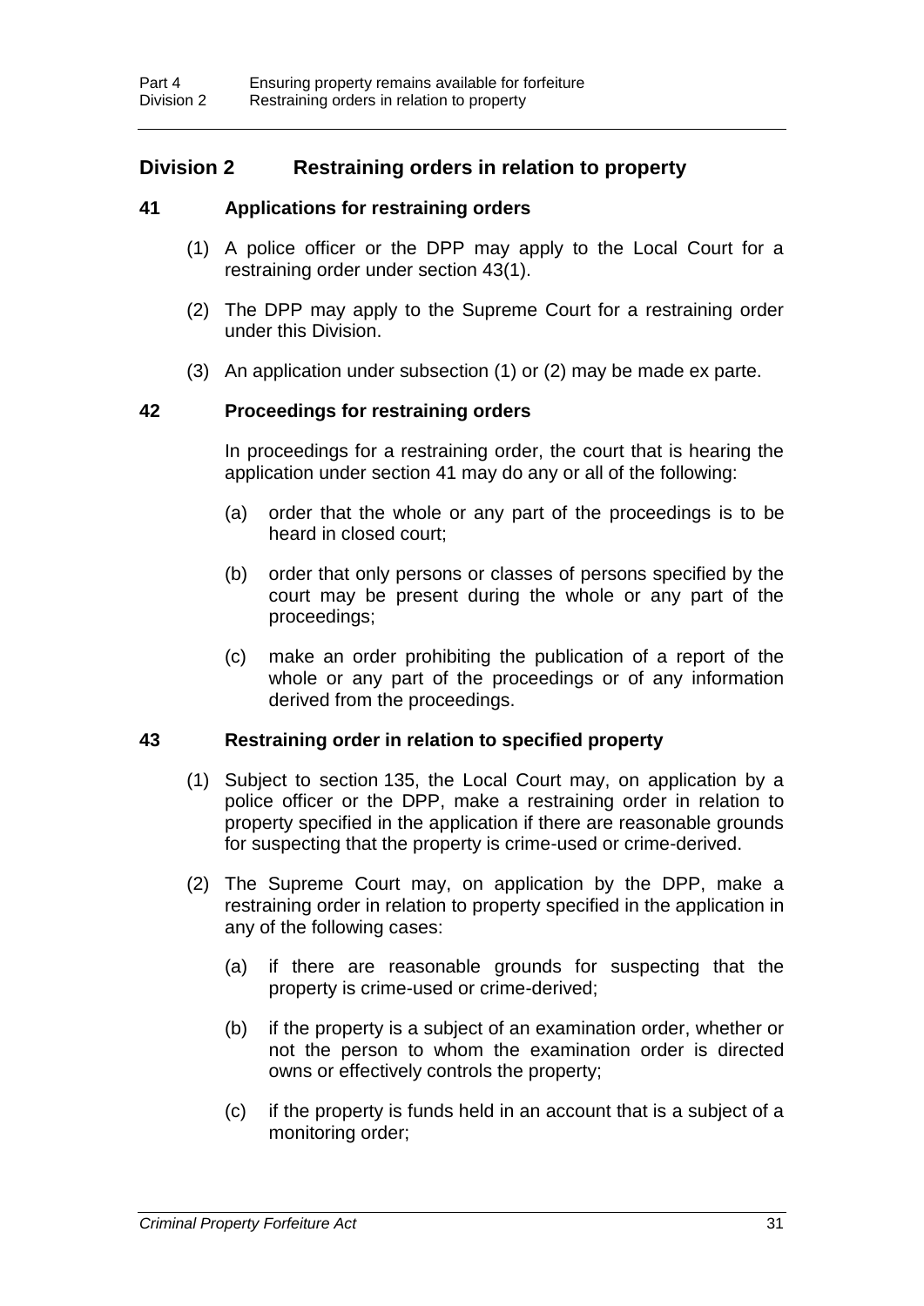## Division 2 Restraining orders in relation to property

### 41 Applications for restraining orders

(1) A police officer or the DPP may apply to the Local Court for a restraining order under section 43(1).

(2) The DPP may apply to the Supreme Court for a restraining order under this Division.

(3) An application under subsection (1) or (2) may be made ex parte.

### 42 Proceedings for restraining orders

In proceedings for a restraining order, the court that is hearing the application under section 41 may do any or all of the following:

(a) order that the whole or any part of the proceedings is to be heard in closed court;

(b) order that only persons or classes of persons specified by the court may be present during the whole or any part of the proceedings;

(c) make an order prohibiting the publication of a report of the whole or any part of the proceedings or of any information derived from the proceedings.

### 43 Restraining order in relation to specified property

(1) Subject to section 135, the Local Court may, on application by a police officer or the DPP, make a restraining order in relation to property specified in the application if there are reasonable grounds for suspecting that the property is crime-used or crime-derived.

(2) The Supreme Court may, on application by the DPP, make a restraining order in relation to property specified in the application in any of the following cases:

(a) if there are reasonable grounds for suspecting that the property is crime-used or crime-derived;

(b) if the property is a subject of an examination order, whether or not the person to whom the examination order is directed owns or effectively controls the property;

(c) if the property is funds held in an account that is a subject of a monitoring order;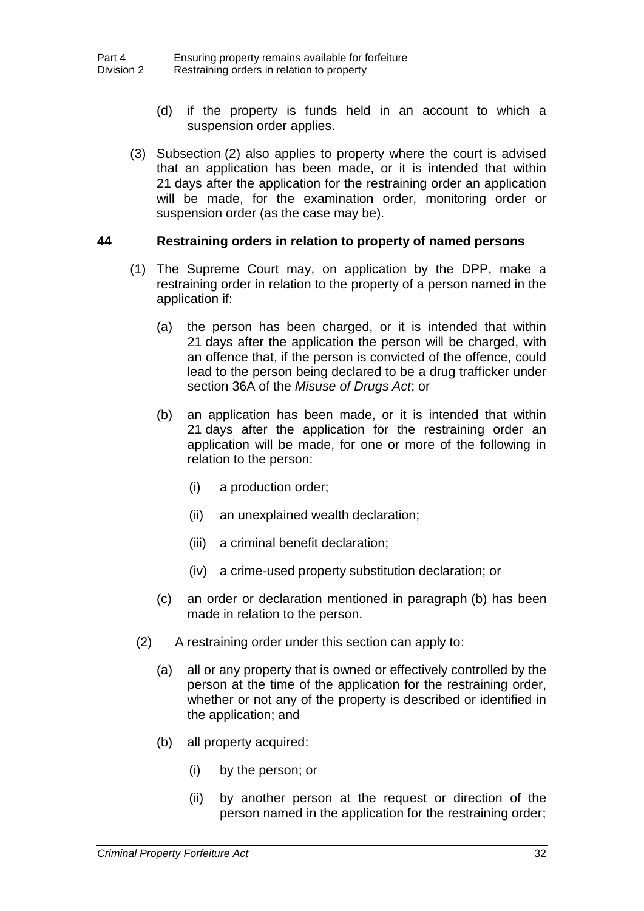(d) if the property is funds held in an account to which a suspension order applies.

(3) Subsection (2) also applies to property where the court is advised that an application has been made, or it is intended that within 21 days after the application for the restraining order an application will be made, for the examination order, monitoring order or suspension order (as the case may be).

### 44 Restraining orders in relation to property of named persons

(1) The Supreme Court may, on application by the DPP, make a restraining order in relation to the property of a person named in the application if:

(a) the person has been charged, or it is intended that within 21 days after the application the person will be charged, with an offence that, if the person is convicted of the offence, could lead to the person being declared to be a drug trafficker under section 36A of the *Misuse of Drugs Act*; or

(b) an application has been made, or it is intended that within 21 days after the application for the restraining order an application will be made, for one or more of the following in relation to the person:

(i) a production order;

(ii) an unexplained wealth declaration;

(iii) a criminal benefit declaration;

(iv) a crime-used property substitution declaration; or

(c) an order or declaration mentioned in paragraph (b) has been made in relation to the person.

(2) A restraining order under this section can apply to:

(a) all or any property that is owned or effectively controlled by the person at the time of the application for the restraining order, whether or not any of the property is described or identified in the application; and

(b) all property acquired:

(i) by the person; or

(ii) by another person at the request or direction of the person named in the application for the restraining order;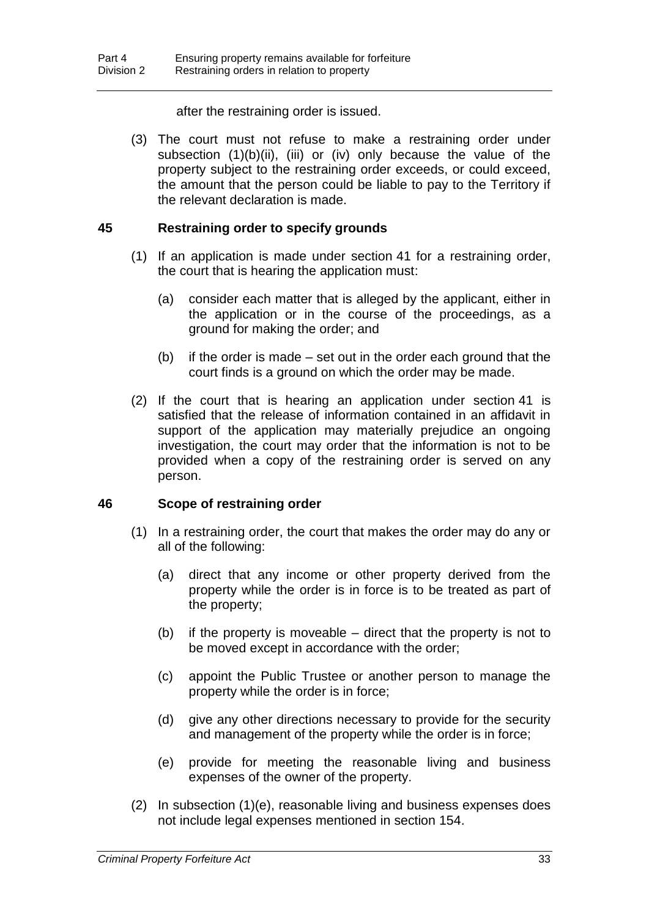after the restraining order is issued.

(3) The court must not refuse to make a restraining order under subsection (1)(b)(ii), (iii) or (iv) only because the value of the property subject to the restraining order exceeds, or could exceed, the amount that the person could be liable to pay to the Territory if the relevant declaration is made.

## 45 Restraining order to specify grounds

(1) If an application is made under section 41 for a restraining order, the court that is hearing the application must:

(a) consider each matter that is alleged by the applicant, either in the application or in the course of the proceedings, as a ground for making the order; and

(b) if the order is made – set out in the order each ground that the court finds is a ground on which the order may be made.

(2) If the court that is hearing an application under section 41 is satisfied that the release of information contained in an affidavit in support of the application may materially prejudice an ongoing investigation, the court may order that the information is not to be provided when a copy of the restraining order is served on any person.

## 46 Scope of restraining order

(1) In a restraining order, the court that makes the order may do any or all of the following:

(a) direct that any income or other property derived from the property while the order is in force is to be treated as part of the property;

(b) if the property is moveable – direct that the property is not to be moved except in accordance with the order;

(c) appoint the Public Trustee or another person to manage the property while the order is in force;

(d) give any other directions necessary to provide for the security and management of the property while the order is in force;

(e) provide for meeting the reasonable living and business expenses of the owner of the property.

(2) In subsection (1)(e), reasonable living and business expenses does not include legal expenses mentioned in section 154.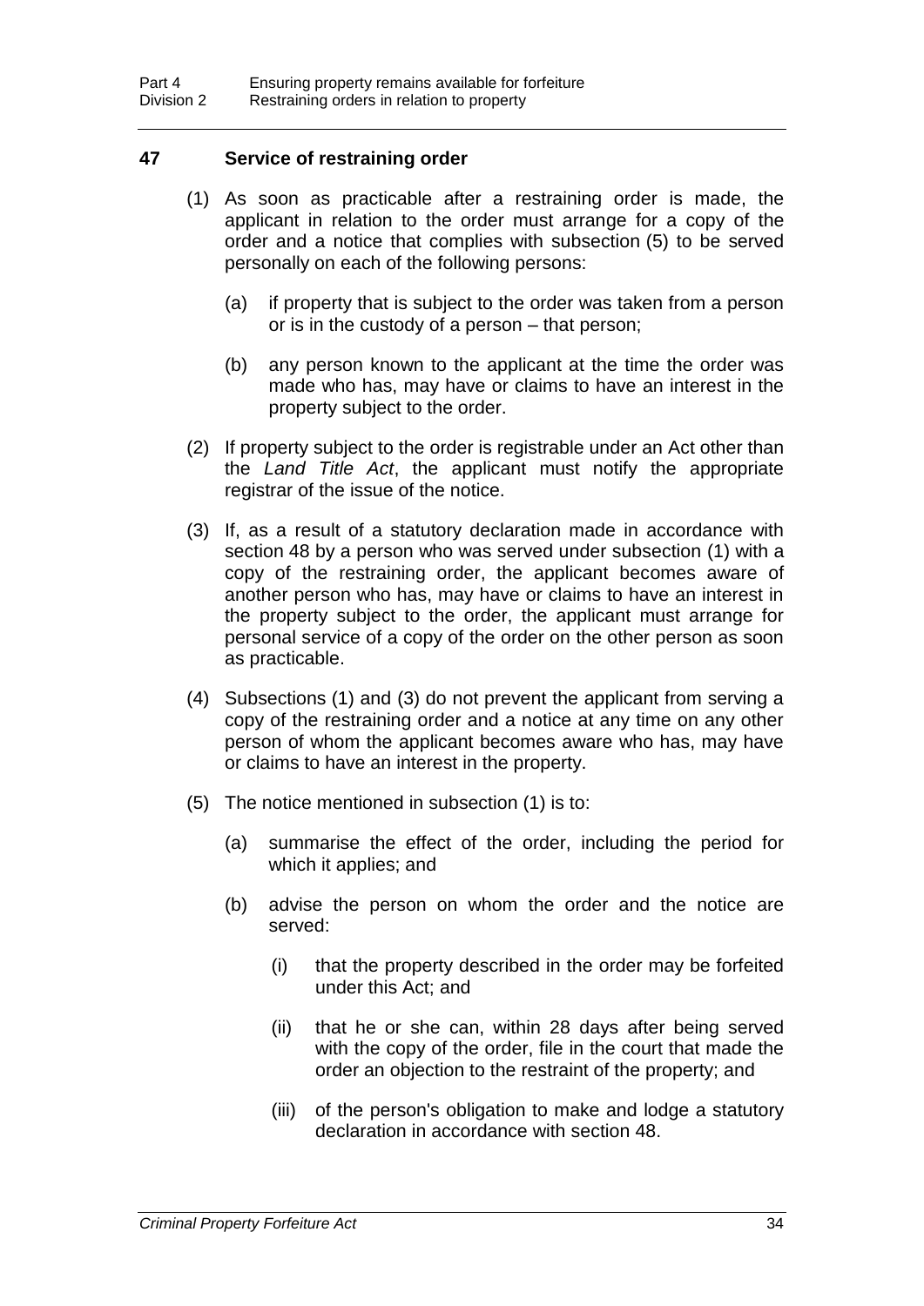### 47 Service of restraining order

(1) As soon as practicable after a restraining order is made, the applicant in relation to the order must arrange for a copy of the order and a notice that complies with subsection (5) to be served personally on each of the following persons:

(a) if property that is subject to the order was taken from a person or is in the custody of a person – that person;

(b) any person known to the applicant at the time the order was made who has, may have or claims to have an interest in the property subject to the order.

(2) If property subject to the order is registrable under an Act other than the *Land Title Act*, the applicant must notify the appropriate registrar of the issue of the notice.

(3) If, as a result of a statutory declaration made in accordance with section 48 by a person who was served under subsection (1) with a copy of the restraining order, the applicant becomes aware of another person who has, may have or claims to have an interest in the property subject to the order, the applicant must arrange for personal service of a copy of the order on the other person as soon as practicable.

(4) Subsections (1) and (3) do not prevent the applicant from serving a copy of the restraining order and a notice at any time on any other person of whom the applicant becomes aware who has, may have or claims to have an interest in the property.

(5) The notice mentioned in subsection (1) is to:

(a) summarise the effect of the order, including the period for which it applies; and

(b) advise the person on whom the order and the notice are served:

(i) that the property described in the order may be forfeited under this Act; and

(ii) that he or she can, within 28 days after being served with the copy of the order, file in the court that made the order an objection to the restraint of the property; and

(iii) of the person's obligation to make and lodge a statutory declaration in accordance with section 48.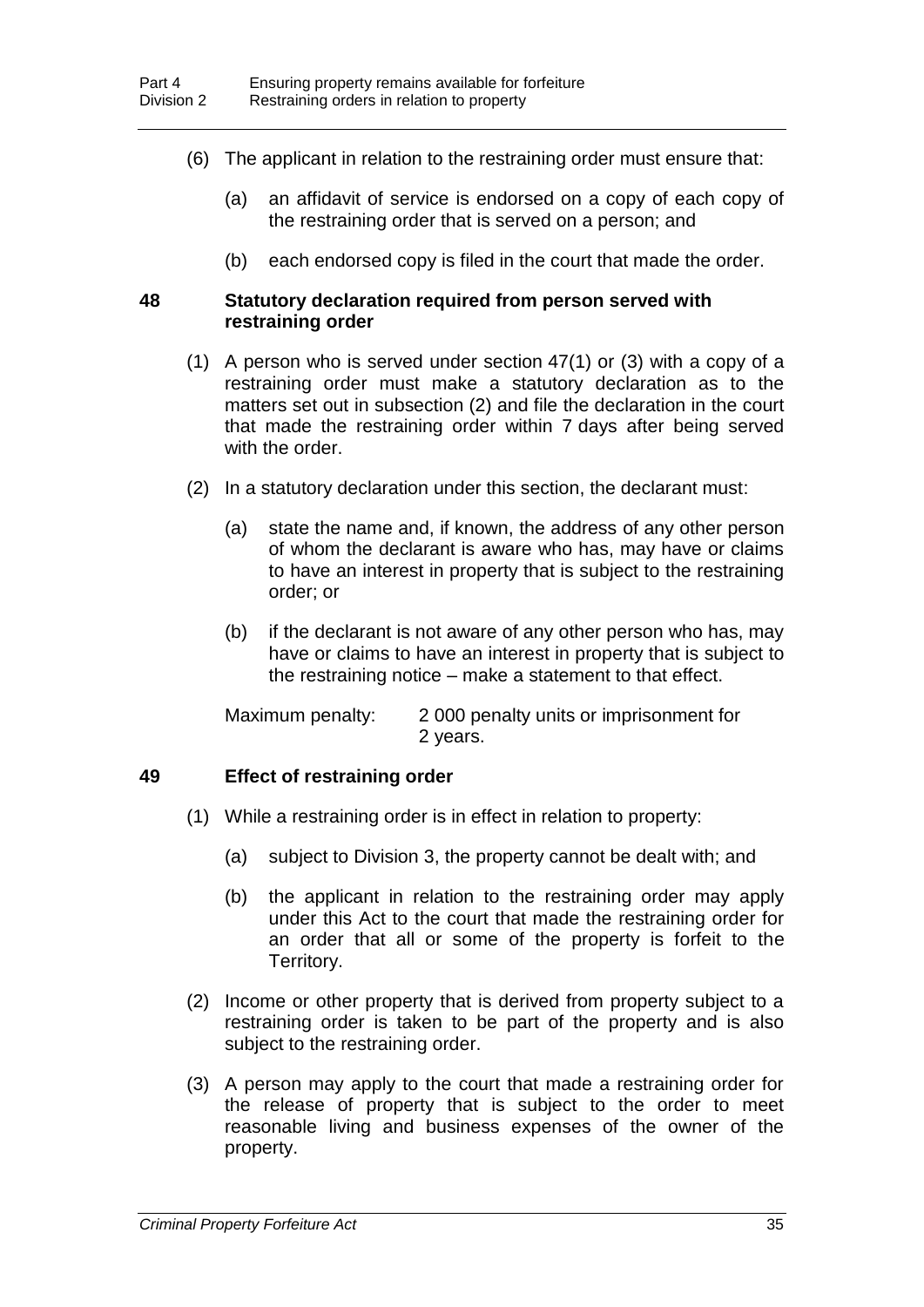(6) The applicant in relation to the restraining order must ensure that:

(a) an affidavit of service is endorsed on a copy of each copy of the restraining order that is served on a person; and

(b) each endorsed copy is filed in the court that made the order.

### 48 Statutory declaration required from person served with restraining order

(1) A person who is served under section 47(1) or (3) with a copy of a restraining order must make a statutory declaration as to the matters set out in subsection (2) and file the declaration in the court that made the restraining order within 7 days after being served with the order.

(2) In a statutory declaration under this section, the declarant must:

(a) state the name and, if known, the address of any other person of whom the declarant is aware who has, may have or claims to have an interest in property that is subject to the restraining order; or

(b) if the declarant is not aware of any other person who has, may have or claims to have an interest in property that is subject to the restraining notice – make a statement to that effect.

Maximum penalty: 2 000 penalty units or imprisonment for 2 years.

### 49 Effect of restraining order

(1) While a restraining order is in effect in relation to property:

(a) subject to Division 3, the property cannot be dealt with; and

(b) the applicant in relation to the restraining order may apply under this Act to the court that made the restraining order for an order that all or some of the property is forfeit to the Territory.

(2) Income or other property that is derived from property subject to a restraining order is taken to be part of the property and is also subject to the restraining order.

(3) A person may apply to the court that made a restraining order for the release of property that is subject to the order to meet reasonable living and business expenses of the owner of the property.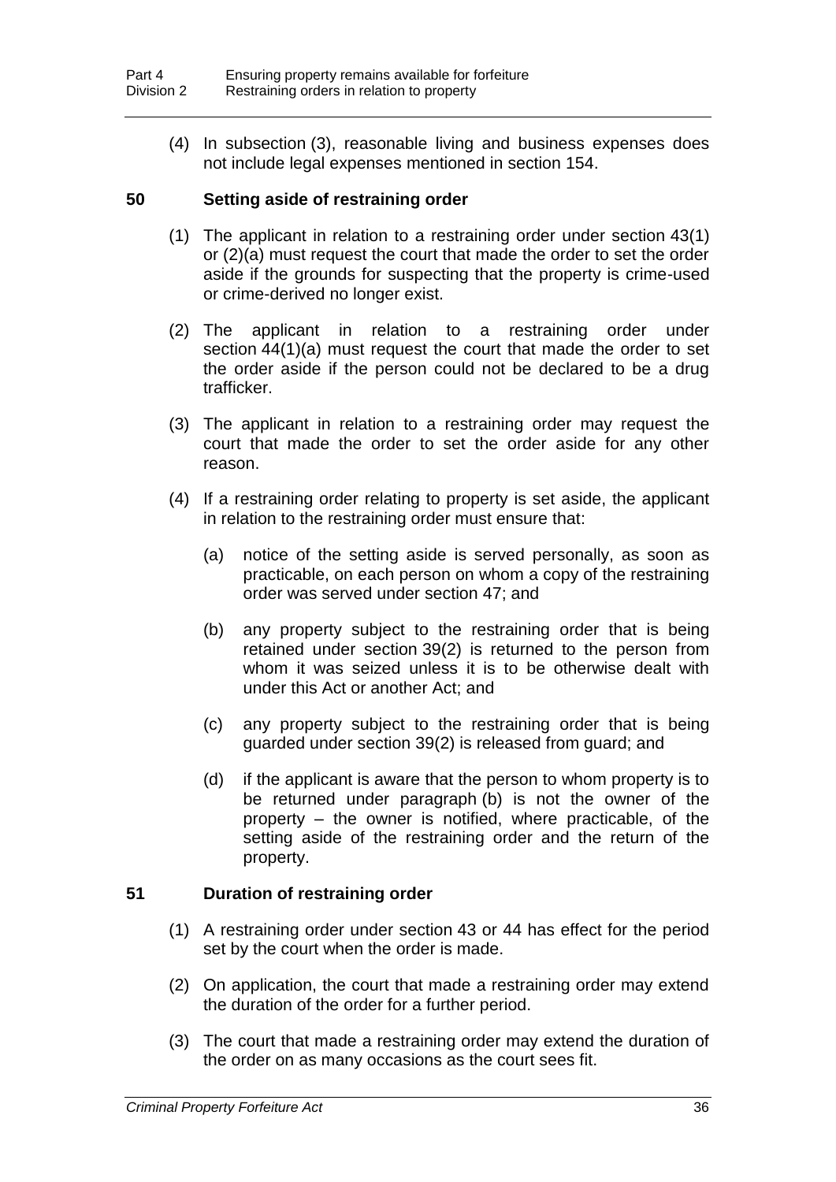(4) In subsection (3), reasonable living and business expenses does not include legal expenses mentioned in section 154.

### 50 Setting aside of restraining order

(1) The applicant in relation to a restraining order under section 43(1) or (2)(a) must request the court that made the order to set the order aside if the grounds for suspecting that the property is crime-used or crime-derived no longer exist.

(2) The applicant in relation to a restraining order under section 44(1)(a) must request the court that made the order to set the order aside if the person could not be declared to be a drug trafficker.

(3) The applicant in relation to a restraining order may request the court that made the order to set the order aside for any other reason.

(4) If a restraining order relating to property is set aside, the applicant in relation to the restraining order must ensure that:

(a) notice of the setting aside is served personally, as soon as practicable, on each person on whom a copy of the restraining order was served under section 47; and

(b) any property subject to the restraining order that is being retained under section 39(2) is returned to the person from whom it was seized unless it is to be otherwise dealt with under this Act or another Act; and

(c) any property subject to the restraining order that is being guarded under section 39(2) is released from guard; and

(d) if the applicant is aware that the person to whom property is to be returned under paragraph (b) is not the owner of the property – the owner is notified, where practicable, of the setting aside of the restraining order and the return of the property.

### 51 Duration of restraining order

(1) A restraining order under section 43 or 44 has effect for the period set by the court when the order is made.

(2) On application, the court that made a restraining order may extend the duration of the order for a further period.

(3) The court that made a restraining order may extend the duration of the order on as many occasions as the court sees fit.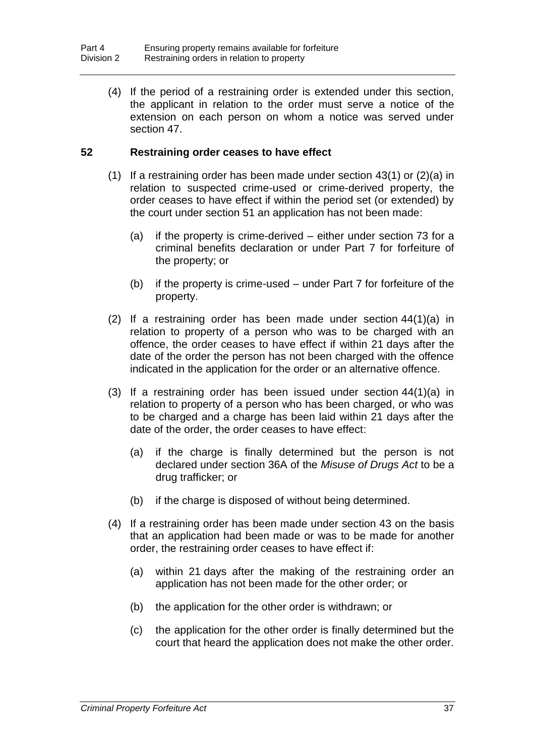(4) If the period of a restraining order is extended under this section, the applicant in relation to the order must serve a notice of the extension on each person on whom a notice was served under section 47.

### 52 Restraining order ceases to have effect

(1) If a restraining order has been made under section 43(1) or (2)(a) in relation to suspected crime-used or crime-derived property, the order ceases to have effect if within the period set (or extended) by the court under section 51 an application has not been made:

(a) if the property is crime-derived – either under section 73 for a criminal benefits declaration or under Part 7 for forfeiture of the property; or

(b) if the property is crime-used – under Part 7 for forfeiture of the property.

(2) If a restraining order has been made under section 44(1)(a) in relation to property of a person who was to be charged with an offence, the order ceases to have effect if within 21 days after the date of the order the person has not been charged with the offence indicated in the application for the order or an alternative offence.

(3) If a restraining order has been issued under section 44(1)(a) in relation to property of a person who has been charged, or who was to be charged and a charge has been laid within 21 days after the date of the order, the order ceases to have effect:

(a) if the charge is finally determined but the person is not declared under section 36A of the *Misuse of Drugs Act* to be a drug trafficker; or

(b) if the charge is disposed of without being determined.

(4) If a restraining order has been made under section 43 on the basis that an application had been made or was to be made for another order, the restraining order ceases to have effect if:

(a) within 21 days after the making of the restraining order an application has not been made for the other order; or

(b) the application for the other order is withdrawn; or

(c) the application for the other order is finally determined but the court that heard the application does not make the other order.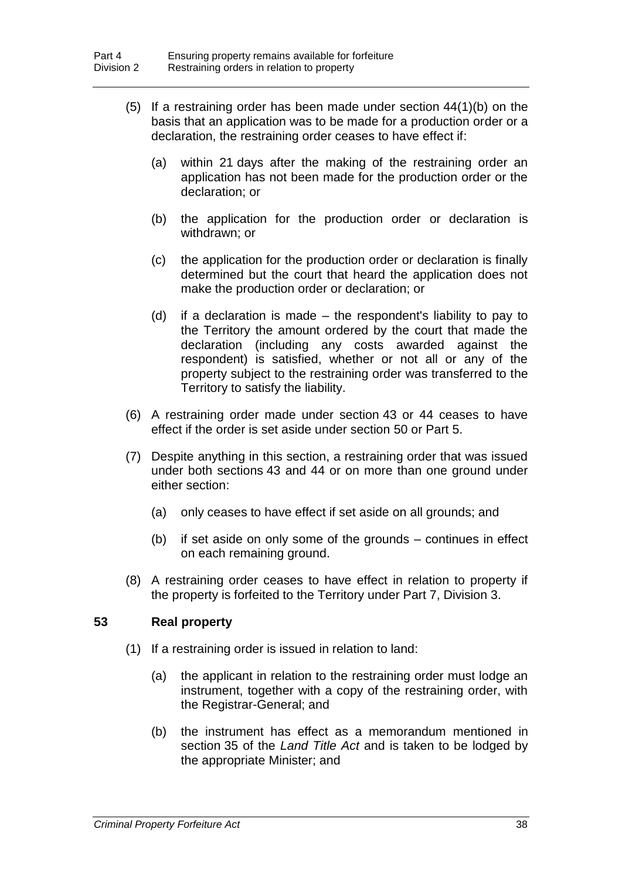(5) If a restraining order has been made under section 44(1)(b) on the basis that an application was to be made for a production order or a declaration, the restraining order ceases to have effect if:

(a) within 21 days after the making of the restraining order an application has not been made for the production order or the declaration; or

(b) the application for the production order or declaration is withdrawn; or

(c) the application for the production order or declaration is finally determined but the court that heard the application does not make the production order or declaration; or

(d) if a declaration is made – the respondent's liability to pay to the Territory the amount ordered by the court that made the declaration (including any costs awarded against the respondent) is satisfied, whether or not all or any of the property subject to the restraining order was transferred to the Territory to satisfy the liability.

(6) A restraining order made under section 43 or 44 ceases to have effect if the order is set aside under section 50 or Part 5.

(7) Despite anything in this section, a restraining order that was issued under both sections 43 and 44 or on more than one ground under either section:

(a) only ceases to have effect if set aside on all grounds; and

(b) if set aside on only some of the grounds – continues in effect on each remaining ground.

(8) A restraining order ceases to have effect in relation to property if the property is forfeited to the Territory under Part 7, Division 3.

## 53 Real property

(1) If a restraining order is issued in relation to land:

(a) the applicant in relation to the restraining order must lodge an instrument, together with a copy of the restraining order, with the Registrar-General; and

(b) the instrument has effect as a memorandum mentioned in section 35 of the *Land Title Act* and is taken to be lodged by the appropriate Minister; and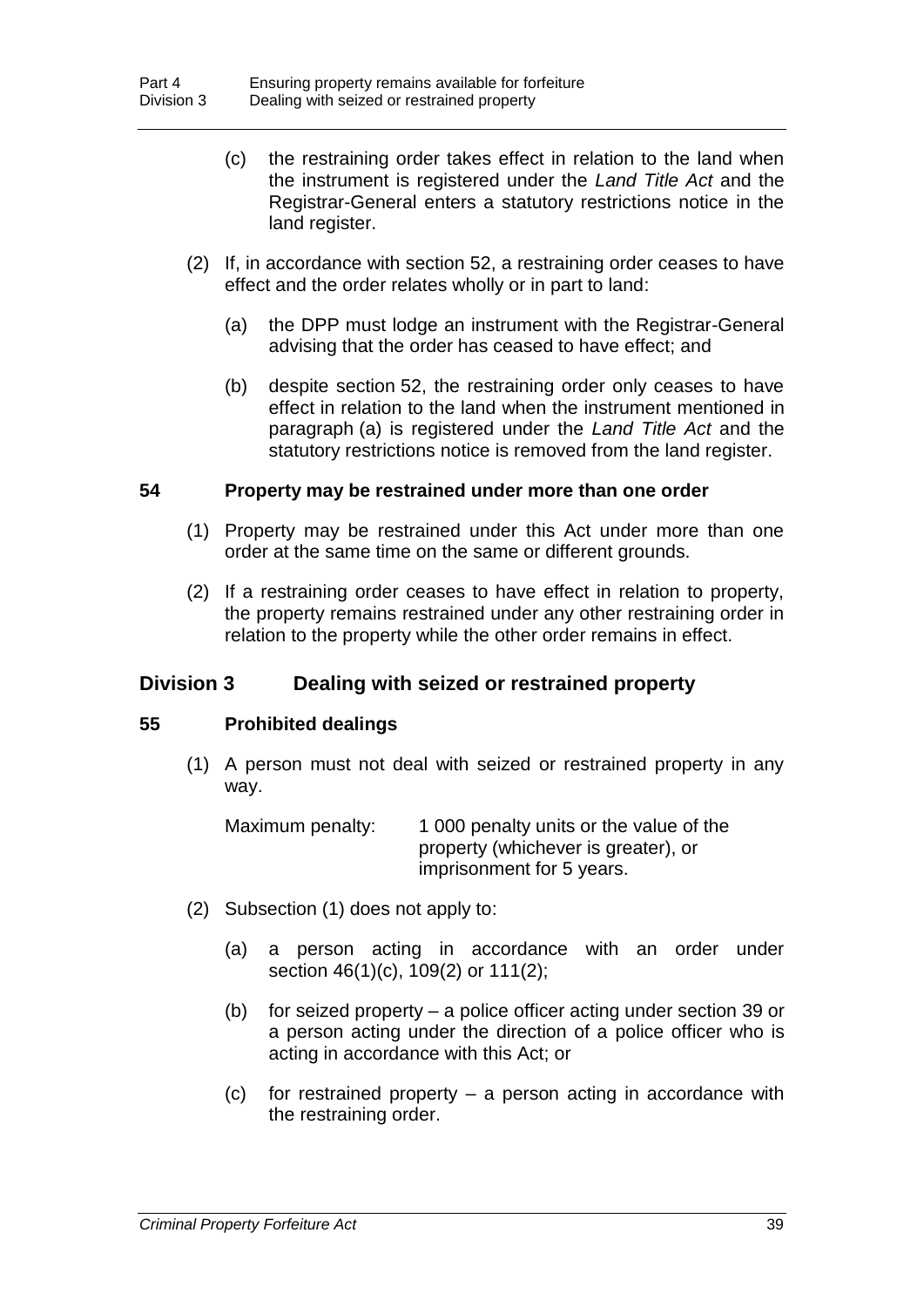(c) the restraining order takes effect in relation to the land when the instrument is registered under the *Land Title Act* and the Registrar-General enters a statutory restrictions notice in the land register.

(2) If, in accordance with section 52, a restraining order ceases to have effect and the order relates wholly or in part to land:

(a) the DPP must lodge an instrument with the Registrar-General advising that the order has ceased to have effect; and

(b) despite section 52, the restraining order only ceases to have effect in relation to the land when the instrument mentioned in paragraph (a) is registered under the *Land Title Act* and the statutory restrictions notice is removed from the land register.

### 54 Property may be restrained under more than one order

(1) Property may be restrained under this Act under more than one order at the same time on the same or different grounds.

(2) If a restraining order ceases to have effect in relation to property, the property remains restrained under any other restraining order in relation to the property while the other order remains in effect.

## Division 3 Dealing with seized or restrained property

### 55 Prohibited dealings

(1) A person must not deal with seized or restrained property in any way.

Maximum penalty: 1 000 penalty units or the value of the property (whichever is greater), or imprisonment for 5 years.

(2) Subsection (1) does not apply to:

(a) a person acting in accordance with an order under section 46(1)(c), 109(2) or 111(2);

(b) for seized property – a police officer acting under section 39 or a person acting under the direction of a police officer who is acting in accordance with this Act; or

(c) for restrained property – a person acting in accordance with the restraining order.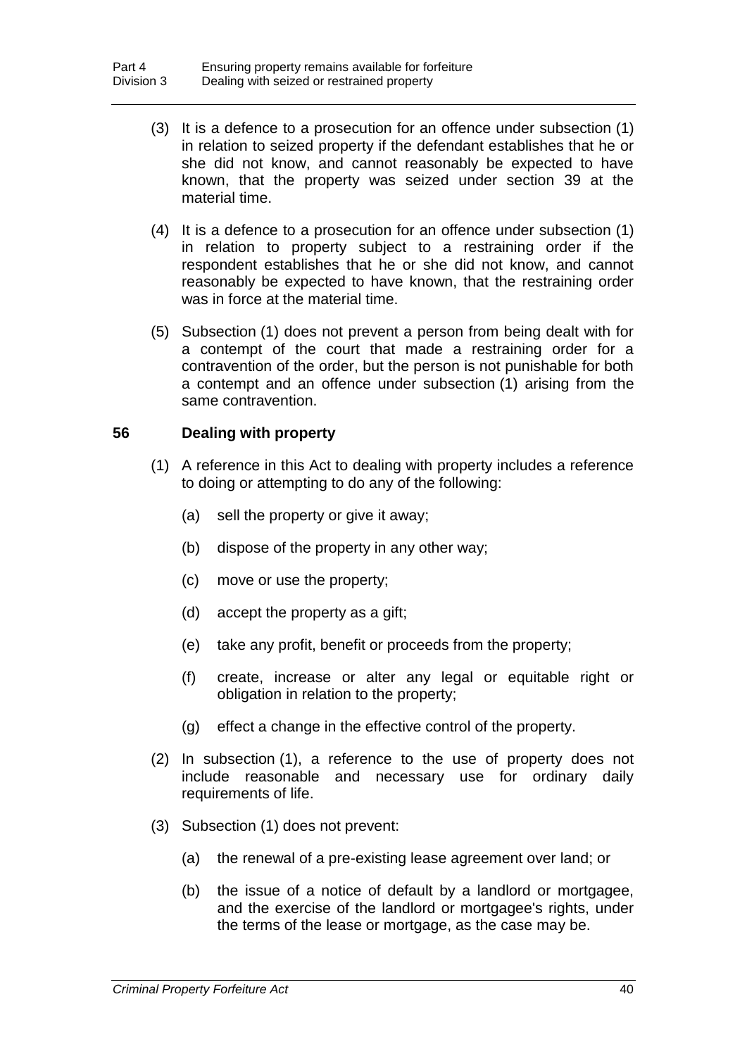(3) It is a defence to a prosecution for an offence under subsection (1) in relation to seized property if the defendant establishes that he or she did not know, and cannot reasonably be expected to have known, that the property was seized under section 39 at the material time.

(4) It is a defence to a prosecution for an offence under subsection (1) in relation to property subject to a restraining order if the respondent establishes that he or she did not know, and cannot reasonably be expected to have known, that the restraining order was in force at the material time.

(5) Subsection (1) does not prevent a person from being dealt with for a contempt of the court that made a restraining order for a contravention of the order, but the person is not punishable for both a contempt and an offence under subsection (1) arising from the same contravention.

## 56 Dealing with property

(1) A reference in this Act to dealing with property includes a reference to doing or attempting to do any of the following:

- (a) sell the property or give it away;
- (b) dispose of the property in any other way;
- (c) move or use the property;
- (d) accept the property as a gift;
- (e) take any profit, benefit or proceeds from the property;
- (f) create, increase or alter any legal or equitable right or obligation in relation to the property;
- (g) effect a change in the effective control of the property.

(2) In subsection (1), a reference to the use of property does not include reasonable and necessary use for ordinary daily requirements of life.

(3) Subsection (1) does not prevent:

- (a) the renewal of a pre-existing lease agreement over land; or
- (b) the issue of a notice of default by a landlord or mortgagee, and the exercise of the landlord or mortgagee's rights, under the terms of the lease or mortgage, as the case may be.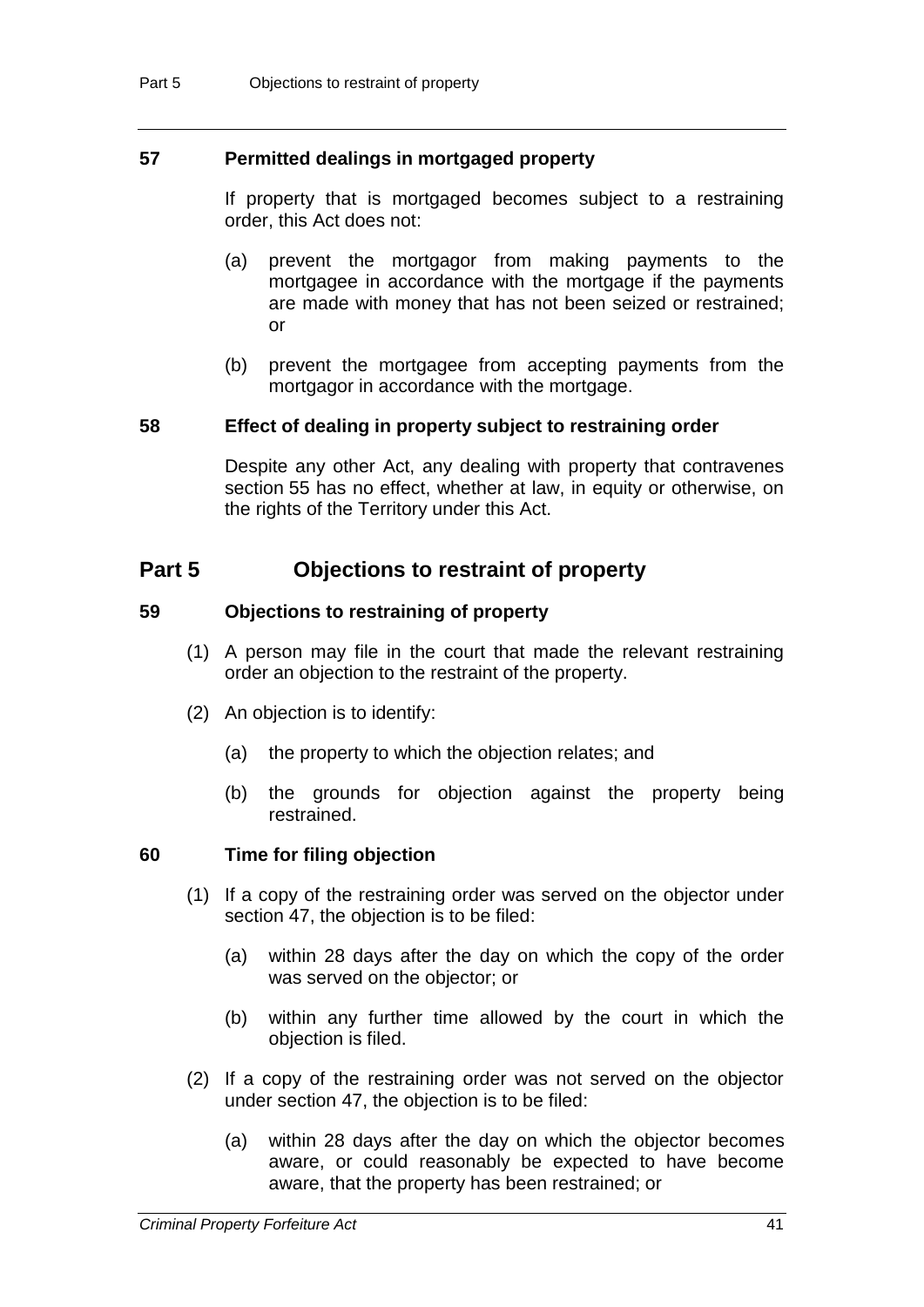### 57 Permitted dealings in mortgaged property

If property that is mortgaged becomes subject to a restraining order, this Act does not:

(a) prevent the mortgagor from making payments to the mortgagee in accordance with the mortgage if the payments are made with money that has not been seized or restrained; or

(b) prevent the mortgagee from accepting payments from the mortgagor in accordance with the mortgage.

### 58 Effect of dealing in property subject to restraining order

Despite any other Act, any dealing with property that contravenes section 55 has no effect, whether at law, in equity or otherwise, on the rights of the Territory under this Act.

## Part 5 Objections to restraint of property

### 59 Objections to restraining of property

(1) A person may file in the court that made the relevant restraining order an objection to the restraint of the property.

(2) An objection is to identify:

(a) the property to which the objection relates; and

(b) the grounds for objection against the property being restrained.

### 60 Time for filing objection

(1) If a copy of the restraining order was served on the objector under section 47, the objection is to be filed:

(a) within 28 days after the day on which the copy of the order was served on the objector; or

(b) within any further time allowed by the court in which the objection is filed.

(2) If a copy of the restraining order was not served on the objector under section 47, the objection is to be filed:

(a) within 28 days after the day on which the objector becomes aware, or could reasonably be expected to have become aware, that the property has been restrained; or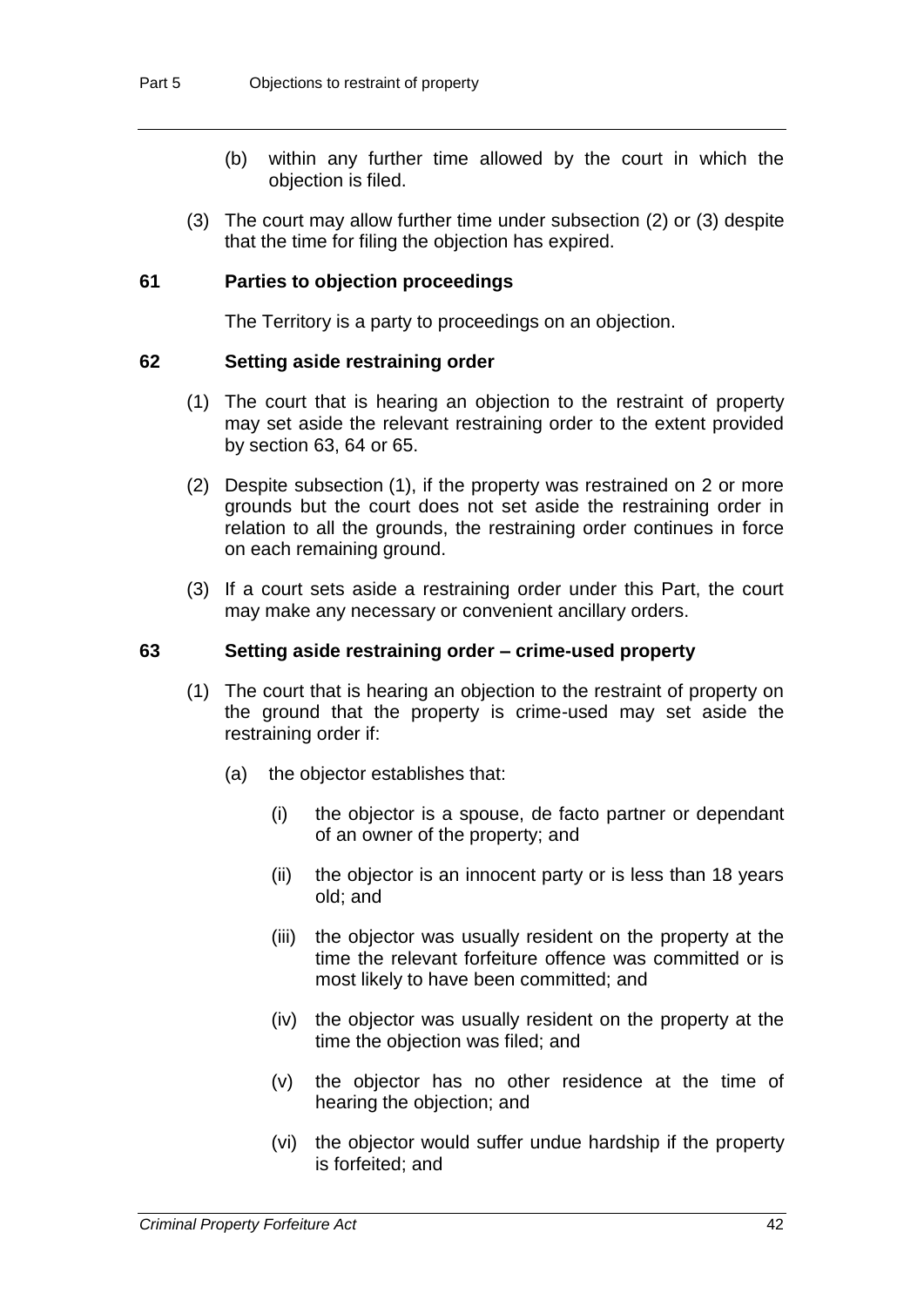(b) within any further time allowed by the court in which the objection is filed.

(3) The court may allow further time under subsection (2) or (3) despite that the time for filing the objection has expired.

### 61 Parties to objection proceedings

The Territory is a party to proceedings on an objection.

### 62 Setting aside restraining order

(1) The court that is hearing an objection to the restraint of property may set aside the relevant restraining order to the extent provided by section 63, 64 or 65.

(2) Despite subsection (1), if the property was restrained on 2 or more grounds but the court does not set aside the restraining order in relation to all the grounds, the restraining order continues in force on each remaining ground.

(3) If a court sets aside a restraining order under this Part, the court may make any necessary or convenient ancillary orders.

### 63 Setting aside restraining order – crime-used property

(1) The court that is hearing an objection to the restraint of property on the ground that the property is crime-used may set aside the restraining order if:

(a) the objector establishes that:

(i) the objector is a spouse, de facto partner or dependant of an owner of the property; and

(ii) the objector is an innocent party or is less than 18 years old; and

(iii) the objector was usually resident on the property at the time the relevant forfeiture offence was committed or is most likely to have been committed; and

(iv) the objector was usually resident on the property at the time the objection was filed; and

(v) the objector has no other residence at the time of hearing the objection; and

(vi) the objector would suffer undue hardship if the property is forfeited; and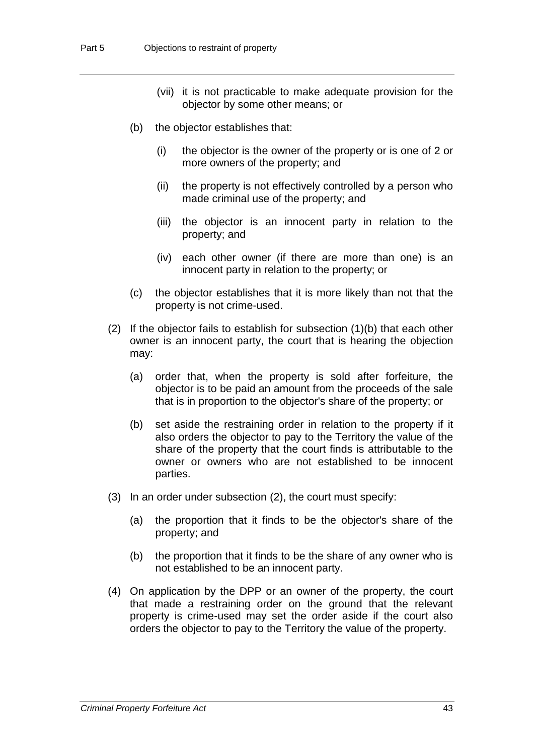(vii) it is not practicable to make adequate provision for the objector by some other means; or

(b) the objector establishes that:

(i) the objector is the owner of the property or is one of 2 or more owners of the property; and

(ii) the property is not effectively controlled by a person who made criminal use of the property; and

(iii) the objector is an innocent party in relation to the property; and

(iv) each other owner (if there are more than one) is an innocent party in relation to the property; or

(c) the objector establishes that it is more likely than not that the property is not crime-used.

(2) If the objector fails to establish for subsection (1)(b) that each other owner is an innocent party, the court that is hearing the objection may:

(a) order that, when the property is sold after forfeiture, the objector is to be paid an amount from the proceeds of the sale that is in proportion to the objector's share of the property; or

(b) set aside the restraining order in relation to the property if it also orders the objector to pay to the Territory the value of the share of the property that the court finds is attributable to the owner or owners who are not established to be innocent parties.

(3) In an order under subsection (2), the court must specify:

(a) the proportion that it finds to be the objector's share of the property; and

(b) the proportion that it finds to be the share of any owner who is not established to be an innocent party.

(4) On application by the DPP or an owner of the property, the court that made a restraining order on the ground that the relevant property is crime-used may set the order aside if the court also orders the objector to pay to the Territory the value of the property.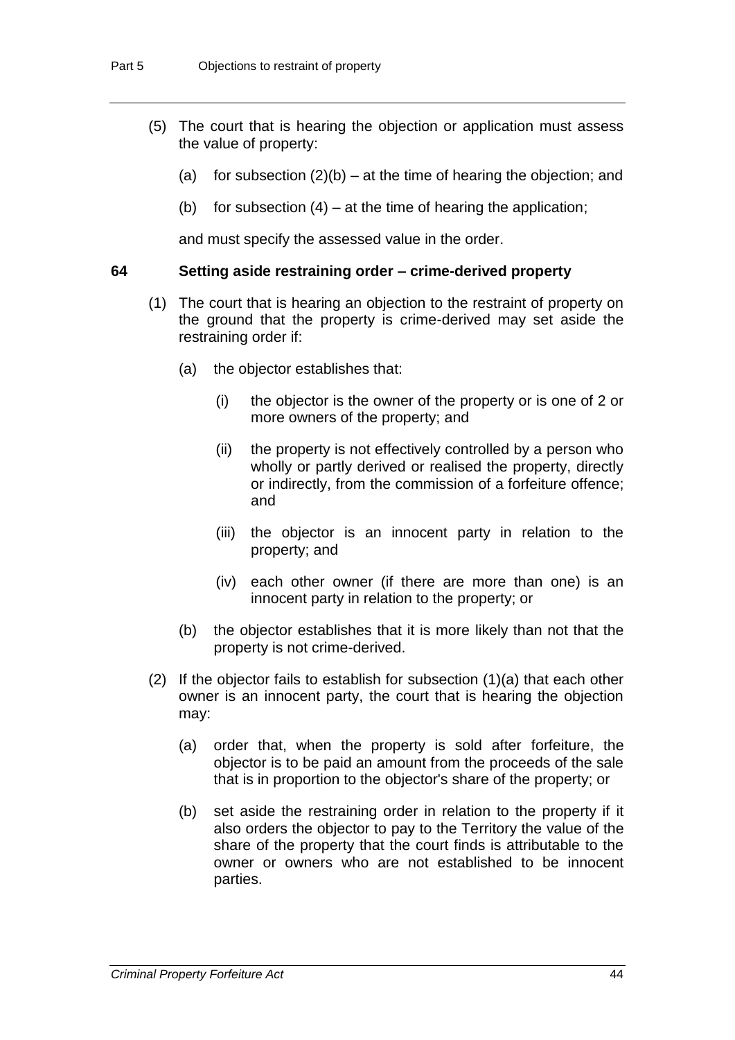(5) The court that is hearing the objection or application must assess the value of property:

(a) for subsection (2)(b) – at the time of hearing the objection; and

(b) for subsection (4) – at the time of hearing the application;

and must specify the assessed value in the order.

### 64 Setting aside restraining order – crime-derived property

(1) The court that is hearing an objection to the restraint of property on the ground that the property is crime-derived may set aside the restraining order if:

(a) the objector establishes that:

(i) the objector is the owner of the property or is one of 2 or more owners of the property; and

(ii) the property is not effectively controlled by a person who wholly or partly derived or realised the property, directly or indirectly, from the commission of a forfeiture offence; and

(iii) the objector is an innocent party in relation to the property; and

(iv) each other owner (if there are more than one) is an innocent party in relation to the property; or

(b) the objector establishes that it is more likely than not that the property is not crime-derived.

(2) If the objector fails to establish for subsection (1)(a) that each other owner is an innocent party, the court that is hearing the objection may:

(a) order that, when the property is sold after forfeiture, the objector is to be paid an amount from the proceeds of the sale that is in proportion to the objector's share of the property; or

(b) set aside the restraining order in relation to the property if it also orders the objector to pay to the Territory the value of the share of the property that the court finds is attributable to the owner or owners who are not established to be innocent parties.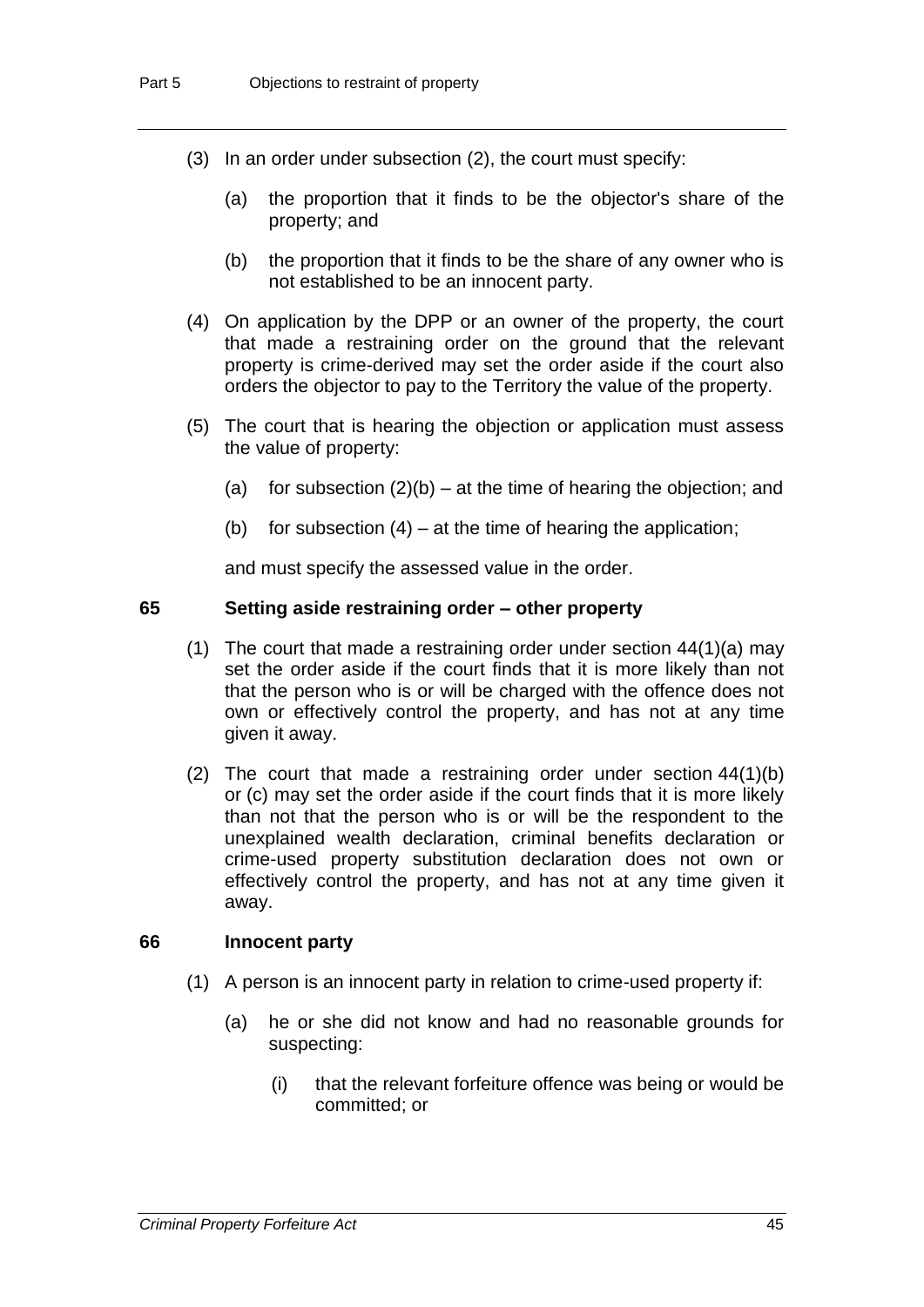(3) In an order under subsection (2), the court must specify:

(a) the proportion that it finds to be the objector's share of the property; and

(b) the proportion that it finds to be the share of any owner who is not established to be an innocent party.

(4) On application by the DPP or an owner of the property, the court that made a restraining order on the ground that the relevant property is crime-derived may set the order aside if the court also orders the objector to pay to the Territory the value of the property.

(5) The court that is hearing the objection or application must assess the value of property:

(a) for subsection (2)(b) – at the time of hearing the objection; and

(b) for subsection (4) – at the time of hearing the application;

and must specify the assessed value in the order.

### 65 Setting aside restraining order – other property

(1) The court that made a restraining order under section 44(1)(a) may set the order aside if the court finds that it is more likely than not that the person who is or will be charged with the offence does not own or effectively control the property, and has not at any time given it away.

(2) The court that made a restraining order under section 44(1)(b) or (c) may set the order aside if the court finds that it is more likely than not that the person who is or will be the respondent to the unexplained wealth declaration, criminal benefits declaration or crime-used property substitution declaration does not own or effectively control the property, and has not at any time given it away.

### 66 Innocent party

(1) A person is an innocent party in relation to crime-used property if:

(a) he or she did not know and had no reasonable grounds for suspecting:

(i) that the relevant forfeiture offence was being or would be committed; or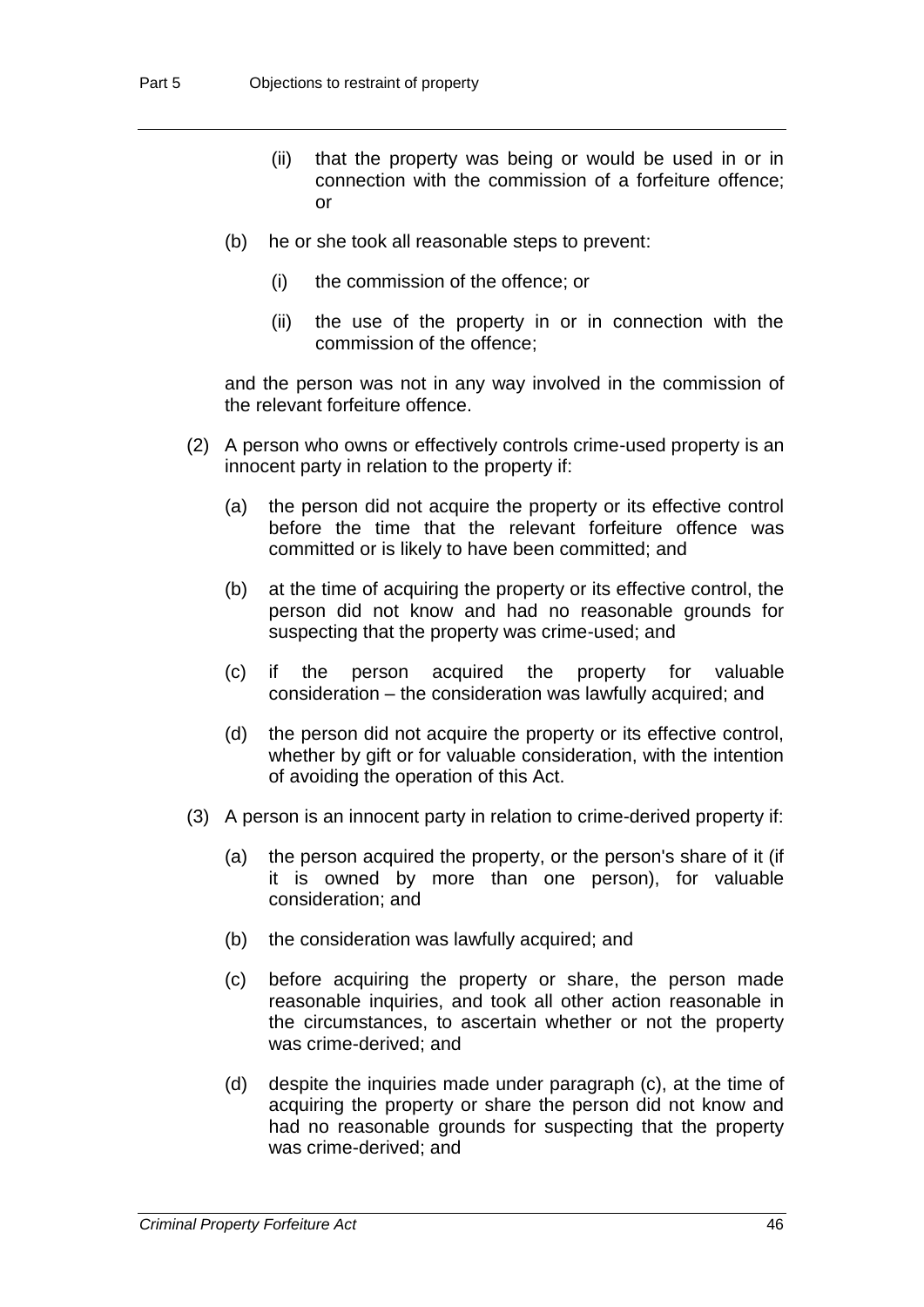(ii) that the property was being or would be used in or in connection with the commission of a forfeiture offence; or

(b) he or she took all reasonable steps to prevent:

(i) the commission of the offence; or

(ii) the use of the property in or in connection with the commission of the offence;

and the person was not in any way involved in the commission of the relevant forfeiture offence.

(2) A person who owns or effectively controls crime-used property is an innocent party in relation to the property if:

(a) the person did not acquire the property or its effective control before the time that the relevant forfeiture offence was committed or is likely to have been committed; and

(b) at the time of acquiring the property or its effective control, the person did not know and had no reasonable grounds for suspecting that the property was crime-used; and

(c) if the person acquired the property for valuable consideration – the consideration was lawfully acquired; and

(d) the person did not acquire the property or its effective control, whether by gift or for valuable consideration, with the intention of avoiding the operation of this Act.

(3) A person is an innocent party in relation to crime-derived property if:

(a) the person acquired the property, or the person's share of it (if it is owned by more than one person), for valuable consideration; and

(b) the consideration was lawfully acquired; and

(c) before acquiring the property or share, the person made reasonable inquiries, and took all other action reasonable in the circumstances, to ascertain whether or not the property was crime-derived; and

(d) despite the inquiries made under paragraph (c), at the time of acquiring the property or share the person did not know and had no reasonable grounds for suspecting that the property was crime-derived; and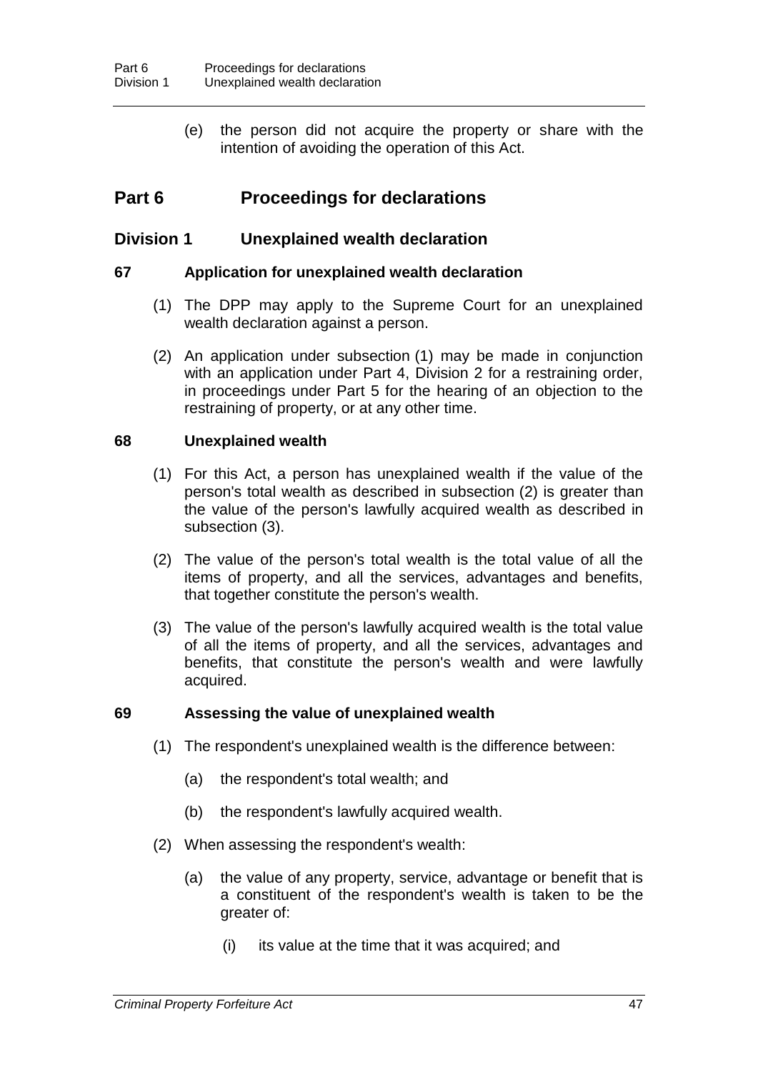(e) the person did not acquire the property or share with the intention of avoiding the operation of this Act.

# Part 6 Proceedings for declarations

## Division 1 Unexplained wealth declaration

### 67 Application for unexplained wealth declaration

(1) The DPP may apply to the Supreme Court for an unexplained wealth declaration against a person.

(2) An application under subsection (1) may be made in conjunction with an application under Part 4, Division 2 for a restraining order, in proceedings under Part 5 for the hearing of an objection to the restraining of property, or at any other time.

### 68 Unexplained wealth

(1) For this Act, a person has unexplained wealth if the value of the person's total wealth as described in subsection (2) is greater than the value of the person's lawfully acquired wealth as described in subsection (3).

(2) The value of the person's total wealth is the total value of all the items of property, and all the services, advantages and benefits, that together constitute the person's wealth.

(3) The value of the person's lawfully acquired wealth is the total value of all the items of property, and all the services, advantages and benefits, that constitute the person's wealth and were lawfully acquired.

### 69 Assessing the value of unexplained wealth

(1) The respondent's unexplained wealth is the difference between:

(a) the respondent's total wealth; and

(b) the respondent's lawfully acquired wealth.

(2) When assessing the respondent's wealth:

(a) the value of any property, service, advantage or benefit that is a constituent of the respondent's wealth is taken to be the greater of:

(i) its value at the time that it was acquired; and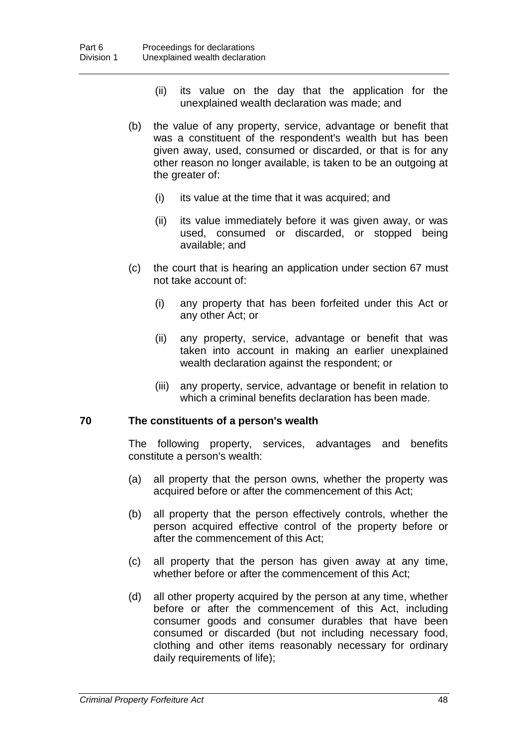(ii) its value on the day that the application for the unexplained wealth declaration was made; and

(b) the value of any property, service, advantage or benefit that was a constituent of the respondent's wealth but has been given away, used, consumed or discarded, or that is for any other reason no longer available, is taken to be an outgoing at the greater of:

  (i) its value at the time that it was acquired; and

  (ii) its value immediately before it was given away, or was used, consumed or discarded, or stopped being available; and

(c) the court that is hearing an application under section 67 must not take account of:

  (i) any property that has been forfeited under this Act or any other Act; or

  (ii) any property, service, advantage or benefit that was taken into account in making an earlier unexplained wealth declaration against the respondent; or

  (iii) any property, service, advantage or benefit in relation to which a criminal benefits declaration has been made.

### 70 The constituents of a person's wealth

The following property, services, advantages and benefits constitute a person's wealth:

(a) all property that the person owns, whether the property was acquired before or after the commencement of this Act;

(b) all property that the person effectively controls, whether the person acquired effective control of the property before or after the commencement of this Act;

(c) all property that the person has given away at any time, whether before or after the commencement of this Act;

(d) all other property acquired by the person at any time, whether before or after the commencement of this Act, including consumer goods and consumer durables that have been consumed or discarded (but not including necessary food, clothing and other items reasonably necessary for ordinary daily requirements of life);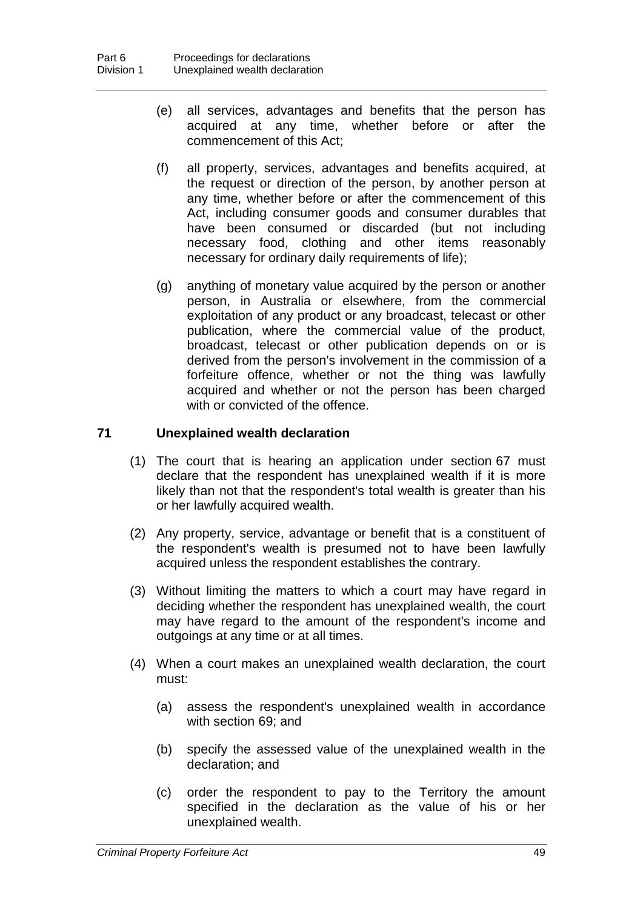(e) all services, advantages and benefits that the person has acquired at any time, whether before or after the commencement of this Act;

(f) all property, services, advantages and benefits acquired, at the request or direction of the person, by another person at any time, whether before or after the commencement of this Act, including consumer goods and consumer durables that have been consumed or discarded (but not including necessary food, clothing and other items reasonably necessary for ordinary daily requirements of life);

(g) anything of monetary value acquired by the person or another person, in Australia or elsewhere, from the commercial exploitation of any product or any broadcast, telecast or other publication, where the commercial value of the product, broadcast, telecast or other publication depends on or is derived from the person's involvement in the commission of a forfeiture offence, whether or not the thing was lawfully acquired and whether or not the person has been charged with or convicted of the offence.

### 71 Unexplained wealth declaration

(1) The court that is hearing an application under section 67 must declare that the respondent has unexplained wealth if it is more likely than not that the respondent's total wealth is greater than his or her lawfully acquired wealth.

(2) Any property, service, advantage or benefit that is a constituent of the respondent's wealth is presumed not to have been lawfully acquired unless the respondent establishes the contrary.

(3) Without limiting the matters to which a court may have regard in deciding whether the respondent has unexplained wealth, the court may have regard to the amount of the respondent's income and outgoings at any time or at all times.

(4) When a court makes an unexplained wealth declaration, the court must:

(a) assess the respondent's unexplained wealth in accordance with section 69; and

(b) specify the assessed value of the unexplained wealth in the declaration; and

(c) order the respondent to pay to the Territory the amount specified in the declaration as the value of his or her unexplained wealth.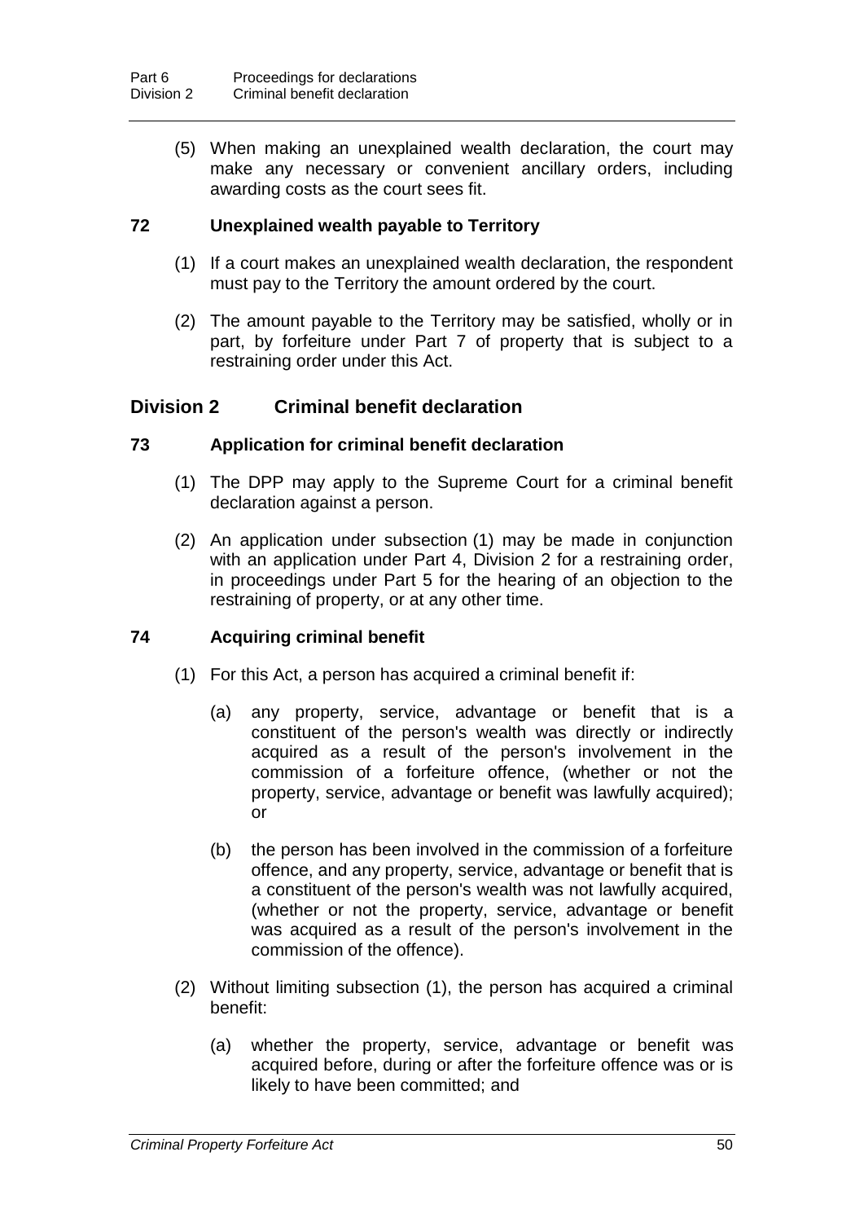(5) When making an unexplained wealth declaration, the court may make any necessary or convenient ancillary orders, including awarding costs as the court sees fit.

### 72 Unexplained wealth payable to Territory

(1) If a court makes an unexplained wealth declaration, the respondent must pay to the Territory the amount ordered by the court.

(2) The amount payable to the Territory may be satisfied, wholly or in part, by forfeiture under Part 7 of property that is subject to a restraining order under this Act.

## Division 2 Criminal benefit declaration

### 73 Application for criminal benefit declaration

(1) The DPP may apply to the Supreme Court for a criminal benefit declaration against a person.

(2) An application under subsection (1) may be made in conjunction with an application under Part 4, Division 2 for a restraining order, in proceedings under Part 5 for the hearing of an objection to the restraining of property, or at any other time.

### 74 Acquiring criminal benefit

(1) For this Act, a person has acquired a criminal benefit if:

- (a) any property, service, advantage or benefit that is a constituent of the person's wealth was directly or indirectly acquired as a result of the person's involvement in the commission of a forfeiture offence, (whether or not the property, service, advantage or benefit was lawfully acquired); or
- (b) the person has been involved in the commission of a forfeiture offence, and any property, service, advantage or benefit that is a constituent of the person's wealth was not lawfully acquired, (whether or not the property, service, advantage or benefit was acquired as a result of the person's involvement in the commission of the offence).

(2) Without limiting subsection (1), the person has acquired a criminal benefit:

- (a) whether the property, service, advantage or benefit was acquired before, during or after the forfeiture offence was or is likely to have been committed; and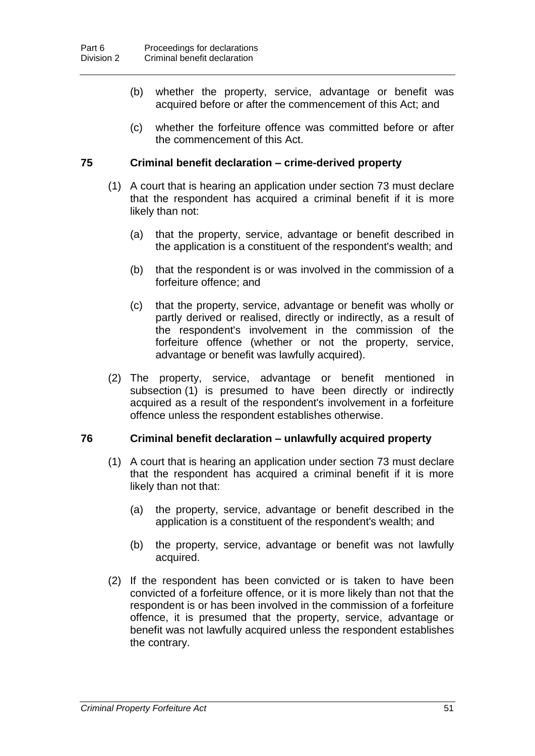(b) whether the property, service, advantage or benefit was acquired before or after the commencement of this Act; and

(c) whether the forfeiture offence was committed before or after the commencement of this Act.

### 75 Criminal benefit declaration – crime-derived property

(1) A court that is hearing an application under section 73 must declare that the respondent has acquired a criminal benefit if it is more likely than not:

(a) that the property, service, advantage or benefit described in the application is a constituent of the respondent's wealth; and

(b) that the respondent is or was involved in the commission of a forfeiture offence; and

(c) that the property, service, advantage or benefit was wholly or partly derived or realised, directly or indirectly, as a result of the respondent's involvement in the commission of the forfeiture offence (whether or not the property, service, advantage or benefit was lawfully acquired).

(2) The property, service, advantage or benefit mentioned in subsection (1) is presumed to have been directly or indirectly acquired as a result of the respondent's involvement in a forfeiture offence unless the respondent establishes otherwise.

### 76 Criminal benefit declaration – unlawfully acquired property

(1) A court that is hearing an application under section 73 must declare that the respondent has acquired a criminal benefit if it is more likely than not that:

(a) the property, service, advantage or benefit described in the application is a constituent of the respondent's wealth; and

(b) the property, service, advantage or benefit was not lawfully acquired.

(2) If the respondent has been convicted or is taken to have been convicted of a forfeiture offence, or it is more likely than not that the respondent is or has been involved in the commission of a forfeiture offence, it is presumed that the property, service, advantage or benefit was not lawfully acquired unless the respondent establishes the contrary.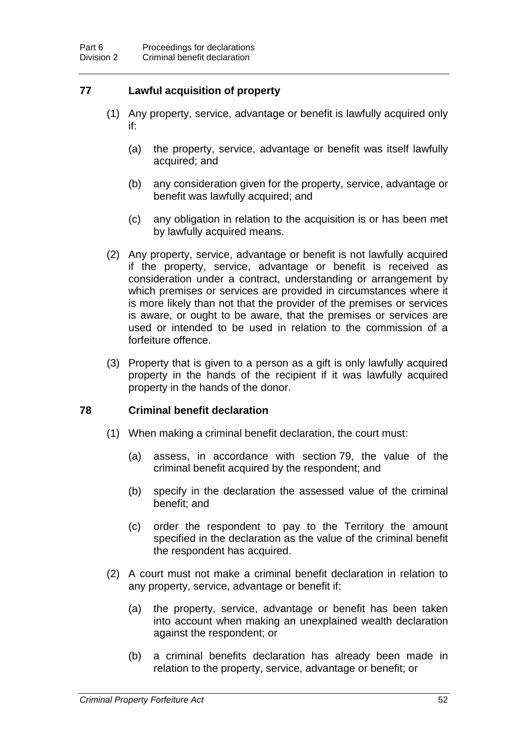## 77 Lawful acquisition of property

(1) Any property, service, advantage or benefit is lawfully acquired only if:

(a) the property, service, advantage or benefit was itself lawfully acquired; and

(b) any consideration given for the property, service, advantage or benefit was lawfully acquired; and

(c) any obligation in relation to the acquisition is or has been met by lawfully acquired means.

(2) Any property, service, advantage or benefit is not lawfully acquired if the property, service, advantage or benefit is received as consideration under a contract, understanding or arrangement by which premises or services are provided in circumstances where it is more likely than not that the provider of the premises or services is aware, or ought to be aware, that the premises or services are used or intended to be used in relation to the commission of a forfeiture offence.

(3) Property that is given to a person as a gift is only lawfully acquired property in the hands of the recipient if it was lawfully acquired property in the hands of the donor.

## 78 Criminal benefit declaration

(1) When making a criminal benefit declaration, the court must:

(a) assess, in accordance with section 79, the value of the criminal benefit acquired by the respondent; and

(b) specify in the declaration the assessed value of the criminal benefit; and

(c) order the respondent to pay to the Territory the amount specified in the declaration as the value of the criminal benefit the respondent has acquired.

(2) A court must not make a criminal benefit declaration in relation to any property, service, advantage or benefit if:

(a) the property, service, advantage or benefit has been taken into account when making an unexplained wealth declaration against the respondent; or

(b) a criminal benefits declaration has already been made in relation to the property, service, advantage or benefit; or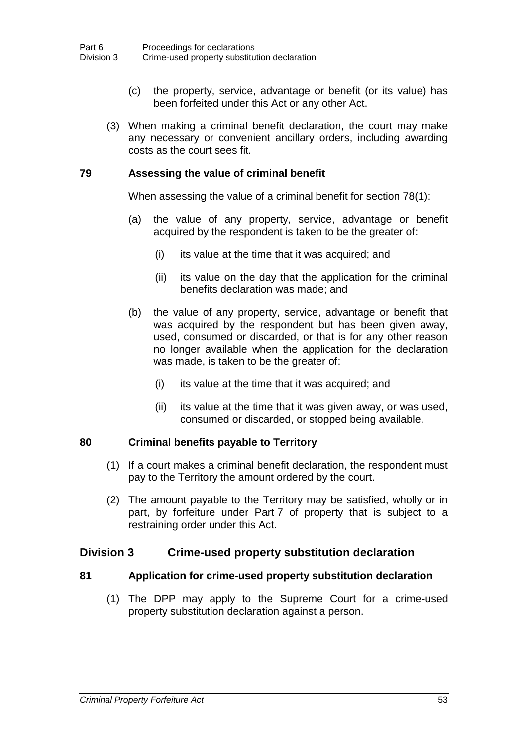(c) the property, service, advantage or benefit (or its value) has been forfeited under this Act or any other Act.

(3) When making a criminal benefit declaration, the court may make any necessary or convenient ancillary orders, including awarding costs as the court sees fit.

### 79 Assessing the value of criminal benefit

When assessing the value of a criminal benefit for section 78(1):

(a) the value of any property, service, advantage or benefit acquired by the respondent is taken to be the greater of:

(i) its value at the time that it was acquired; and

(ii) its value on the day that the application for the criminal benefits declaration was made; and

(b) the value of any property, service, advantage or benefit that was acquired by the respondent but has been given away, used, consumed or discarded, or that is for any other reason no longer available when the application for the declaration was made, is taken to be the greater of:

(i) its value at the time that it was acquired; and

(ii) its value at the time that it was given away, or was used, consumed or discarded, or stopped being available.

### 80 Criminal benefits payable to Territory

(1) If a court makes a criminal benefit declaration, the respondent must pay to the Territory the amount ordered by the court.

(2) The amount payable to the Territory may be satisfied, wholly or in part, by forfeiture under Part 7 of property that is subject to a restraining order under this Act.

## Division 3 Crime-used property substitution declaration

### 81 Application for crime-used property substitution declaration

(1) The DPP may apply to the Supreme Court for a crime-used property substitution declaration against a person.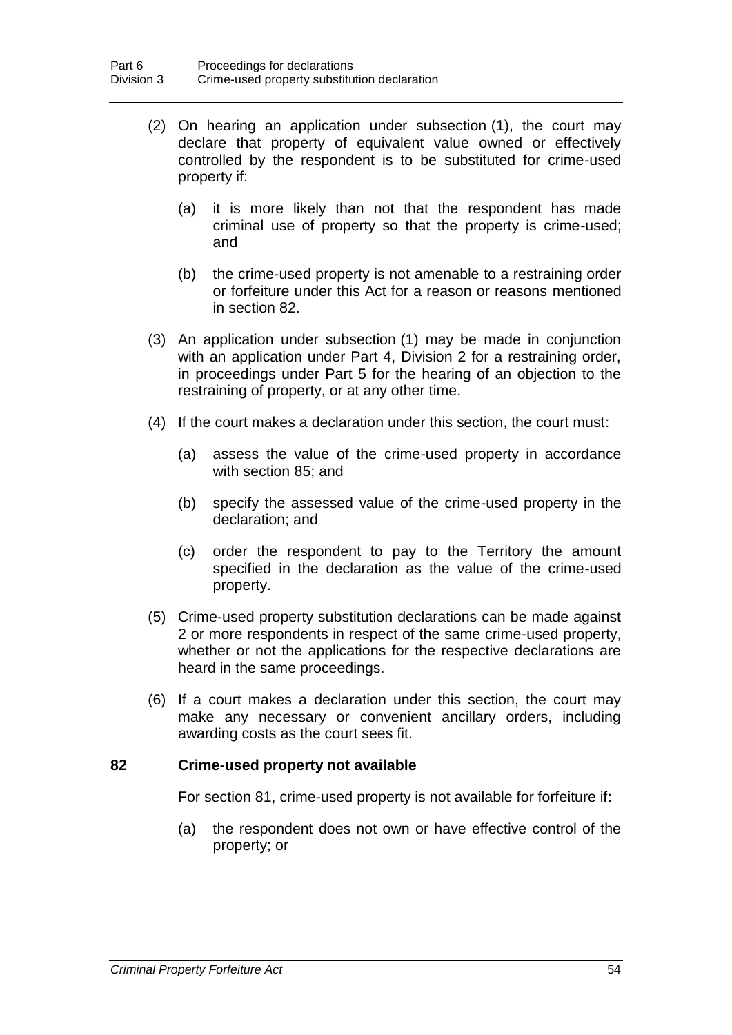(2) On hearing an application under subsection (1), the court may declare that property of equivalent value owned or effectively controlled by the respondent is to be substituted for crime-used property if:

(a) it is more likely than not that the respondent has made criminal use of property so that the property is crime-used; and

(b) the crime-used property is not amenable to a restraining order or forfeiture under this Act for a reason or reasons mentioned in section 82.

(3) An application under subsection (1) may be made in conjunction with an application under Part 4, Division 2 for a restraining order, in proceedings under Part 5 for the hearing of an objection to the restraining of property, or at any other time.

(4) If the court makes a declaration under this section, the court must:

(a) assess the value of the crime-used property in accordance with section 85; and

(b) specify the assessed value of the crime-used property in the declaration; and

(c) order the respondent to pay to the Territory the amount specified in the declaration as the value of the crime-used property.

(5) Crime-used property substitution declarations can be made against 2 or more respondents in respect of the same crime-used property, whether or not the applications for the respective declarations are heard in the same proceedings.

(6) If a court makes a declaration under this section, the court may make any necessary or convenient ancillary orders, including awarding costs as the court sees fit.

### 82 Crime-used property not available

For section 81, crime-used property is not available for forfeiture if:

(a) the respondent does not own or have effective control of the property; or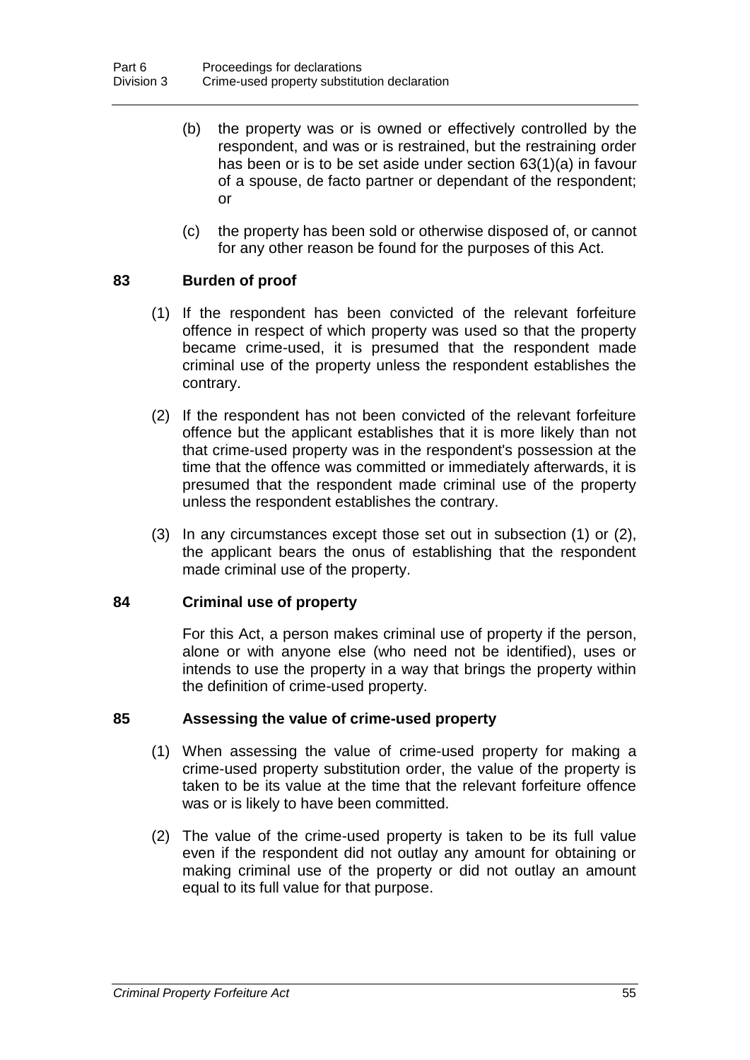(b) the property was or is owned or effectively controlled by the respondent, and was or is restrained, but the restraining order has been or is to be set aside under section 63(1)(a) in favour of a spouse, de facto partner or dependant of the respondent; or

(c) the property has been sold or otherwise disposed of, or cannot for any other reason be found for the purposes of this Act.

### 83 Burden of proof

(1) If the respondent has been convicted of the relevant forfeiture offence in respect of which property was used so that the property became crime-used, it is presumed that the respondent made criminal use of the property unless the respondent establishes the contrary.

(2) If the respondent has not been convicted of the relevant forfeiture offence but the applicant establishes that it is more likely than not that crime-used property was in the respondent's possession at the time that the offence was committed or immediately afterwards, it is presumed that the respondent made criminal use of the property unless the respondent establishes the contrary.

(3) In any circumstances except those set out in subsection (1) or (2), the applicant bears the onus of establishing that the respondent made criminal use of the property.

### 84 Criminal use of property

For this Act, a person makes criminal use of property if the person, alone or with anyone else (who need not be identified), uses or intends to use the property in a way that brings the property within the definition of crime-used property.

### 85 Assessing the value of crime-used property

(1) When assessing the value of crime-used property for making a crime-used property substitution order, the value of the property is taken to be its value at the time that the relevant forfeiture offence was or is likely to have been committed.

(2) The value of the crime-used property is taken to be its full value even if the respondent did not outlay any amount for obtaining or making criminal use of the property or did not outlay an amount equal to its full value for that purpose.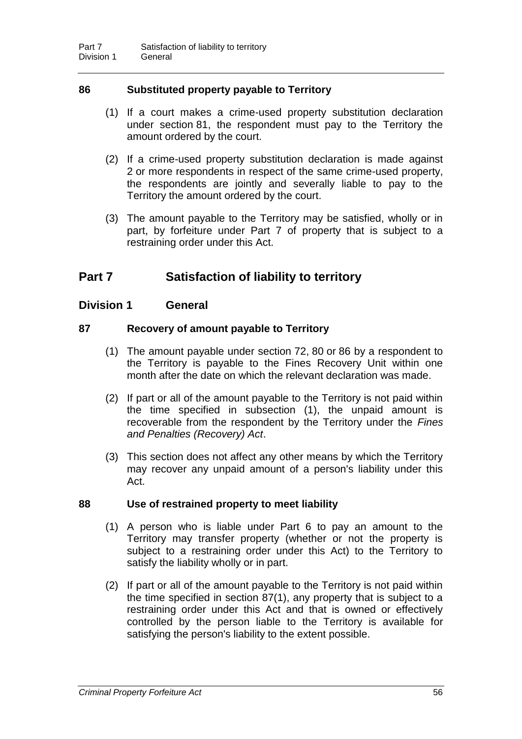### 86 Substituted property payable to Territory

(1) If a court makes a crime-used property substitution declaration under section 81, the respondent must pay to the Territory the amount ordered by the court.

(2) If a crime-used property substitution declaration is made against 2 or more respondents in respect of the same crime-used property, the respondents are jointly and severally liable to pay to the Territory the amount ordered by the court.

(3) The amount payable to the Territory may be satisfied, wholly or in part, by forfeiture under Part 7 of property that is subject to a restraining order under this Act.

# Part 7 Satisfaction of liability to territory

## Division 1 General

### 87 Recovery of amount payable to Territory

(1) The amount payable under section 72, 80 or 86 by a respondent to the Territory is payable to the Fines Recovery Unit within one month after the date on which the relevant declaration was made.

(2) If part or all of the amount payable to the Territory is not paid within the time specified in subsection (1), the unpaid amount is recoverable from the respondent by the Territory under the *Fines and Penalties (Recovery) Act*.

(3) This section does not affect any other means by which the Territory may recover any unpaid amount of a person's liability under this Act.

### 88 Use of restrained property to meet liability

(1) A person who is liable under Part 6 to pay an amount to the Territory may transfer property (whether or not the property is subject to a restraining order under this Act) to the Territory to satisfy the liability wholly or in part.

(2) If part or all of the amount payable to the Territory is not paid within the time specified in section 87(1), any property that is subject to a restraining order under this Act and that is owned or effectively controlled by the person liable to the Territory is available for satisfying the person's liability to the extent possible.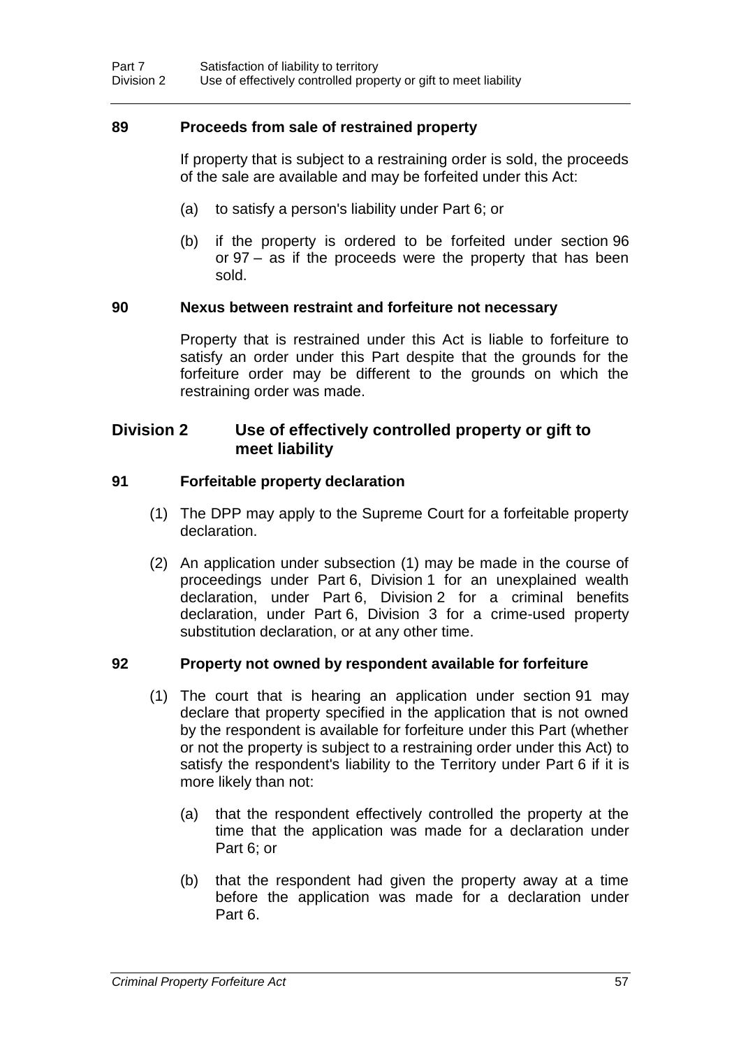### 89 Proceeds from sale of restrained property

If property that is subject to a restraining order is sold, the proceeds of the sale are available and may be forfeited under this Act:

(a) to satisfy a person's liability under Part 6; or

(b) if the property is ordered to be forfeited under section 96 or 97 – as if the proceeds were the property that has been sold.

### 90 Nexus between restraint and forfeiture not necessary

Property that is restrained under this Act is liable to forfeiture to satisfy an order under this Part despite that the grounds for the forfeiture order may be different to the grounds on which the restraining order was made.

## Division 2 Use of effectively controlled property or gift to meet liability

### 91 Forfeitable property declaration

(1) The DPP may apply to the Supreme Court for a forfeitable property declaration.

(2) An application under subsection (1) may be made in the course of proceedings under Part 6, Division 1 for an unexplained wealth declaration, under Part 6, Division 2 for a criminal benefits declaration, under Part 6, Division 3 for a crime-used property substitution declaration, or at any other time.

### 92 Property not owned by respondent available for forfeiture

(1) The court that is hearing an application under section 91 may declare that property specified in the application that is not owned by the respondent is available for forfeiture under this Part (whether or not the property is subject to a restraining order under this Act) to satisfy the respondent's liability to the Territory under Part 6 if it is more likely than not:

(a) that the respondent effectively controlled the property at the time that the application was made for a declaration under Part 6; or

(b) that the respondent had given the property away at a time before the application was made for a declaration under Part 6.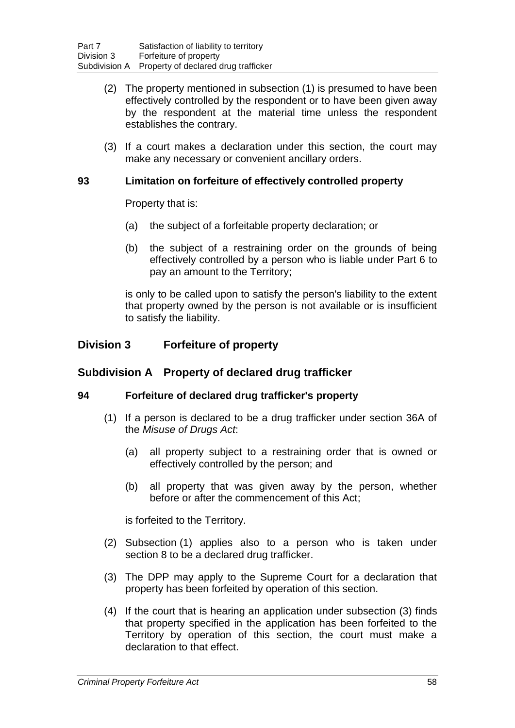(2) The property mentioned in subsection (1) is presumed to have been effectively controlled by the respondent or to have been given away by the respondent at the material time unless the respondent establishes the contrary.

(3) If a court makes a declaration under this section, the court may make any necessary or convenient ancillary orders.

### 93 Limitation on forfeiture of effectively controlled property

Property that is:

(a) the subject of a forfeitable property declaration; or

(b) the subject of a restraining order on the grounds of being effectively controlled by a person who is liable under Part 6 to pay an amount to the Territory;

is only to be called upon to satisfy the person's liability to the extent that property owned by the person is not available or is insufficient to satisfy the liability.

## Division 3 Forfeiture of property

## Subdivision A Property of declared drug trafficker

### 94 Forfeiture of declared drug trafficker's property

(1) If a person is declared to be a drug trafficker under section 36A of the *Misuse of Drugs Act*:

(a) all property subject to a restraining order that is owned or effectively controlled by the person; and

(b) all property that was given away by the person, whether before or after the commencement of this Act;

is forfeited to the Territory.

(2) Subsection (1) applies also to a person who is taken under section 8 to be a declared drug trafficker.

(3) The DPP may apply to the Supreme Court for a declaration that property has been forfeited by operation of this section.

(4) If the court that is hearing an application under subsection (3) finds that property specified in the application has been forfeited to the Territory by operation of this section, the court must make a declaration to that effect.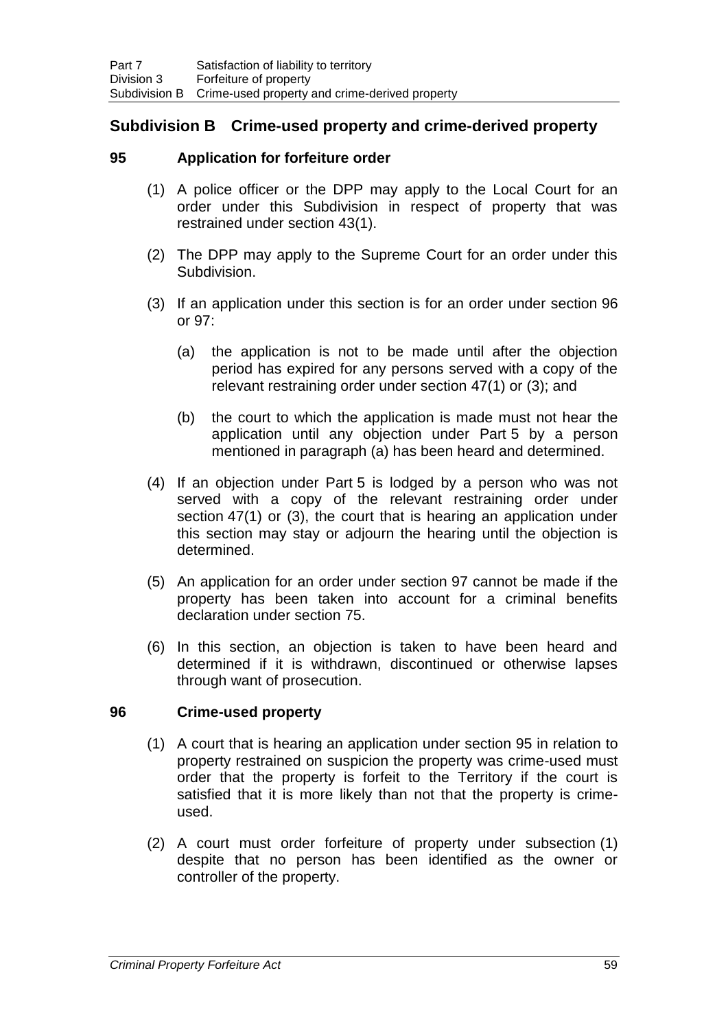## Subdivision B Crime-used property and crime-derived property

### 95 Application for forfeiture order

(1) A police officer or the DPP may apply to the Local Court for an order under this Subdivision in respect of property that was restrained under section 43(1).

(2) The DPP may apply to the Supreme Court for an order under this Subdivision.

(3) If an application under this section is for an order under section 96 or 97:

(a) the application is not to be made until after the objection period has expired for any persons served with a copy of the relevant restraining order under section 47(1) or (3); and

(b) the court to which the application is made must not hear the application until any objection under Part 5 by a person mentioned in paragraph (a) has been heard and determined.

(4) If an objection under Part 5 is lodged by a person who was not served with a copy of the relevant restraining order under section 47(1) or (3), the court that is hearing an application under this section may stay or adjourn the hearing until the objection is determined.

(5) An application for an order under section 97 cannot be made if the property has been taken into account for a criminal benefits declaration under section 75.

(6) In this section, an objection is taken to have been heard and determined if it is withdrawn, discontinued or otherwise lapses through want of prosecution.

### 96 Crime-used property

(1) A court that is hearing an application under section 95 in relation to property restrained on suspicion the property was crime-used must order that the property is forfeit to the Territory if the court is satisfied that it is more likely than not that the property is crime-used.

(2) A court must order forfeiture of property under subsection (1) despite that no person has been identified as the owner or controller of the property.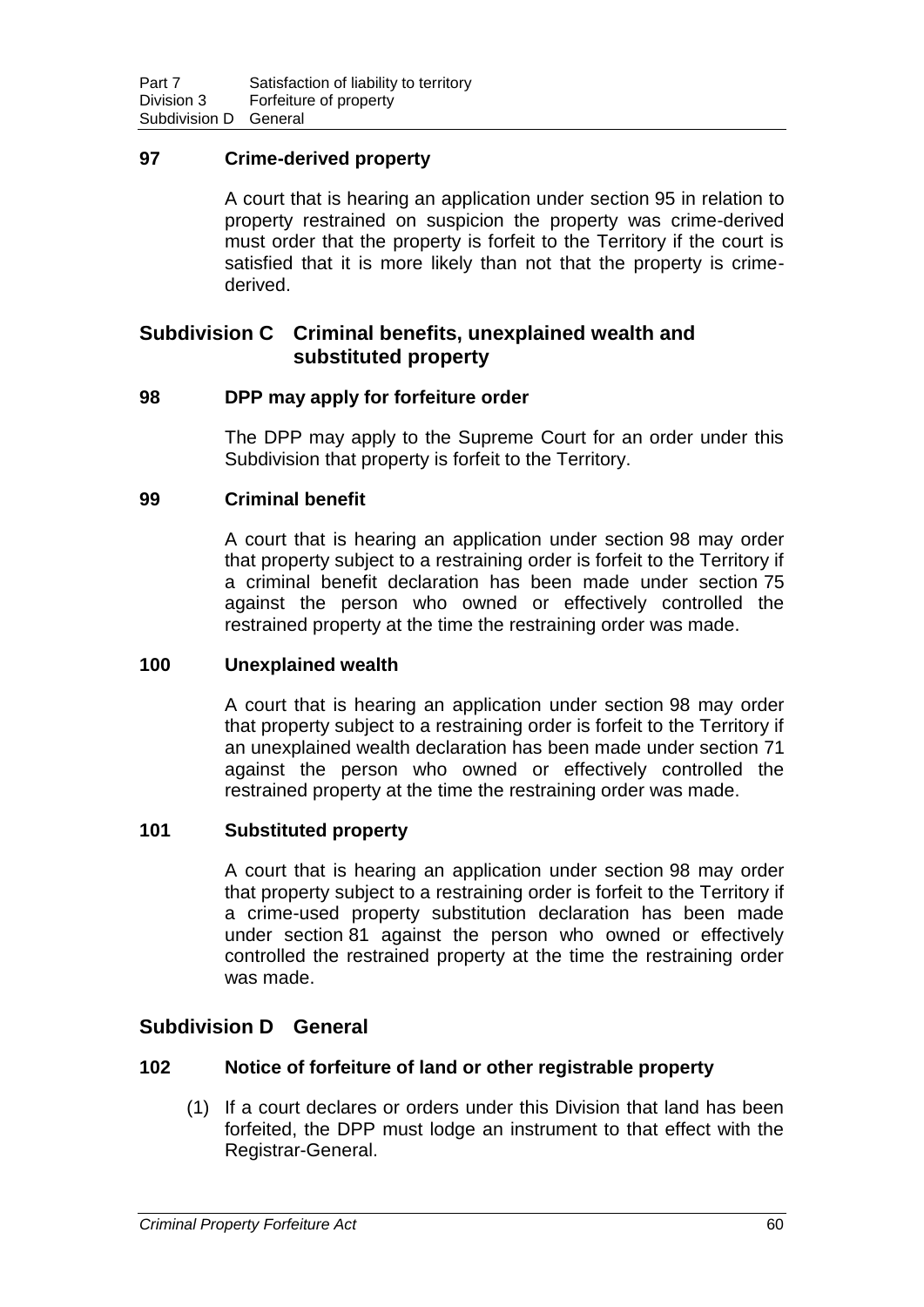### 97 Crime-derived property

A court that is hearing an application under section 95 in relation to property restrained on suspicion the property was crime-derived must order that the property is forfeit to the Territory if the court is satisfied that it is more likely than not that the property is crime-derived.

## Subdivision C Criminal benefits, unexplained wealth and substituted property

### 98 DPP may apply for forfeiture order

The DPP may apply to the Supreme Court for an order under this Subdivision that property is forfeit to the Territory.

### 99 Criminal benefit

A court that is hearing an application under section 98 may order that property subject to a restraining order is forfeit to the Territory if a criminal benefit declaration has been made under section 75 against the person who owned or effectively controlled the restrained property at the time the restraining order was made.

### 100 Unexplained wealth

A court that is hearing an application under section 98 may order that property subject to a restraining order is forfeit to the Territory if an unexplained wealth declaration has been made under section 71 against the person who owned or effectively controlled the restrained property at the time the restraining order was made.

### 101 Substituted property

A court that is hearing an application under section 98 may order that property subject to a restraining order is forfeit to the Territory if a crime-used property substitution declaration has been made under section 81 against the person who owned or effectively controlled the restrained property at the time the restraining order was made.

## Subdivision D General

### 102 Notice of forfeiture of land or other registrable property

(1) If a court declares or orders under this Division that land has been forfeited, the DPP must lodge an instrument to that effect with the Registrar-General.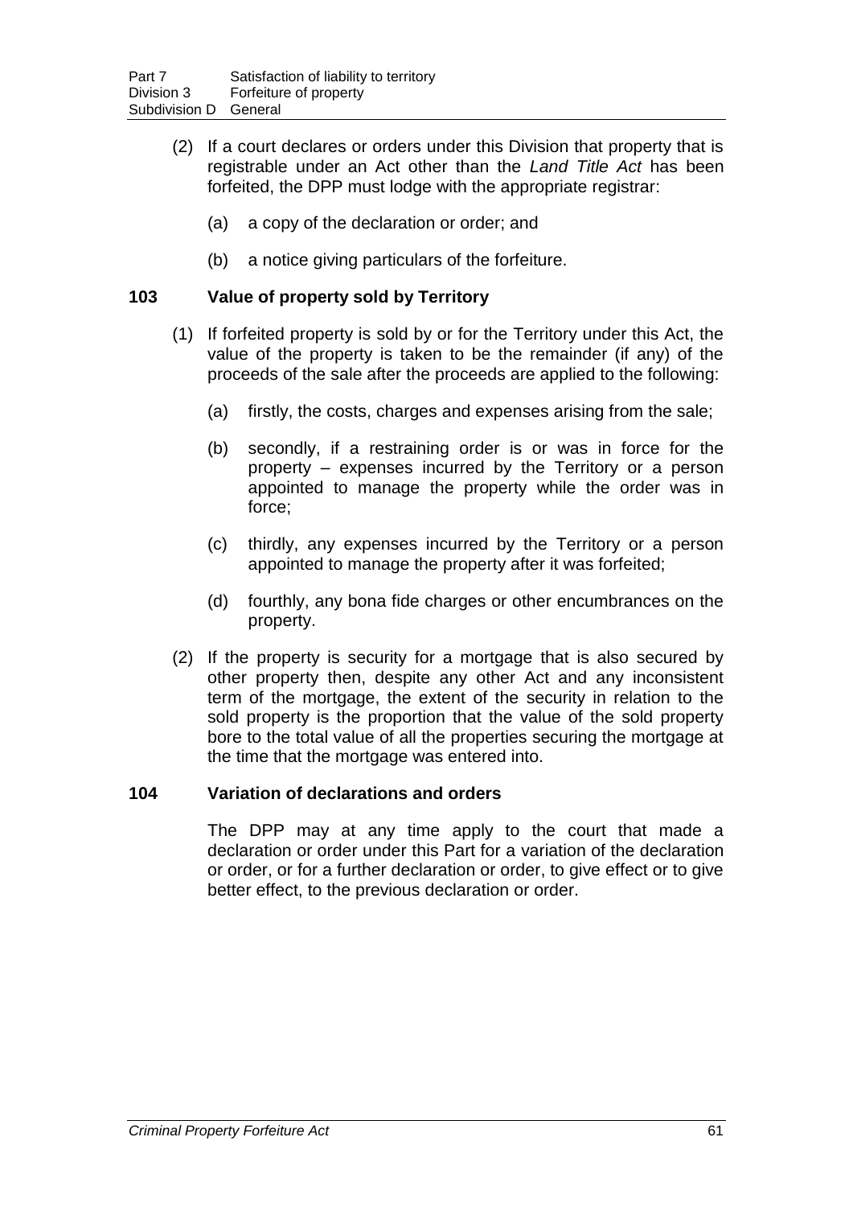(2) If a court declares or orders under this Division that property that is registrable under an Act other than the *Land Title Act* has been forfeited, the DPP must lodge with the appropriate registrar:

(a) a copy of the declaration or order; and

(b) a notice giving particulars of the forfeiture.

### 103 Value of property sold by Territory

(1) If forfeited property is sold by or for the Territory under this Act, the value of the property is taken to be the remainder (if any) of the proceeds of the sale after the proceeds are applied to the following:

(a) firstly, the costs, charges and expenses arising from the sale;

(b) secondly, if a restraining order is or was in force for the property – expenses incurred by the Territory or a person appointed to manage the property while the order was in force;

(c) thirdly, any expenses incurred by the Territory or a person appointed to manage the property after it was forfeited;

(d) fourthly, any bona fide charges or other encumbrances on the property.

(2) If the property is security for a mortgage that is also secured by other property then, despite any other Act and any inconsistent term of the mortgage, the extent of the security in relation to the sold property is the proportion that the value of the sold property bore to the total value of all the properties securing the mortgage at the time that the mortgage was entered into.

### 104 Variation of declarations and orders

The DPP may at any time apply to the court that made a declaration or order under this Part for a variation of the declaration or order, or for a further declaration or order, to give effect or to give better effect, to the previous declaration or order.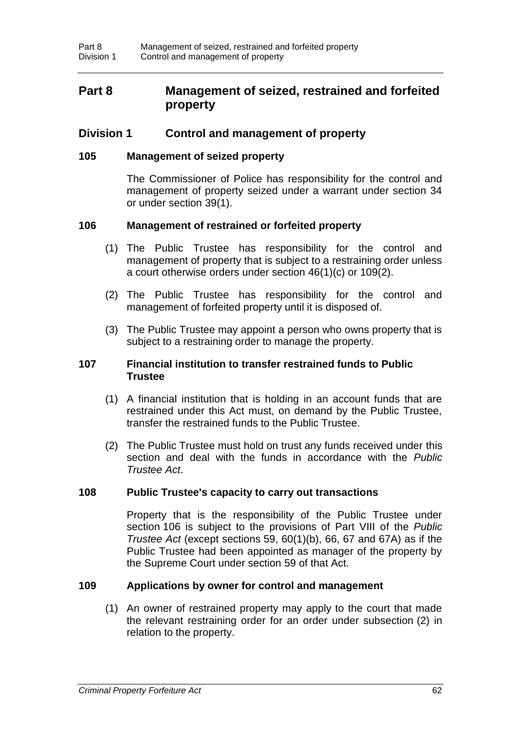# Part 8 Management of seized, restrained and forfeited property

## Division 1 Control and management of property

### 105 Management of seized property

The Commissioner of Police has responsibility for the control and management of property seized under a warrant under section 34 or under section 39(1).

### 106 Management of restrained or forfeited property

(1) The Public Trustee has responsibility for the control and management of property that is subject to a restraining order unless a court otherwise orders under section 46(1)(c) or 109(2).

(2) The Public Trustee has responsibility for the control and management of forfeited property until it is disposed of.

(3) The Public Trustee may appoint a person who owns property that is subject to a restraining order to manage the property.

### 107 Financial institution to transfer restrained funds to Public Trustee

(1) A financial institution that is holding in an account funds that are restrained under this Act must, on demand by the Public Trustee, transfer the restrained funds to the Public Trustee.

(2) The Public Trustee must hold on trust any funds received under this section and deal with the funds in accordance with the *Public Trustee Act*.

### 108 Public Trustee's capacity to carry out transactions

Property that is the responsibility of the Public Trustee under section 106 is subject to the provisions of Part VIII of the *Public Trustee Act* (except sections 59, 60(1)(b), 66, 67 and 67A) as if the Public Trustee had been appointed as manager of the property by the Supreme Court under section 59 of that Act.

### 109 Applications by owner for control and management

(1) An owner of restrained property may apply to the court that made the relevant restraining order for an order under subsection (2) in relation to the property.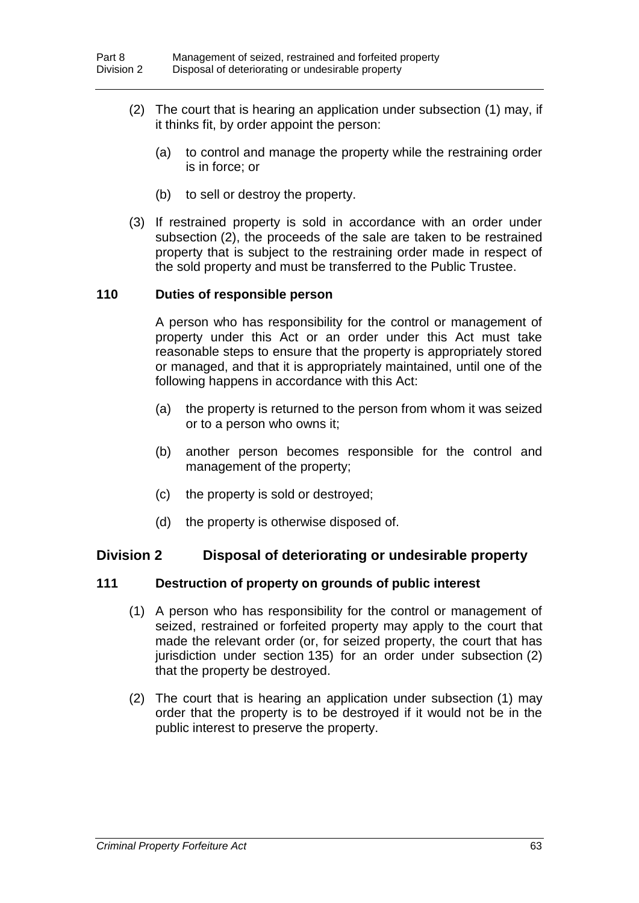(2) The court that is hearing an application under subsection (1) may, if it thinks fit, by order appoint the person:

  (a) to control and manage the property while the restraining order is in force; or

  (b) to sell or destroy the property.

(3) If restrained property is sold in accordance with an order under subsection (2), the proceeds of the sale are taken to be restrained property that is subject to the restraining order made in respect of the sold property and must be transferred to the Public Trustee.

### 110 Duties of responsible person

A person who has responsibility for the control or management of property under this Act or an order under this Act must take reasonable steps to ensure that the property is appropriately stored or managed, and that it is appropriately maintained, until one of the following happens in accordance with this Act:

  (a) the property is returned to the person from whom it was seized or to a person who owns it;

  (b) another person becomes responsible for the control and management of the property;

  (c) the property is sold or destroyed;

  (d) the property is otherwise disposed of.

## Division 2 Disposal of deteriorating or undesirable property

### 111 Destruction of property on grounds of public interest

(1) A person who has responsibility for the control or management of seized, restrained or forfeited property may apply to the court that made the relevant order (or, for seized property, the court that has jurisdiction under section 135) for an order under subsection (2) that the property be destroyed.

(2) The court that is hearing an application under subsection (1) may order that the property is to be destroyed if it would not be in the public interest to preserve the property.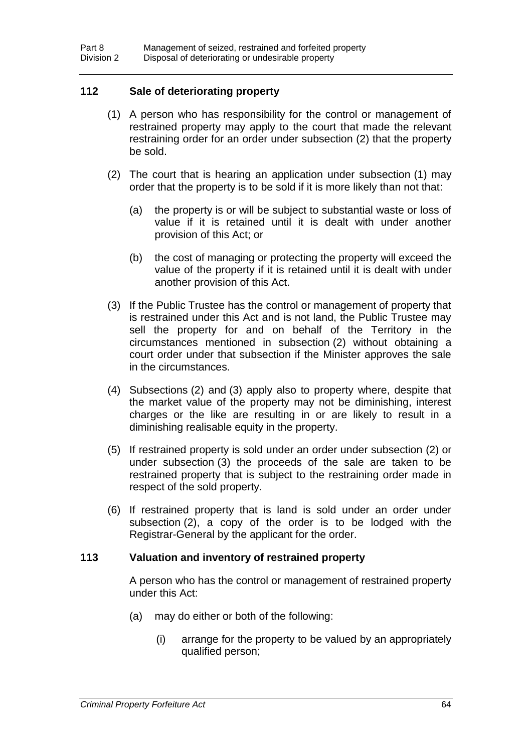## 112 Sale of deteriorating property

(1) A person who has responsibility for the control or management of restrained property may apply to the court that made the relevant restraining order for an order under subsection (2) that the property be sold.

(2) The court that is hearing an application under subsection (1) may order that the property is to be sold if it is more likely than not that:

(a) the property is or will be subject to substantial waste or loss of value if it is retained until it is dealt with under another provision of this Act; or

(b) the cost of managing or protecting the property will exceed the value of the property if it is retained until it is dealt with under another provision of this Act.

(3) If the Public Trustee has the control or management of property that is restrained under this Act and is not land, the Public Trustee may sell the property for and on behalf of the Territory in the circumstances mentioned in subsection (2) without obtaining a court order under that subsection if the Minister approves the sale in the circumstances.

(4) Subsections (2) and (3) apply also to property where, despite that the market value of the property may not be diminishing, interest charges or the like are resulting in or are likely to result in a diminishing realisable equity in the property.

(5) If restrained property is sold under an order under subsection (2) or under subsection (3) the proceeds of the sale are taken to be restrained property that is subject to the restraining order made in respect of the sold property.

(6) If restrained property that is land is sold under an order under subsection (2), a copy of the order is to be lodged with the Registrar-General by the applicant for the order.

## 113 Valuation and inventory of restrained property

A person who has the control or management of restrained property under this Act:

(a) may do either or both of the following:

(i) arrange for the property to be valued by an appropriately qualified person;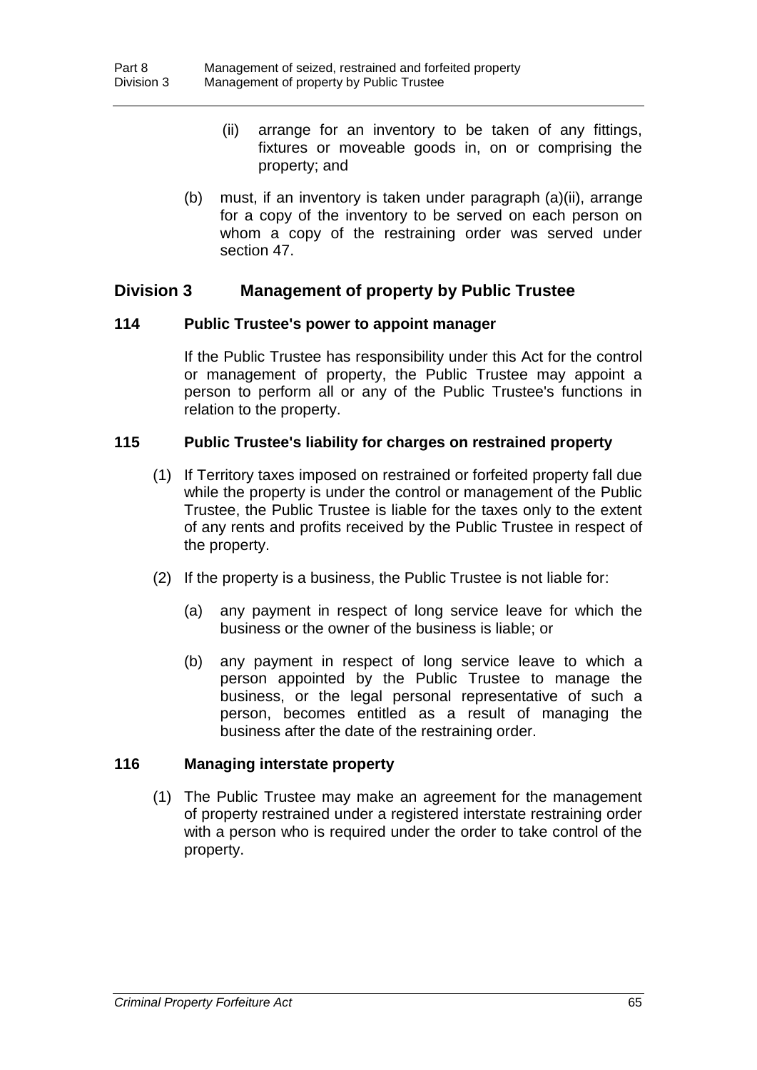(ii) arrange for an inventory to be taken of any fittings, fixtures or moveable goods in, on or comprising the property; and

(b) must, if an inventory is taken under paragraph (a)(ii), arrange for a copy of the inventory to be served on each person on whom a copy of the restraining order was served under section 47.

## Division 3 Management of property by Public Trustee

### 114 Public Trustee's power to appoint manager

If the Public Trustee has responsibility under this Act for the control or management of property, the Public Trustee may appoint a person to perform all or any of the Public Trustee's functions in relation to the property.

### 115 Public Trustee's liability for charges on restrained property

(1) If Territory taxes imposed on restrained or forfeited property fall due while the property is under the control or management of the Public Trustee, the Public Trustee is liable for the taxes only to the extent of any rents and profits received by the Public Trustee in respect of the property.

(2) If the property is a business, the Public Trustee is not liable for:

(a) any payment in respect of long service leave for which the business or the owner of the business is liable; or

(b) any payment in respect of long service leave to which a person appointed by the Public Trustee to manage the business, or the legal personal representative of such a person, becomes entitled as a result of managing the business after the date of the restraining order.

### 116 Managing interstate property

(1) The Public Trustee may make an agreement for the management of property restrained under a registered interstate restraining order with a person who is required under the order to take control of the property.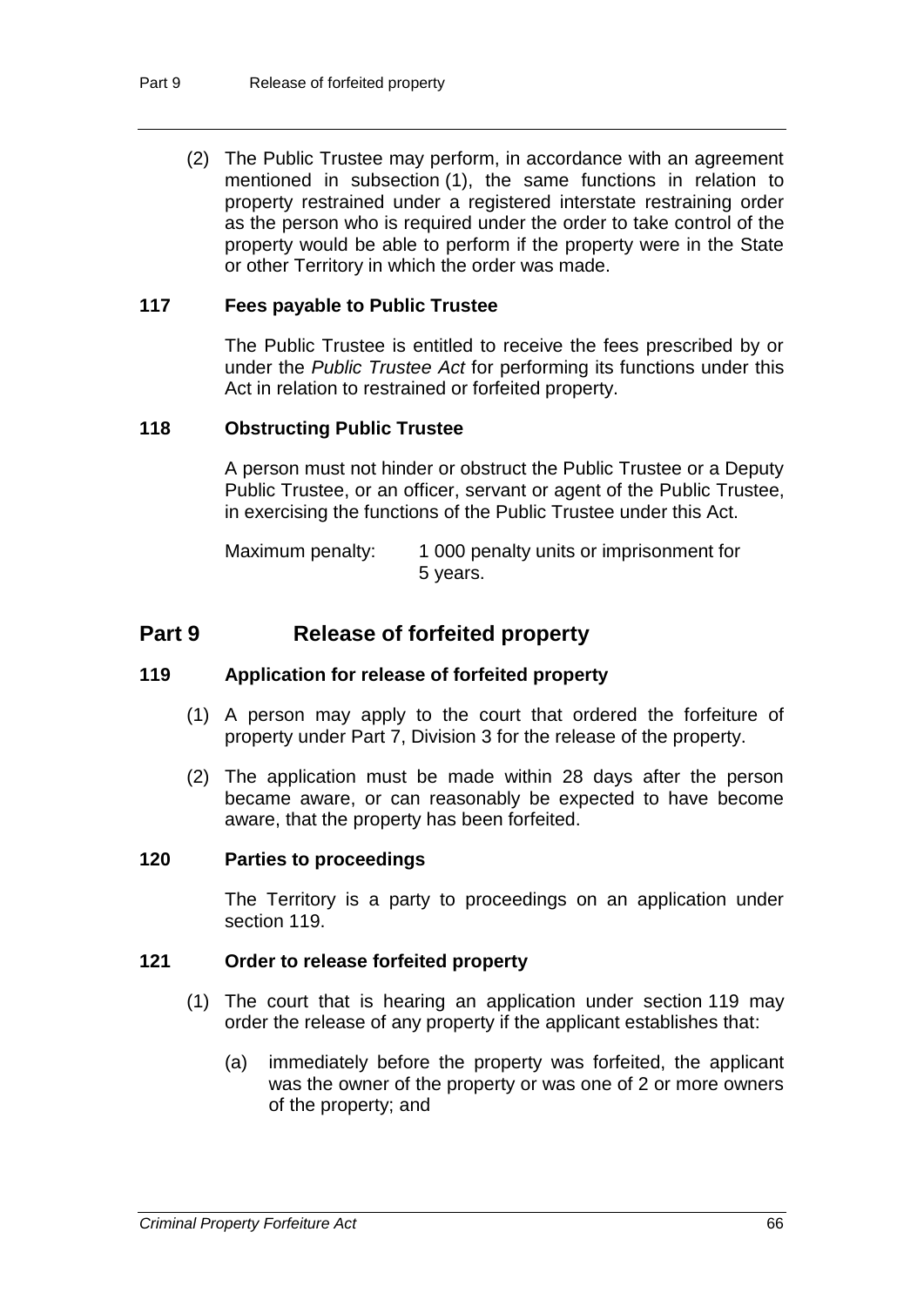(2) The Public Trustee may perform, in accordance with an agreement mentioned in subsection (1), the same functions in relation to property restrained under a registered interstate restraining order as the person who is required under the order to take control of the property would be able to perform if the property were in the State or other Territory in which the order was made.

### 117 Fees payable to Public Trustee

The Public Trustee is entitled to receive the fees prescribed by or under the *Public Trustee Act* for performing its functions under this Act in relation to restrained or forfeited property.

### 118 Obstructing Public Trustee

A person must not hinder or obstruct the Public Trustee or a Deputy Public Trustee, or an officer, servant or agent of the Public Trustee, in exercising the functions of the Public Trustee under this Act.

Maximum penalty: 1 000 penalty units or imprisonment for 5 years.

## Part 9 Release of forfeited property

### 119 Application for release of forfeited property

(1) A person may apply to the court that ordered the forfeiture of property under Part 7, Division 3 for the release of the property.

(2) The application must be made within 28 days after the person became aware, or can reasonably be expected to have become aware, that the property has been forfeited.

### 120 Parties to proceedings

The Territory is a party to proceedings on an application under section 119.

### 121 Order to release forfeited property

(1) The court that is hearing an application under section 119 may order the release of any property if the applicant establishes that:

(a) immediately before the property was forfeited, the applicant was the owner of the property or was one of 2 or more owners of the property; and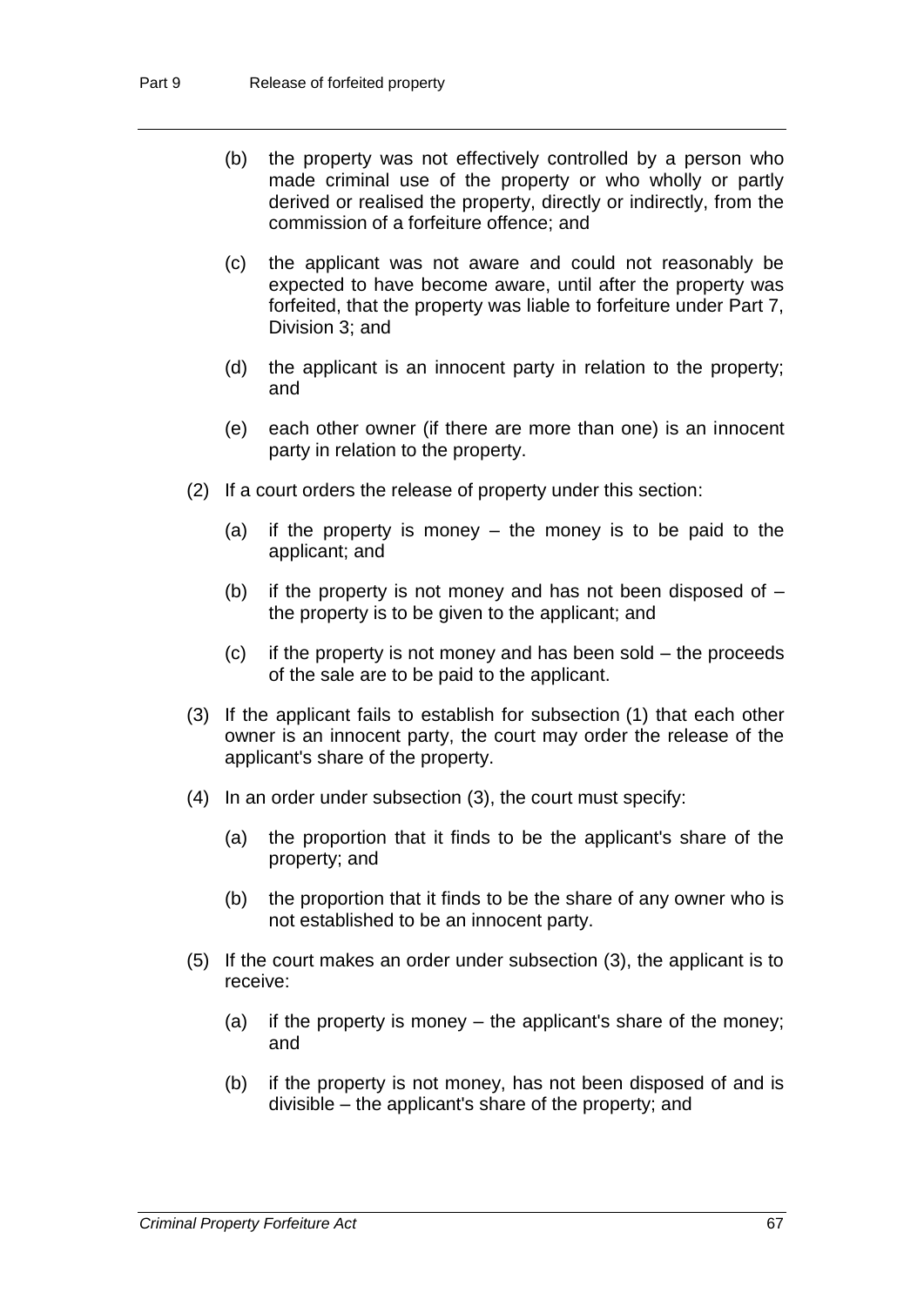(b) the property was not effectively controlled by a person who made criminal use of the property or who wholly or partly derived or realised the property, directly or indirectly, from the commission of a forfeiture offence; and

(c) the applicant was not aware and could not reasonably be expected to have become aware, until after the property was forfeited, that the property was liable to forfeiture under Part 7, Division 3; and

(d) the applicant is an innocent party in relation to the property; and

(e) each other owner (if there are more than one) is an innocent party in relation to the property.

(2) If a court orders the release of property under this section:

(a) if the property is money – the money is to be paid to the applicant; and

(b) if the property is not money and has not been disposed of – the property is to be given to the applicant; and

(c) if the property is not money and has been sold – the proceeds of the sale are to be paid to the applicant.

(3) If the applicant fails to establish for subsection (1) that each other owner is an innocent party, the court may order the release of the applicant's share of the property.

(4) In an order under subsection (3), the court must specify:

(a) the proportion that it finds to be the applicant's share of the property; and

(b) the proportion that it finds to be the share of any owner who is not established to be an innocent party.

(5) If the court makes an order under subsection (3), the applicant is to receive:

(a) if the property is money – the applicant's share of the money; and

(b) if the property is not money, has not been disposed of and is divisible – the applicant's share of the property; and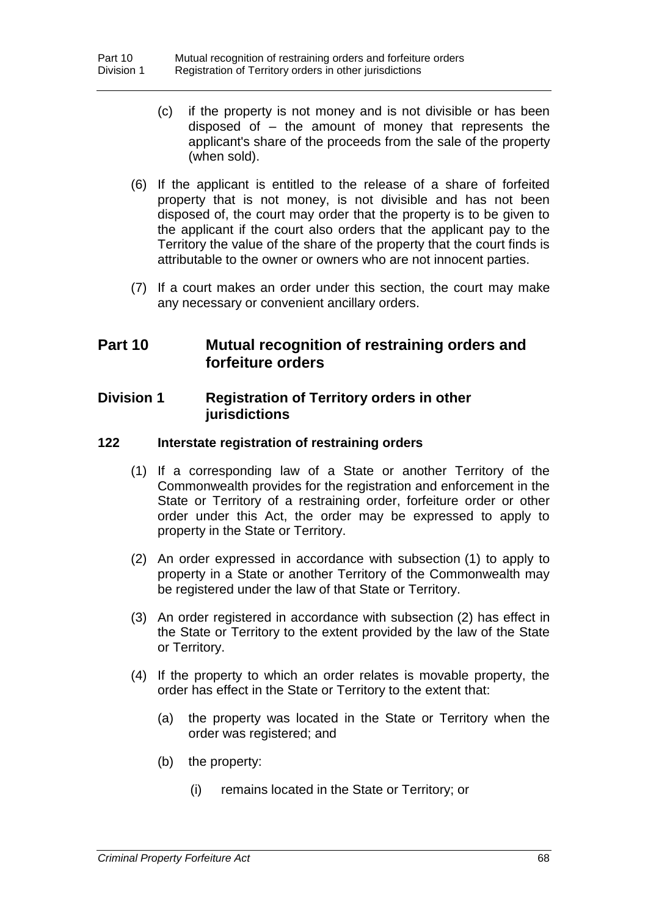(c) if the property is not money and is not divisible or has been disposed of – the amount of money that represents the applicant's share of the proceeds from the sale of the property (when sold).

(6) If the applicant is entitled to the release of a share of forfeited property that is not money, is not divisible and has not been disposed of, the court may order that the property is to be given to the applicant if the court also orders that the applicant pay to the Territory the value of the share of the property that the court finds is attributable to the owner or owners who are not innocent parties.

(7) If a court makes an order under this section, the court may make any necessary or convenient ancillary orders.

# Part 10 Mutual recognition of restraining orders and forfeiture orders

## Division 1 Registration of Territory orders in other jurisdictions

### 122 Interstate registration of restraining orders

(1) If a corresponding law of a State or another Territory of the Commonwealth provides for the registration and enforcement in the State or Territory of a restraining order, forfeiture order or other order under this Act, the order may be expressed to apply to property in the State or Territory.

(2) An order expressed in accordance with subsection (1) to apply to property in a State or another Territory of the Commonwealth may be registered under the law of that State or Territory.

(3) An order registered in accordance with subsection (2) has effect in the State or Territory to the extent provided by the law of the State or Territory.

(4) If the property to which an order relates is movable property, the order has effect in the State or Territory to the extent that:

(a) the property was located in the State or Territory when the order was registered; and

(b) the property:

(i) remains located in the State or Territory; or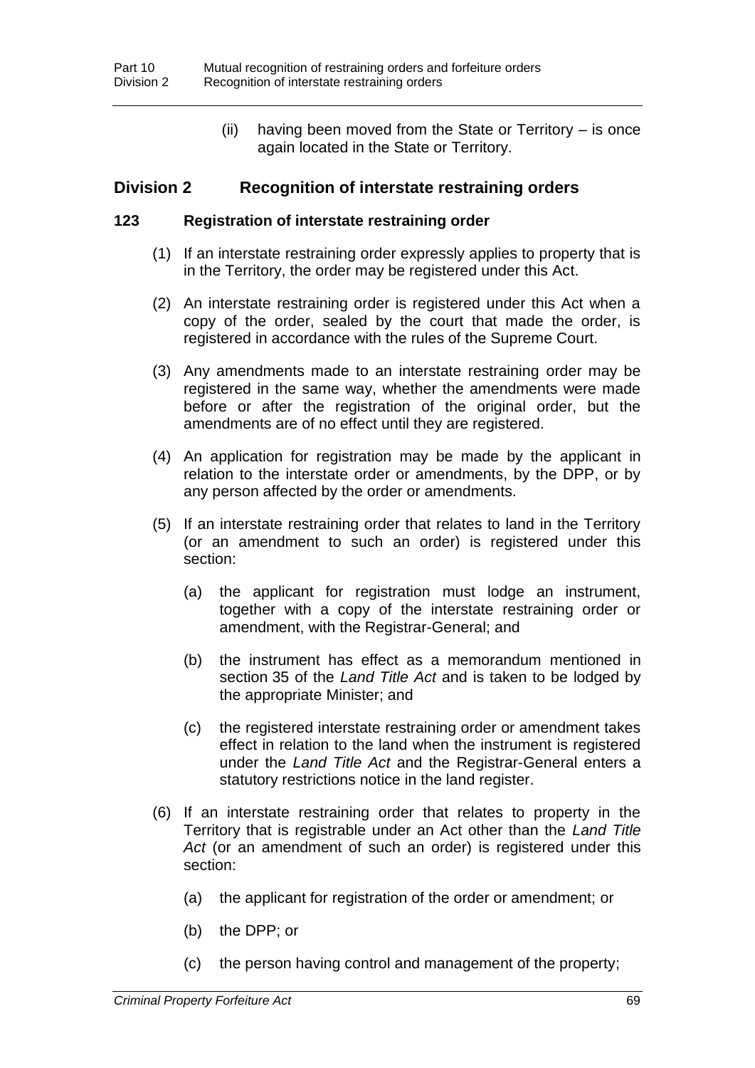(ii) having been moved from the State or Territory – is once again located in the State or Territory.

## Division 2 Recognition of interstate restraining orders

### 123 Registration of interstate restraining order

(1) If an interstate restraining order expressly applies to property that is in the Territory, the order may be registered under this Act.

(2) An interstate restraining order is registered under this Act when a copy of the order, sealed by the court that made the order, is registered in accordance with the rules of the Supreme Court.

(3) Any amendments made to an interstate restraining order may be registered in the same way, whether the amendments were made before or after the registration of the original order, but the amendments are of no effect until they are registered.

(4) An application for registration may be made by the applicant in relation to the interstate order or amendments, by the DPP, or by any person affected by the order or amendments.

(5) If an interstate restraining order that relates to land in the Territory (or an amendment to such an order) is registered under this section:

(a) the applicant for registration must lodge an instrument, together with a copy of the interstate restraining order or amendment, with the Registrar-General; and

(b) the instrument has effect as a memorandum mentioned in section 35 of the *Land Title Act* and is taken to be lodged by the appropriate Minister; and

(c) the registered interstate restraining order or amendment takes effect in relation to the land when the instrument is registered under the *Land Title Act* and the Registrar-General enters a statutory restrictions notice in the land register.

(6) If an interstate restraining order that relates to property in the Territory that is registrable under an Act other than the *Land Title Act* (or an amendment of such an order) is registered under this section:

(a) the applicant for registration of the order or amendment; or

(b) the DPP; or

(c) the person having control and management of the property;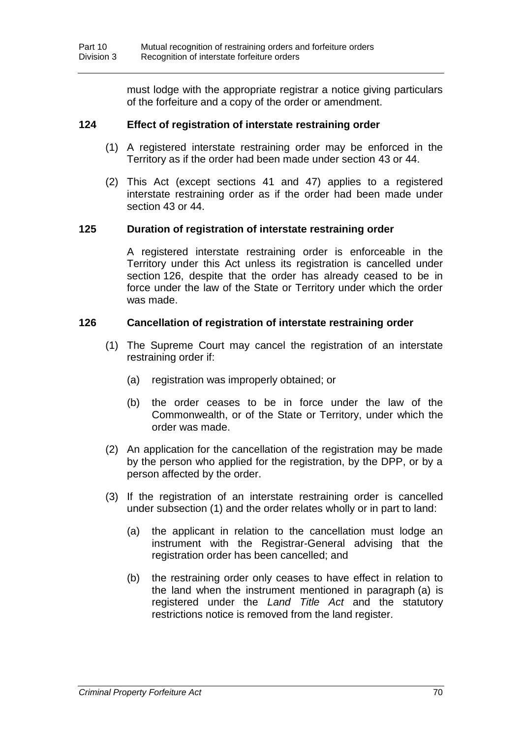must lodge with the appropriate registrar a notice giving particulars of the forfeiture and a copy of the order or amendment.

### 124 Effect of registration of interstate restraining order

(1) A registered interstate restraining order may be enforced in the Territory as if the order had been made under section 43 or 44.

(2) This Act (except sections 41 and 47) applies to a registered interstate restraining order as if the order had been made under section 43 or 44.

### 125 Duration of registration of interstate restraining order

A registered interstate restraining order is enforceable in the Territory under this Act unless its registration is cancelled under section 126, despite that the order has already ceased to be in force under the law of the State or Territory under which the order was made.

### 126 Cancellation of registration of interstate restraining order

(1) The Supreme Court may cancel the registration of an interstate restraining order if:

(a) registration was improperly obtained; or

(b) the order ceases to be in force under the law of the Commonwealth, or of the State or Territory, under which the order was made.

(2) An application for the cancellation of the registration may be made by the person who applied for the registration, by the DPP, or by a person affected by the order.

(3) If the registration of an interstate restraining order is cancelled under subsection (1) and the order relates wholly or in part to land:

(a) the applicant in relation to the cancellation must lodge an instrument with the Registrar-General advising that the registration order has been cancelled; and

(b) the restraining order only ceases to have effect in relation to the land when the instrument mentioned in paragraph (a) is registered under the *Land Title Act* and the statutory restrictions notice is removed from the land register.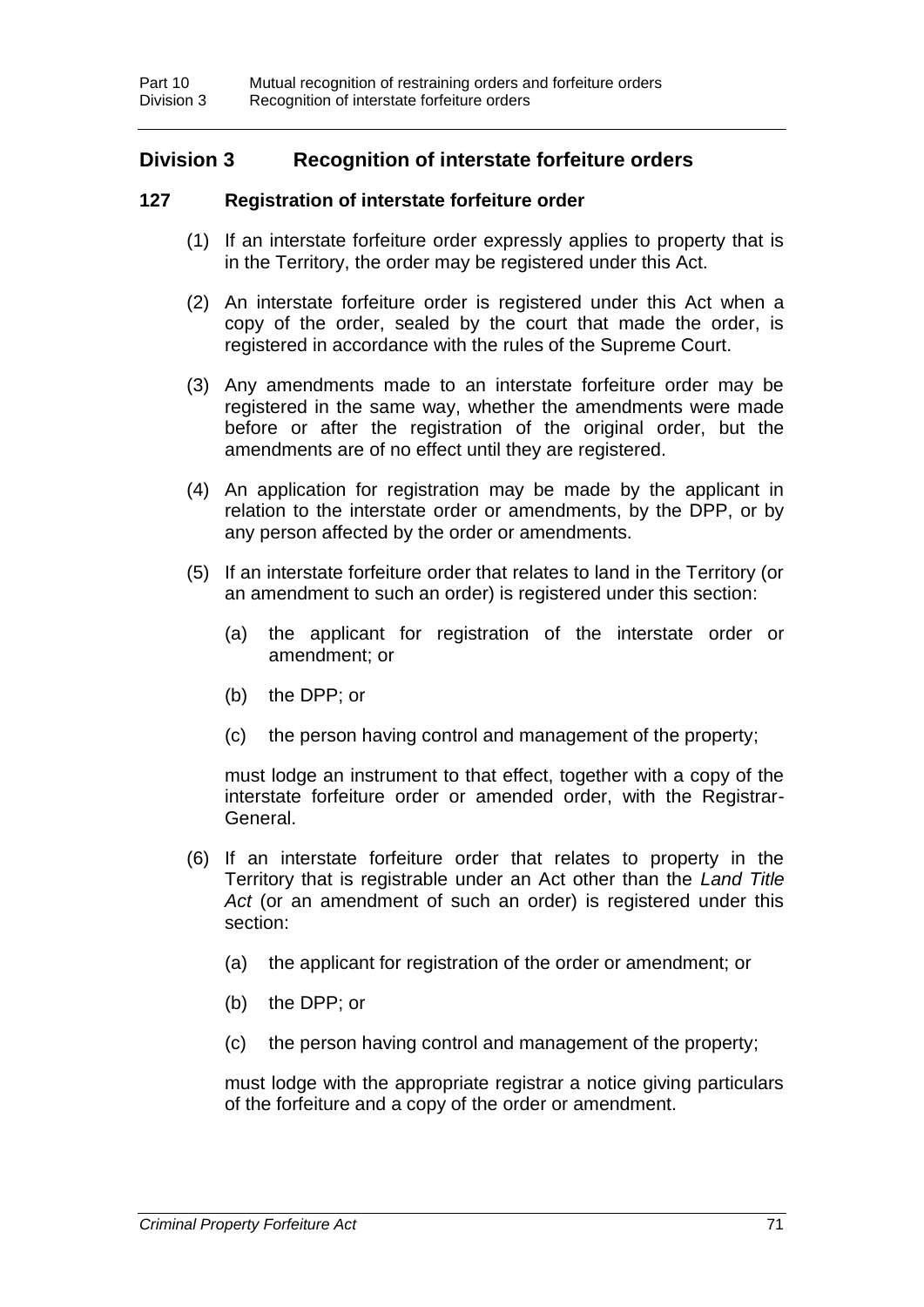## Division 3 Recognition of interstate forfeiture orders

### 127 Registration of interstate forfeiture order

(1) If an interstate forfeiture order expressly applies to property that is in the Territory, the order may be registered under this Act.

(2) An interstate forfeiture order is registered under this Act when a copy of the order, sealed by the court that made the order, is registered in accordance with the rules of the Supreme Court.

(3) Any amendments made to an interstate forfeiture order may be registered in the same way, whether the amendments were made before or after the registration of the original order, but the amendments are of no effect until they are registered.

(4) An application for registration may be made by the applicant in relation to the interstate order or amendments, by the DPP, or by any person affected by the order or amendments.

(5) If an interstate forfeiture order that relates to land in the Territory (or an amendment to such an order) is registered under this section:

(a) the applicant for registration of the interstate order or amendment; or

(b) the DPP; or

(c) the person having control and management of the property;

must lodge an instrument to that effect, together with a copy of the interstate forfeiture order or amended order, with the Registrar-General.

(6) If an interstate forfeiture order that relates to property in the Territory that is registrable under an Act other than the *Land Title Act* (or an amendment of such an order) is registered under this section:

(a) the applicant for registration of the order or amendment; or

(b) the DPP; or

(c) the person having control and management of the property;

must lodge with the appropriate registrar a notice giving particulars of the forfeiture and a copy of the order or amendment.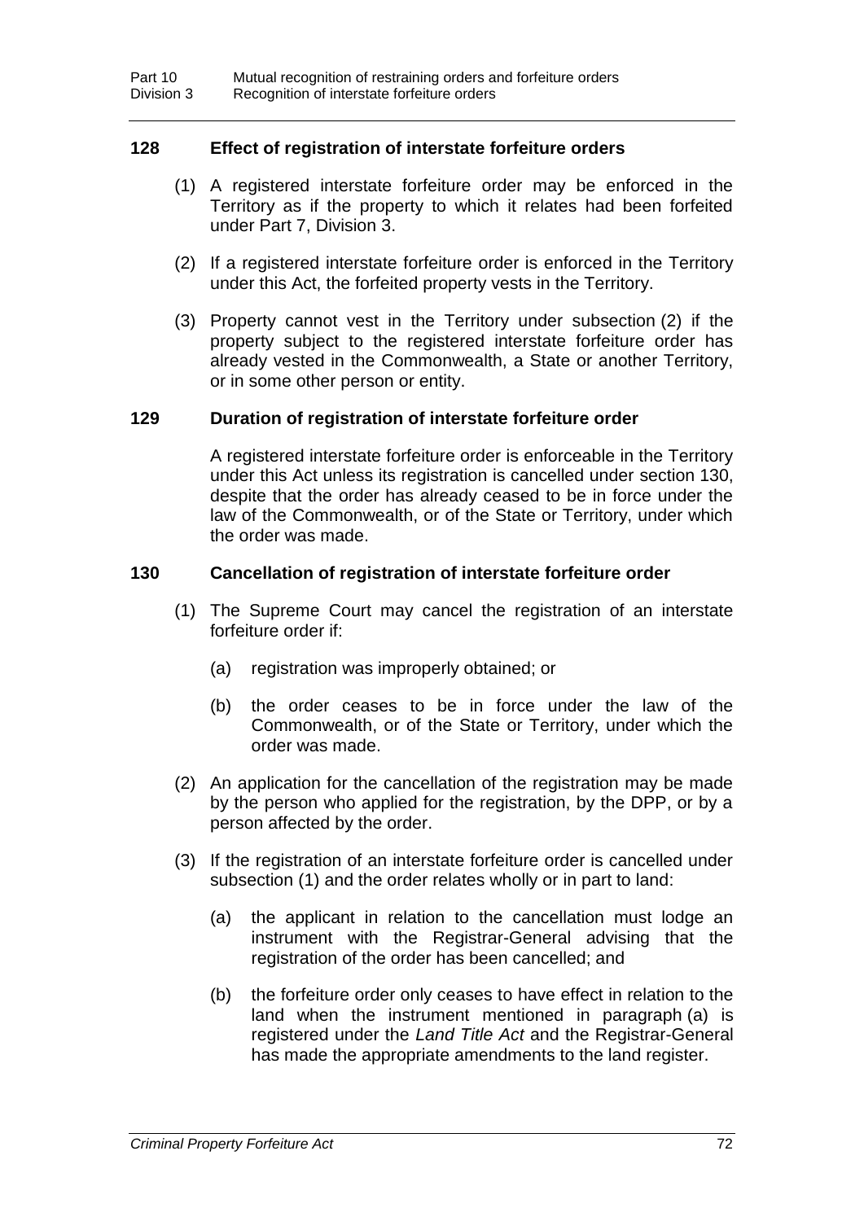### 128 Effect of registration of interstate forfeiture orders

(1) A registered interstate forfeiture order may be enforced in the Territory as if the property to which it relates had been forfeited under Part 7, Division 3.

(2) If a registered interstate forfeiture order is enforced in the Territory under this Act, the forfeited property vests in the Territory.

(3) Property cannot vest in the Territory under subsection (2) if the property subject to the registered interstate forfeiture order has already vested in the Commonwealth, a State or another Territory, or in some other person or entity.

### 129 Duration of registration of interstate forfeiture order

A registered interstate forfeiture order is enforceable in the Territory under this Act unless its registration is cancelled under section 130, despite that the order has already ceased to be in force under the law of the Commonwealth, or of the State or Territory, under which the order was made.

### 130 Cancellation of registration of interstate forfeiture order

(1) The Supreme Court may cancel the registration of an interstate forfeiture order if:

(a) registration was improperly obtained; or

(b) the order ceases to be in force under the law of the Commonwealth, or of the State or Territory, under which the order was made.

(2) An application for the cancellation of the registration may be made by the person who applied for the registration, by the DPP, or by a person affected by the order.

(3) If the registration of an interstate forfeiture order is cancelled under subsection (1) and the order relates wholly or in part to land:

(a) the applicant in relation to the cancellation must lodge an instrument with the Registrar-General advising that the registration of the order has been cancelled; and

(b) the forfeiture order only ceases to have effect in relation to the land when the instrument mentioned in paragraph (a) is registered under the *Land Title Act* and the Registrar-General has made the appropriate amendments to the land register.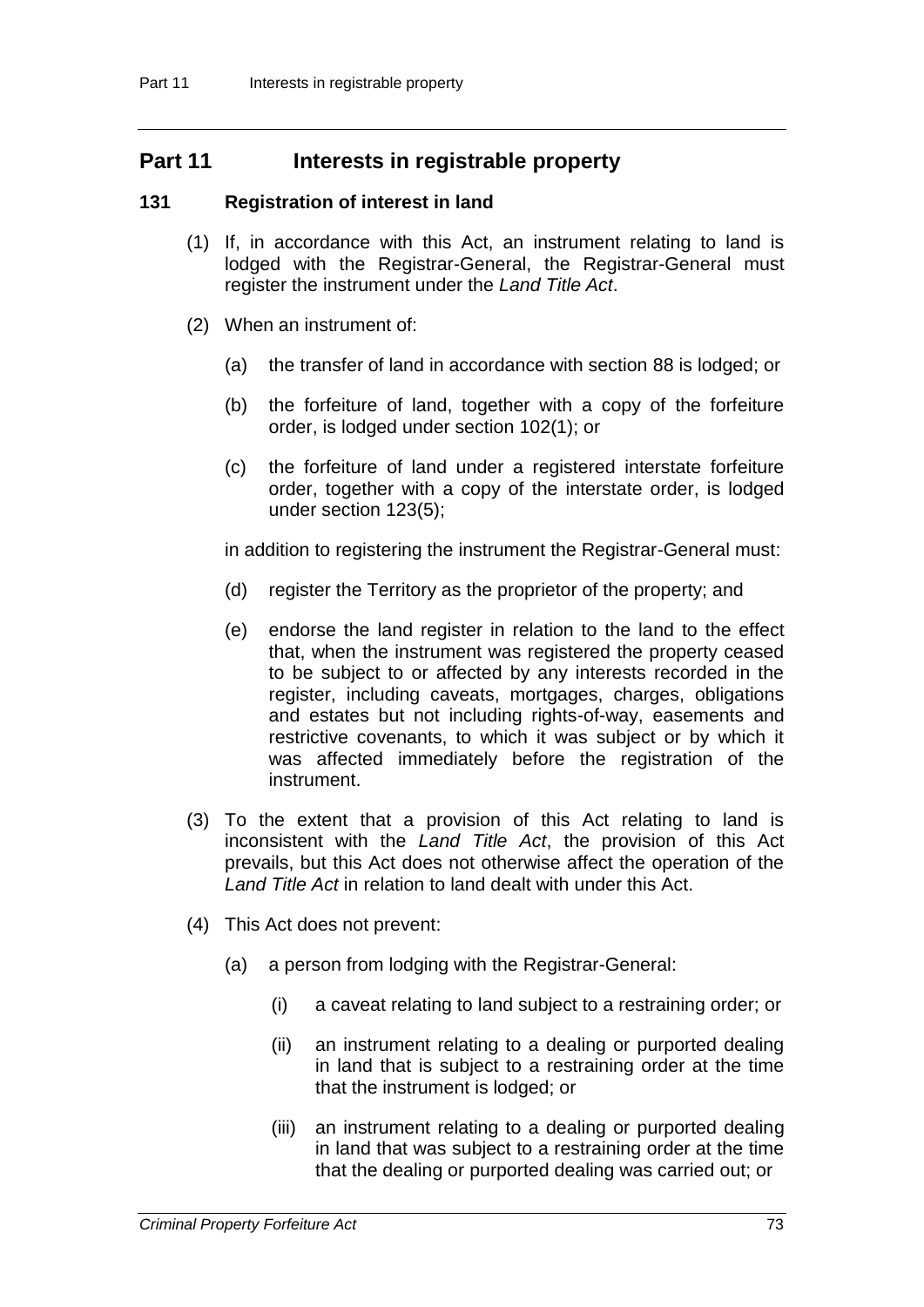## Part 11 Interests in registrable property

### 131 Registration of interest in land

(1) If, in accordance with this Act, an instrument relating to land is lodged with the Registrar-General, the Registrar-General must register the instrument under the *Land Title Act*.

(2) When an instrument of:

- (a) the transfer of land in accordance with section 88 is lodged; or
- (b) the forfeiture of land, together with a copy of the forfeiture order, is lodged under section 102(1); or
- (c) the forfeiture of land under a registered interstate forfeiture order, together with a copy of the interstate order, is lodged under section 123(5);

in addition to registering the instrument the Registrar-General must:

- (d) register the Territory as the proprietor of the property; and
- (e) endorse the land register in relation to the land to the effect that, when the instrument was registered the property ceased to be subject to or affected by any interests recorded in the register, including caveats, mortgages, charges, obligations and estates but not including rights-of-way, easements and restrictive covenants, to which it was subject or by which it was affected immediately before the registration of the instrument.

(3) To the extent that a provision of this Act relating to land is inconsistent with the *Land Title Act*, the provision of this Act prevails, but this Act does not otherwise affect the operation of the *Land Title Act* in relation to land dealt with under this Act.

(4) This Act does not prevent:

- (a) a person from lodging with the Registrar-General:
  - (i) a caveat relating to land subject to a restraining order; or
  - (ii) an instrument relating to a dealing or purported dealing in land that is subject to a restraining order at the time that the instrument is lodged; or
  - (iii) an instrument relating to a dealing or purported dealing in land that was subject to a restraining order at the time that the dealing or purported dealing was carried out; or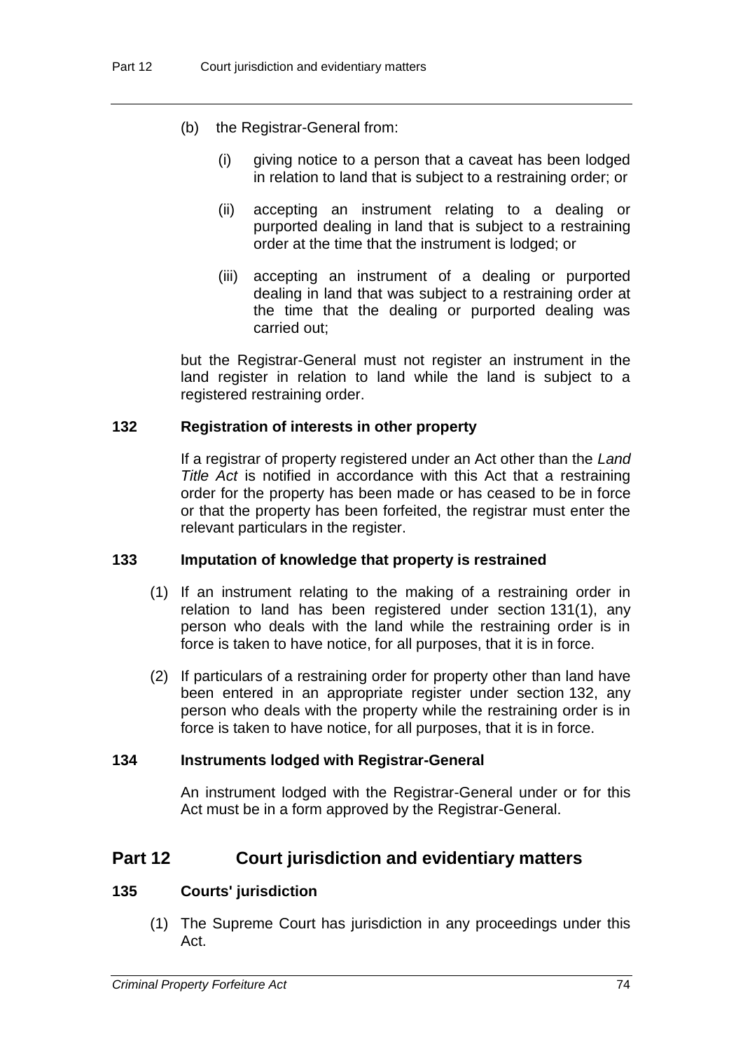(b) the Registrar-General from:

   (i) giving notice to a person that a caveat has been lodged in relation to land that is subject to a restraining order; or

   (ii) accepting an instrument relating to a dealing or purported dealing in land that is subject to a restraining order at the time that the instrument is lodged; or

   (iii) accepting an instrument of a dealing or purported dealing in land that was subject to a restraining order at the time that the dealing or purported dealing was carried out;

but the Registrar-General must not register an instrument in the land register in relation to land while the land is subject to a registered restraining order.

### 132 Registration of interests in other property

If a registrar of property registered under an Act other than the *Land Title Act* is notified in accordance with this Act that a restraining order for the property has been made or has ceased to be in force or that the property has been forfeited, the registrar must enter the relevant particulars in the register.

### 133 Imputation of knowledge that property is restrained

(1) If an instrument relating to the making of a restraining order in relation to land has been registered under section 131(1), any person who deals with the land while the restraining order is in force is taken to have notice, for all purposes, that it is in force.

(2) If particulars of a restraining order for property other than land have been entered in an appropriate register under section 132, any person who deals with the property while the restraining order is in force is taken to have notice, for all purposes, that it is in force.

### 134 Instruments lodged with Registrar-General

An instrument lodged with the Registrar-General under or for this Act must be in a form approved by the Registrar-General.

## Part 12 Court jurisdiction and evidentiary matters

### 135 Courts' jurisdiction

(1) The Supreme Court has jurisdiction in any proceedings under this Act.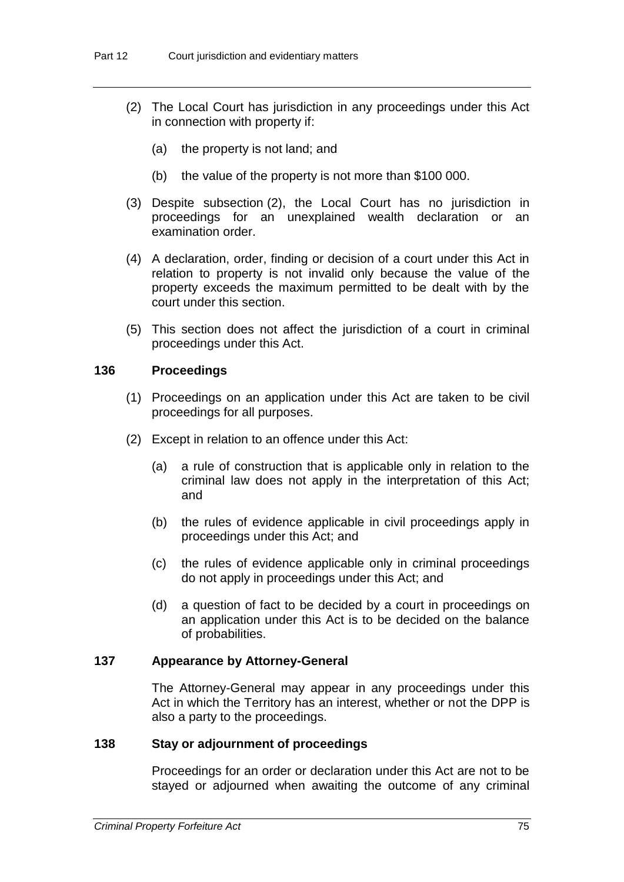(2) The Local Court has jurisdiction in any proceedings under this Act in connection with property if:

(a) the property is not land; and

(b) the value of the property is not more than $100 000.

(3) Despite subsection (2), the Local Court has no jurisdiction in proceedings for an unexplained wealth declaration or an examination order.

(4) A declaration, order, finding or decision of a court under this Act in relation to property is not invalid only because the value of the property exceeds the maximum permitted to be dealt with by the court under this section.

(5) This section does not affect the jurisdiction of a court in criminal proceedings under this Act.

### 136 Proceedings

(1) Proceedings on an application under this Act are taken to be civil proceedings for all purposes.

(2) Except in relation to an offence under this Act:

(a) a rule of construction that is applicable only in relation to the criminal law does not apply in the interpretation of this Act; and

(b) the rules of evidence applicable in civil proceedings apply in proceedings under this Act; and

(c) the rules of evidence applicable only in criminal proceedings do not apply in proceedings under this Act; and

(d) a question of fact to be decided by a court in proceedings on an application under this Act is to be decided on the balance of probabilities.

### 137 Appearance by Attorney-General

The Attorney-General may appear in any proceedings under this Act in which the Territory has an interest, whether or not the DPP is also a party to the proceedings.

### 138 Stay or adjournment of proceedings

Proceedings for an order or declaration under this Act are not to be stayed or adjourned when awaiting the outcome of any criminal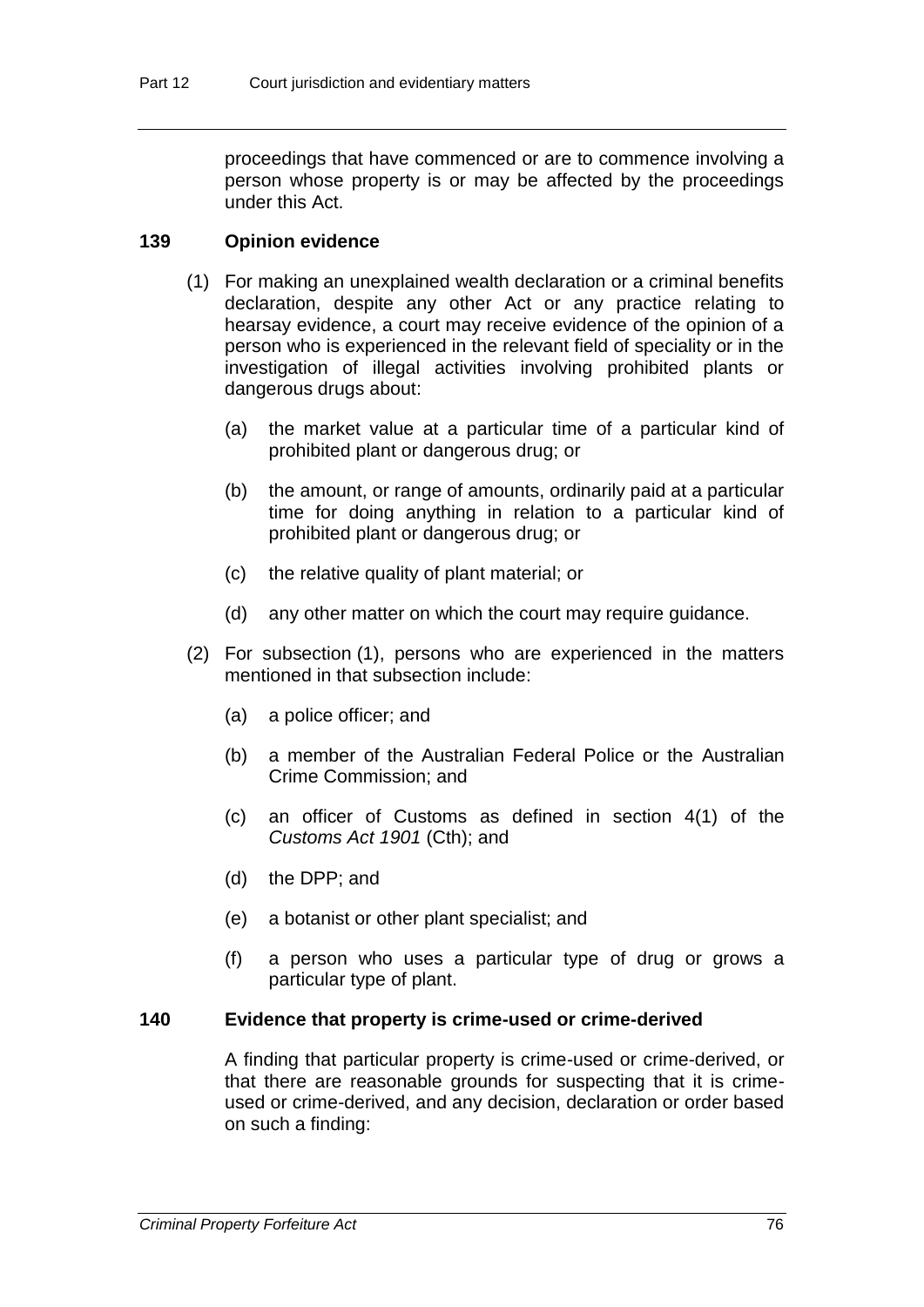proceedings that have commenced or are to commence involving a person whose property is or may be affected by the proceedings under this Act.

### 139 Opinion evidence

(1) For making an unexplained wealth declaration or a criminal benefits declaration, despite any other Act or any practice relating to hearsay evidence, a court may receive evidence of the opinion of a person who is experienced in the relevant field of speciality or in the investigation of illegal activities involving prohibited plants or dangerous drugs about:

(a) the market value at a particular time of a particular kind of prohibited plant or dangerous drug; or

(b) the amount, or range of amounts, ordinarily paid at a particular time for doing anything in relation to a particular kind of prohibited plant or dangerous drug; or

(c) the relative quality of plant material; or

(d) any other matter on which the court may require guidance.

(2) For subsection (1), persons who are experienced in the matters mentioned in that subsection include:

(a) a police officer; and

(b) a member of the Australian Federal Police or the Australian Crime Commission; and

(c) an officer of Customs as defined in section 4(1) of the *Customs Act 1901* (Cth); and

(d) the DPP; and

(e) a botanist or other plant specialist; and

(f) a person who uses a particular type of drug or grows a particular type of plant.

### 140 Evidence that property is crime-used or crime-derived

A finding that particular property is crime-used or crime-derived, or that there are reasonable grounds for suspecting that it is crime-used or crime-derived, and any decision, declaration or order based on such a finding: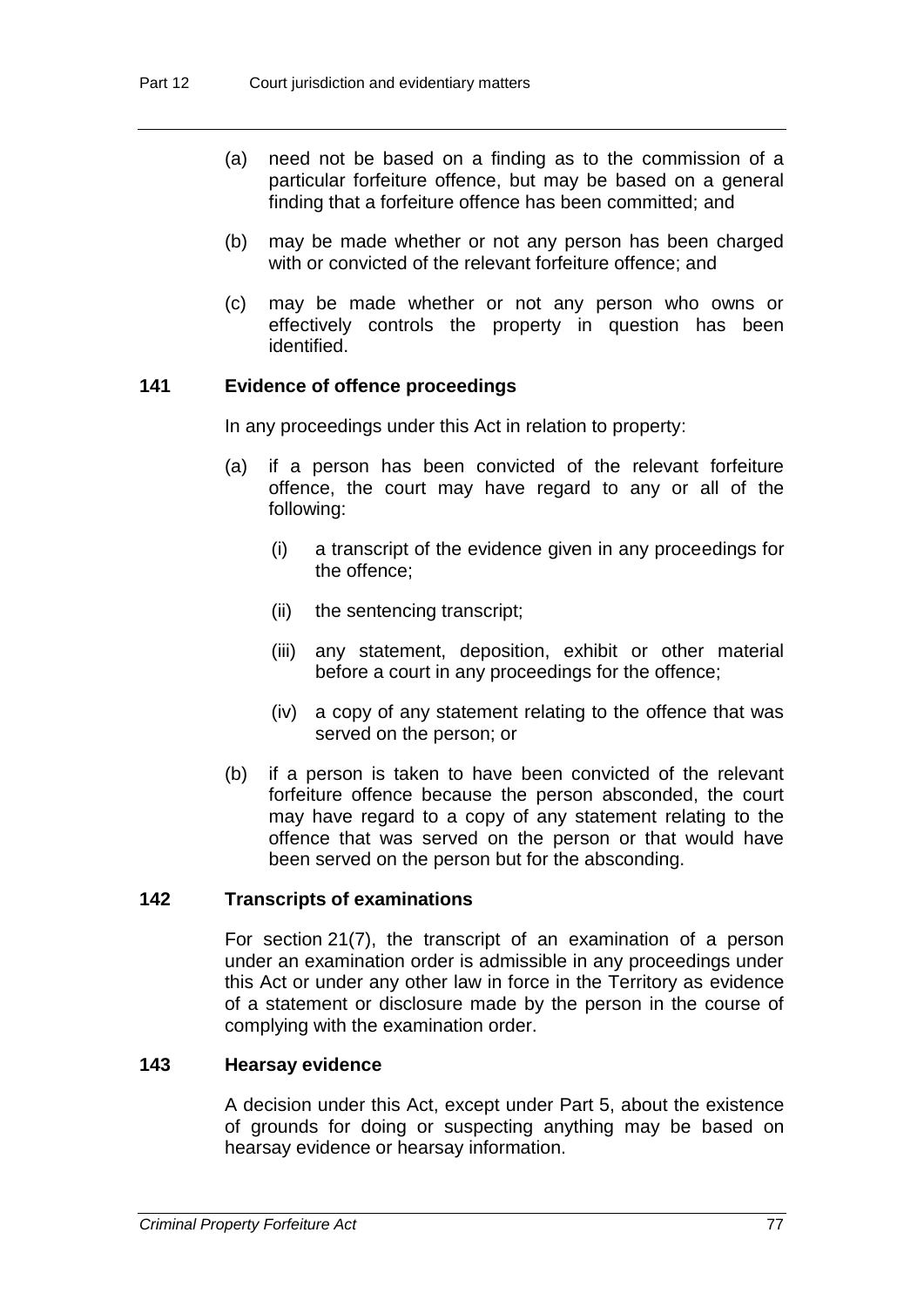(a) need not be based on a finding as to the commission of a particular forfeiture offence, but may be based on a general finding that a forfeiture offence has been committed; and

(b) may be made whether or not any person has been charged with or convicted of the relevant forfeiture offence; and

(c) may be made whether or not any person who owns or effectively controls the property in question has been identified.

### 141 Evidence of offence proceedings

In any proceedings under this Act in relation to property:

(a) if a person has been convicted of the relevant forfeiture offence, the court may have regard to any or all of the following:

  (i) a transcript of the evidence given in any proceedings for the offence;

  (ii) the sentencing transcript;

  (iii) any statement, deposition, exhibit or other material before a court in any proceedings for the offence;

  (iv) a copy of any statement relating to the offence that was served on the person; or

(b) if a person is taken to have been convicted of the relevant forfeiture offence because the person absconded, the court may have regard to a copy of any statement relating to the offence that was served on the person or that would have been served on the person but for the absconding.

### 142 Transcripts of examinations

For section 21(7), the transcript of an examination of a person under an examination order is admissible in any proceedings under this Act or under any other law in force in the Territory as evidence of a statement or disclosure made by the person in the course of complying with the examination order.

### 143 Hearsay evidence

A decision under this Act, except under Part 5, about the existence of grounds for doing or suspecting anything may be based on hearsay evidence or hearsay information.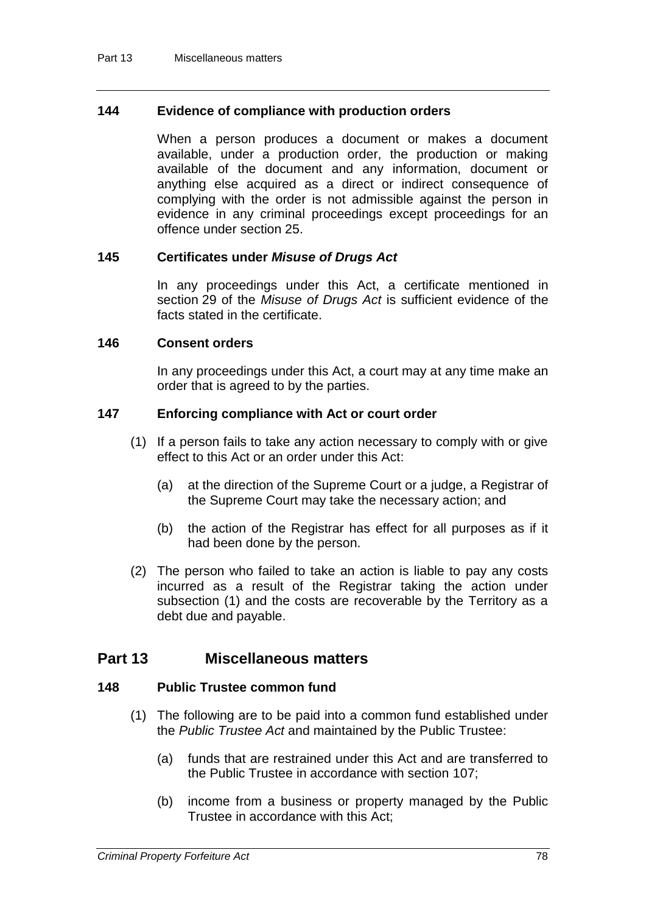### 144 Evidence of compliance with production orders

When a person produces a document or makes a document available, under a production order, the production or making available of the document and any information, document or anything else acquired as a direct or indirect consequence of complying with the order is not admissible against the person in evidence in any criminal proceedings except proceedings for an offence under section 25.

### 145 Certificates under *Misuse of Drugs Act*

In any proceedings under this Act, a certificate mentioned in section 29 of the *Misuse of Drugs Act* is sufficient evidence of the facts stated in the certificate.

### 146 Consent orders

In any proceedings under this Act, a court may at any time make an order that is agreed to by the parties.

### 147 Enforcing compliance with Act or court order

(1) If a person fails to take any action necessary to comply with or give effect to this Act or an order under this Act:

(a) at the direction of the Supreme Court or a judge, a Registrar of the Supreme Court may take the necessary action; and

(b) the action of the Registrar has effect for all purposes as if it had been done by the person.

(2) The person who failed to take an action is liable to pay any costs incurred as a result of the Registrar taking the action under subsection (1) and the costs are recoverable by the Territory as a debt due and payable.

## Part 13 Miscellaneous matters

### 148 Public Trustee common fund

(1) The following are to be paid into a common fund established under the *Public Trustee Act* and maintained by the Public Trustee:

(a) funds that are restrained under this Act and are transferred to the Public Trustee in accordance with section 107;

(b) income from a business or property managed by the Public Trustee in accordance with this Act;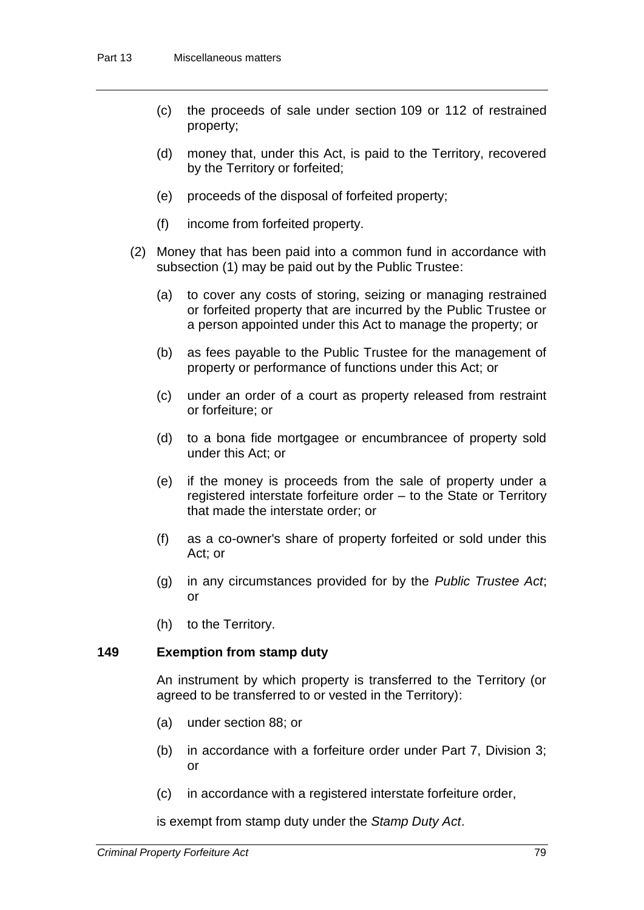(c) the proceeds of sale under section 109 or 112 of restrained property;

(d) money that, under this Act, is paid to the Territory, recovered by the Territory or forfeited;

(e) proceeds of the disposal of forfeited property;

(f) income from forfeited property.

(2) Money that has been paid into a common fund in accordance with subsection (1) may be paid out by the Public Trustee:

(a) to cover any costs of storing, seizing or managing restrained or forfeited property that are incurred by the Public Trustee or a person appointed under this Act to manage the property; or

(b) as fees payable to the Public Trustee for the management of property or performance of functions under this Act; or

(c) under an order of a court as property released from restraint or forfeiture; or

(d) to a bona fide mortgagee or encumbrancee of property sold under this Act; or

(e) if the money is proceeds from the sale of property under a registered interstate forfeiture order – to the State or Territory that made the interstate order; or

(f) as a co-owner's share of property forfeited or sold under this Act; or

(g) in any circumstances provided for by the *Public Trustee Act*; or

(h) to the Territory.

### 149 Exemption from stamp duty

An instrument by which property is transferred to the Territory (or agreed to be transferred to or vested in the Territory):

(a) under section 88; or

(b) in accordance with a forfeiture order under Part 7, Division 3; or

(c) in accordance with a registered interstate forfeiture order,

is exempt from stamp duty under the *Stamp Duty Act*.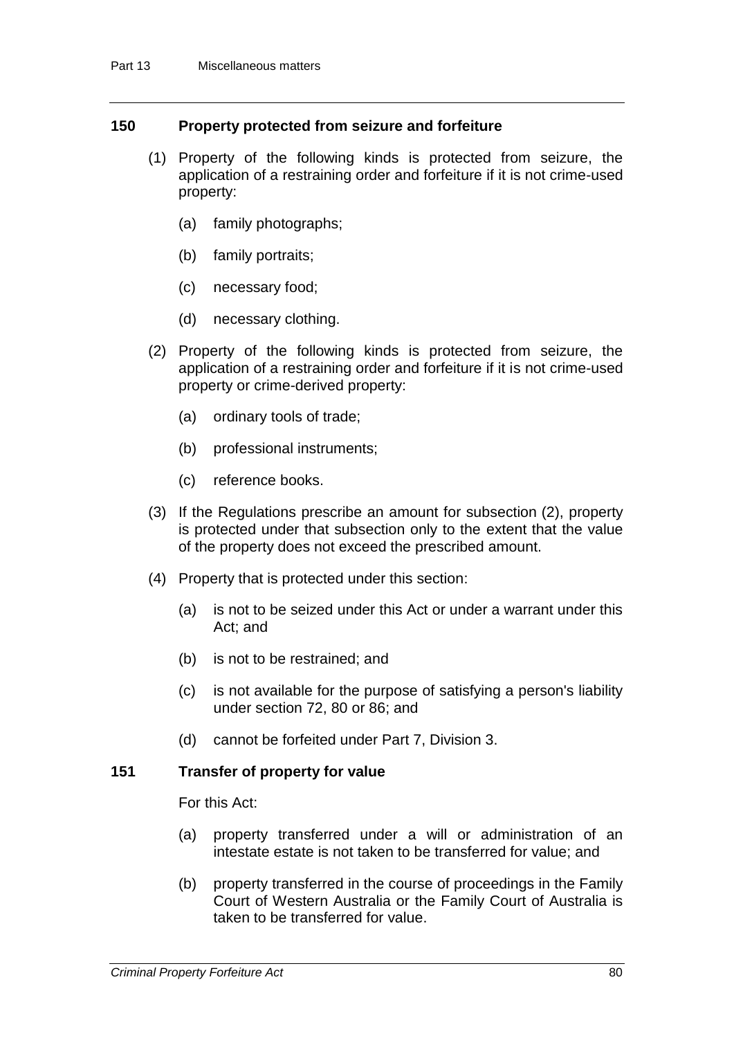## 150 Property protected from seizure and forfeiture

(1) Property of the following kinds is protected from seizure, the application of a restraining order and forfeiture if it is not crime-used property:

(a) family photographs;

(b) family portraits;

(c) necessary food;

(d) necessary clothing.

(2) Property of the following kinds is protected from seizure, the application of a restraining order and forfeiture if it is not crime-used property or crime-derived property:

(a) ordinary tools of trade;

(b) professional instruments;

(c) reference books.

(3) If the Regulations prescribe an amount for subsection (2), property is protected under that subsection only to the extent that the value of the property does not exceed the prescribed amount.

(4) Property that is protected under this section:

(a) is not to be seized under this Act or under a warrant under this Act; and

(b) is not to be restrained; and

(c) is not available for the purpose of satisfying a person's liability under section 72, 80 or 86; and

(d) cannot be forfeited under Part 7, Division 3.

## 151 Transfer of property for value

For this Act:

(a) property transferred under a will or administration of an intestate estate is not taken to be transferred for value; and

(b) property transferred in the course of proceedings in the Family Court of Western Australia or the Family Court of Australia is taken to be transferred for value.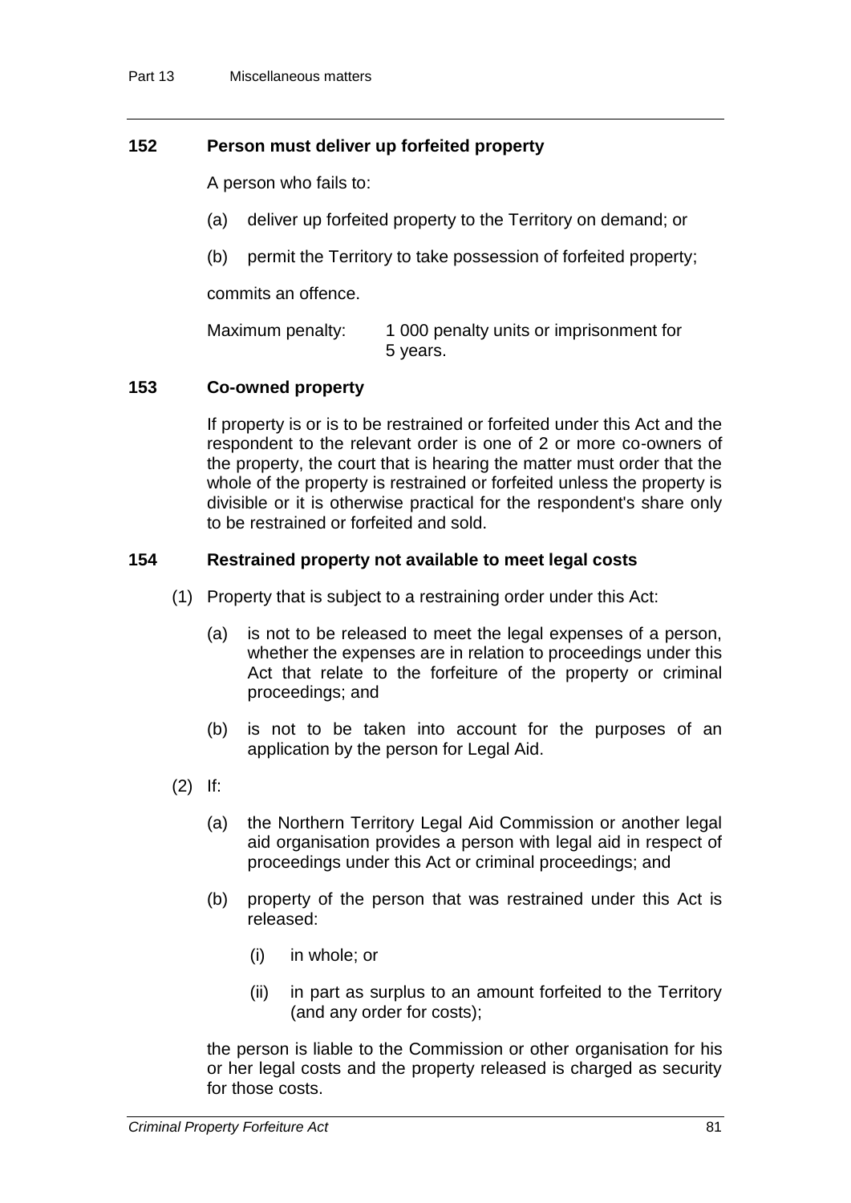### 152 Person must deliver up forfeited property

A person who fails to:

(a) deliver up forfeited property to the Territory on demand; or

(b) permit the Territory to take possession of forfeited property;

commits an offence.

Maximum penalty: 1 000 penalty units or imprisonment for 5 years.

### 153 Co-owned property

If property is or is to be restrained or forfeited under this Act and the respondent to the relevant order is one of 2 or more co-owners of the property, the court that is hearing the matter must order that the whole of the property is restrained or forfeited unless the property is divisible or it is otherwise practical for the respondent's share only to be restrained or forfeited and sold.

### 154 Restrained property not available to meet legal costs

(1) Property that is subject to a restraining order under this Act:

(a) is not to be released to meet the legal expenses of a person, whether the expenses are in relation to proceedings under this Act that relate to the forfeiture of the property or criminal proceedings; and

(b) is not to be taken into account for the purposes of an application by the person for Legal Aid.

(2) If:

(a) the Northern Territory Legal Aid Commission or another legal aid organisation provides a person with legal aid in respect of proceedings under this Act or criminal proceedings; and

(b) property of the person that was restrained under this Act is released:

(i) in whole; or

(ii) in part as surplus to an amount forfeited to the Territory (and any order for costs);

the person is liable to the Commission or other organisation for his or her legal costs and the property released is charged as security for those costs.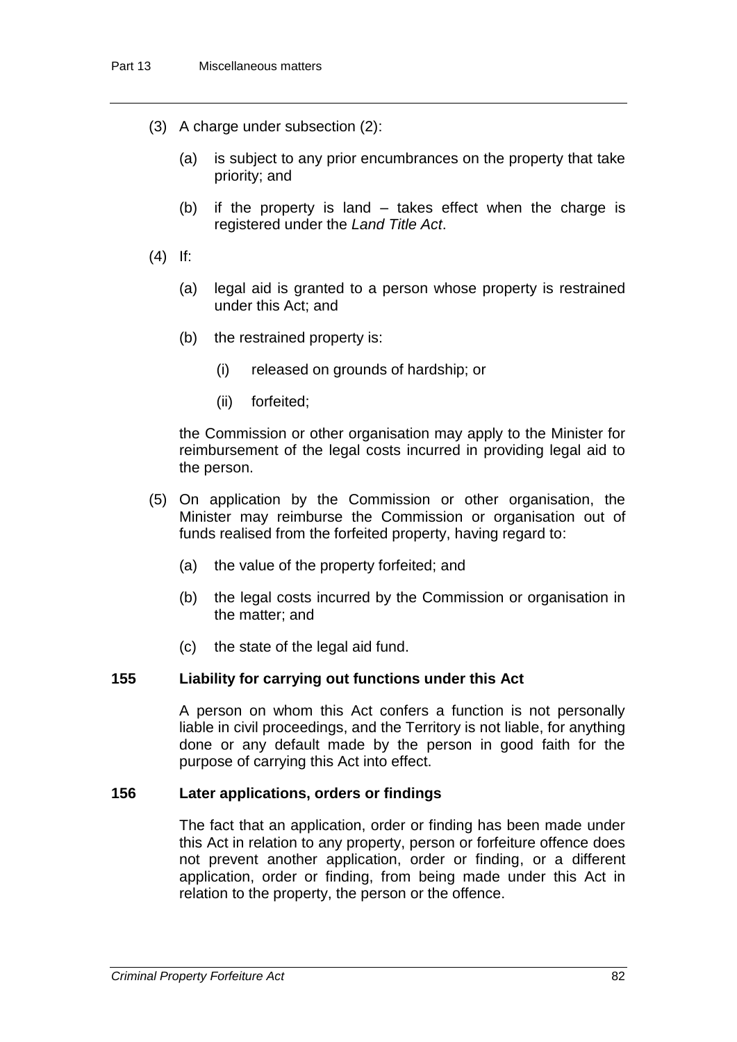(3) A charge under subsection (2):

(a) is subject to any prior encumbrances on the property that take priority; and

(b) if the property is land – takes effect when the charge is registered under the *Land Title Act*.

(4) If:

(a) legal aid is granted to a person whose property is restrained under this Act; and

(b) the restrained property is:

(i) released on grounds of hardship; or

(ii) forfeited;

the Commission or other organisation may apply to the Minister for reimbursement of the legal costs incurred in providing legal aid to the person.

(5) On application by the Commission or other organisation, the Minister may reimburse the Commission or organisation out of funds realised from the forfeited property, having regard to:

(a) the value of the property forfeited; and

(b) the legal costs incurred by the Commission or organisation in the matter; and

(c) the state of the legal aid fund.

### 155 Liability for carrying out functions under this Act

A person on whom this Act confers a function is not personally liable in civil proceedings, and the Territory is not liable, for anything done or any default made by the person in good faith for the purpose of carrying this Act into effect.

### 156 Later applications, orders or findings

The fact that an application, order or finding has been made under this Act in relation to any property, person or forfeiture offence does not prevent another application, order or finding, or a different application, order or finding, from being made under this Act in relation to the property, the person or the offence.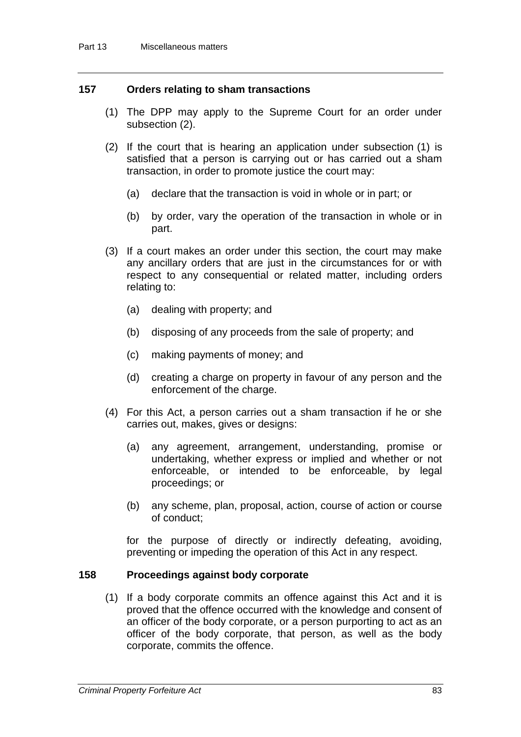### 157 Orders relating to sham transactions

(1) The DPP may apply to the Supreme Court for an order under subsection (2).

(2) If the court that is hearing an application under subsection (1) is satisfied that a person is carrying out or has carried out a sham transaction, in order to promote justice the court may:

(a) declare that the transaction is void in whole or in part; or

(b) by order, vary the operation of the transaction in whole or in part.

(3) If a court makes an order under this section, the court may make any ancillary orders that are just in the circumstances for or with respect to any consequential or related matter, including orders relating to:

(a) dealing with property; and

(b) disposing of any proceeds from the sale of property; and

(c) making payments of money; and

(d) creating a charge on property in favour of any person and the enforcement of the charge.

(4) For this Act, a person carries out a sham transaction if he or she carries out, makes, gives or designs:

(a) any agreement, arrangement, understanding, promise or undertaking, whether express or implied and whether or not enforceable, or intended to be enforceable, by legal proceedings; or

(b) any scheme, plan, proposal, action, course of action or course of conduct;

for the purpose of directly or indirectly defeating, avoiding, preventing or impeding the operation of this Act in any respect.

### 158 Proceedings against body corporate

(1) If a body corporate commits an offence against this Act and it is proved that the offence occurred with the knowledge and consent of an officer of the body corporate, or a person purporting to act as an officer of the body corporate, that person, as well as the body corporate, commits the offence.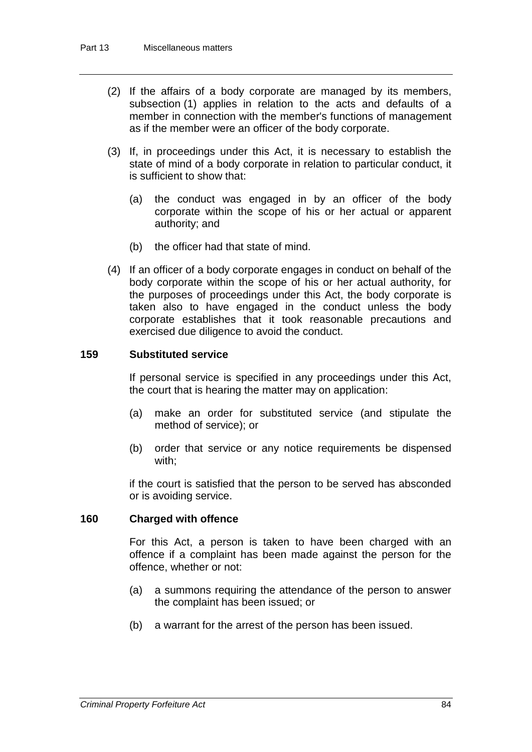(2) If the affairs of a body corporate are managed by its members, subsection (1) applies in relation to the acts and defaults of a member in connection with the member's functions of management as if the member were an officer of the body corporate.

(3) If, in proceedings under this Act, it is necessary to establish the state of mind of a body corporate in relation to particular conduct, it is sufficient to show that:

(a) the conduct was engaged in by an officer of the body corporate within the scope of his or her actual or apparent authority; and

(b) the officer had that state of mind.

(4) If an officer of a body corporate engages in conduct on behalf of the body corporate within the scope of his or her actual authority, for the purposes of proceedings under this Act, the body corporate is taken also to have engaged in the conduct unless the body corporate establishes that it took reasonable precautions and exercised due diligence to avoid the conduct.

### 159 Substituted service

If personal service is specified in any proceedings under this Act, the court that is hearing the matter may on application:

(a) make an order for substituted service (and stipulate the method of service); or

(b) order that service or any notice requirements be dispensed with;

if the court is satisfied that the person to be served has absconded or is avoiding service.

### 160 Charged with offence

For this Act, a person is taken to have been charged with an offence if a complaint has been made against the person for the offence, whether or not:

(a) a summons requiring the attendance of the person to answer the complaint has been issued; or

(b) a warrant for the arrest of the person has been issued.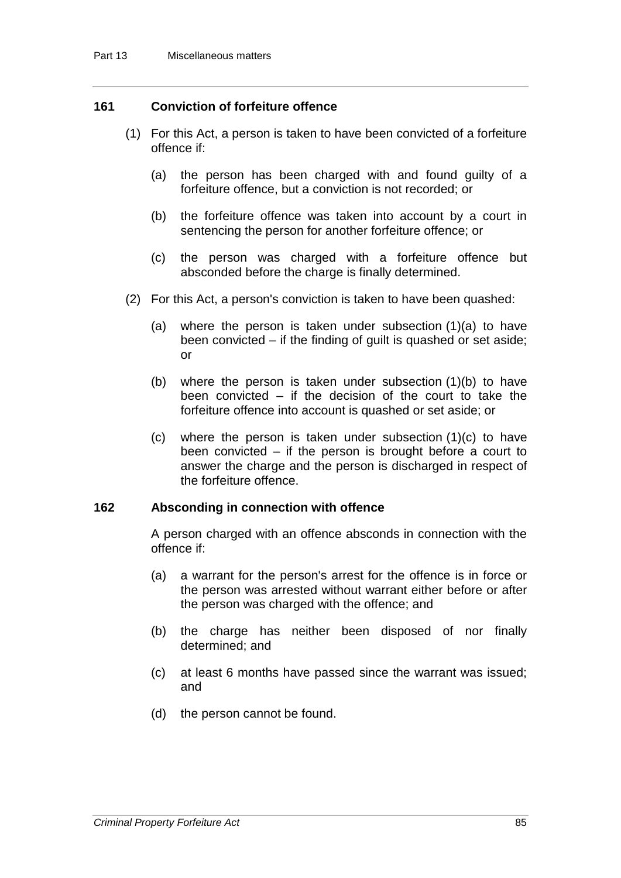### 161 Conviction of forfeiture offence

(1) For this Act, a person is taken to have been convicted of a forfeiture offence if:

(a) the person has been charged with and found guilty of a forfeiture offence, but a conviction is not recorded; or

(b) the forfeiture offence was taken into account by a court in sentencing the person for another forfeiture offence; or

(c) the person was charged with a forfeiture offence but absconded before the charge is finally determined.

(2) For this Act, a person's conviction is taken to have been quashed:

(a) where the person is taken under subsection (1)(a) to have been convicted – if the finding of guilt is quashed or set aside; or

(b) where the person is taken under subsection (1)(b) to have been convicted – if the decision of the court to take the forfeiture offence into account is quashed or set aside; or

(c) where the person is taken under subsection (1)(c) to have been convicted – if the person is brought before a court to answer the charge and the person is discharged in respect of the forfeiture offence.

### 162 Absconding in connection with offence

A person charged with an offence absconds in connection with the offence if:

(a) a warrant for the person's arrest for the offence is in force or the person was arrested without warrant either before or after the person was charged with the offence; and

(b) the charge has neither been disposed of nor finally determined; and

(c) at least 6 months have passed since the warrant was issued; and

(d) the person cannot be found.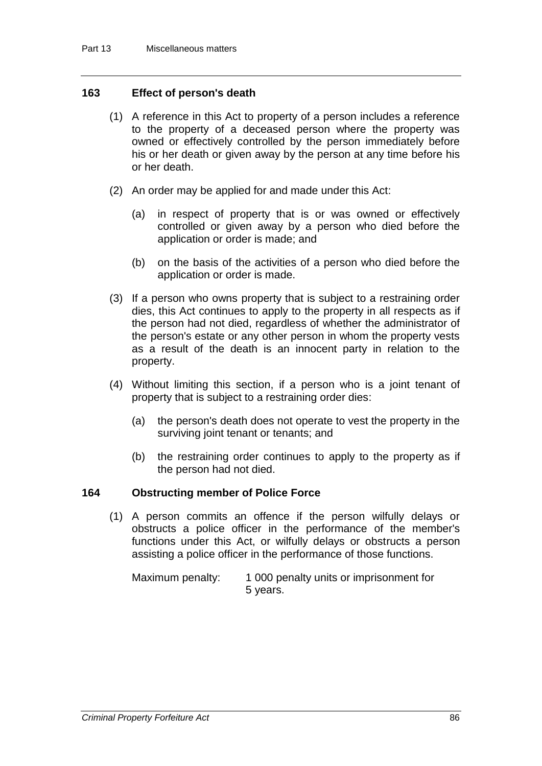### 163 Effect of person's death

(1) A reference in this Act to property of a person includes a reference to the property of a deceased person where the property was owned or effectively controlled by the person immediately before his or her death or given away by the person at any time before his or her death.

(2) An order may be applied for and made under this Act:

(a) in respect of property that is or was owned or effectively controlled or given away by a person who died before the application or order is made; and

(b) on the basis of the activities of a person who died before the application or order is made.

(3) If a person who owns property that is subject to a restraining order dies, this Act continues to apply to the property in all respects as if the person had not died, regardless of whether the administrator of the person's estate or any other person in whom the property vests as a result of the death is an innocent party in relation to the property.

(4) Without limiting this section, if a person who is a joint tenant of property that is subject to a restraining order dies:

(a) the person's death does not operate to vest the property in the surviving joint tenant or tenants; and

(b) the restraining order continues to apply to the property as if the person had not died.

### 164 Obstructing member of Police Force

(1) A person commits an offence if the person wilfully delays or obstructs a police officer in the performance of the member's functions under this Act, or wilfully delays or obstructs a person assisting a police officer in the performance of those functions.

Maximum penalty: 1 000 penalty units or imprisonment for 5 years.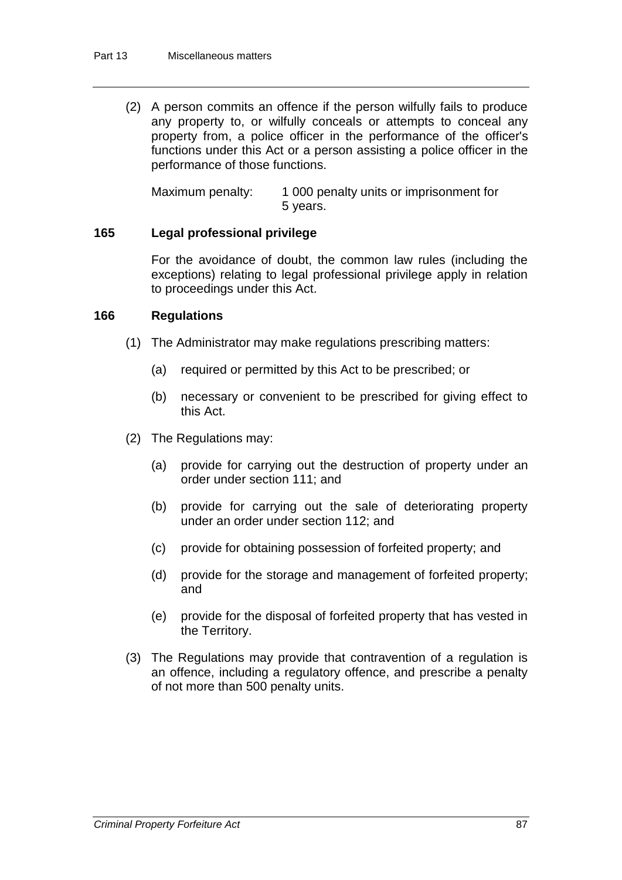(2) A person commits an offence if the person wilfully fails to produce any property to, or wilfully conceals or attempts to conceal any property from, a police officer in the performance of the officer's functions under this Act or a person assisting a police officer in the performance of those functions.

Maximum penalty: 1 000 penalty units or imprisonment for 5 years.

### 165 Legal professional privilege

For the avoidance of doubt, the common law rules (including the exceptions) relating to legal professional privilege apply in relation to proceedings under this Act.

### 166 Regulations

(1) The Administrator may make regulations prescribing matters:

(a) required or permitted by this Act to be prescribed; or

(b) necessary or convenient to be prescribed for giving effect to this Act.

(2) The Regulations may:

(a) provide for carrying out the destruction of property under an order under section 111; and

(b) provide for carrying out the sale of deteriorating property under an order under section 112; and

(c) provide for obtaining possession of forfeited property; and

(d) provide for the storage and management of forfeited property; and

(e) provide for the disposal of forfeited property that has vested in the Territory.

(3) The Regulations may provide that contravention of a regulation is an offence, including a regulatory offence, and prescribe a penalty of not more than 500 penalty units.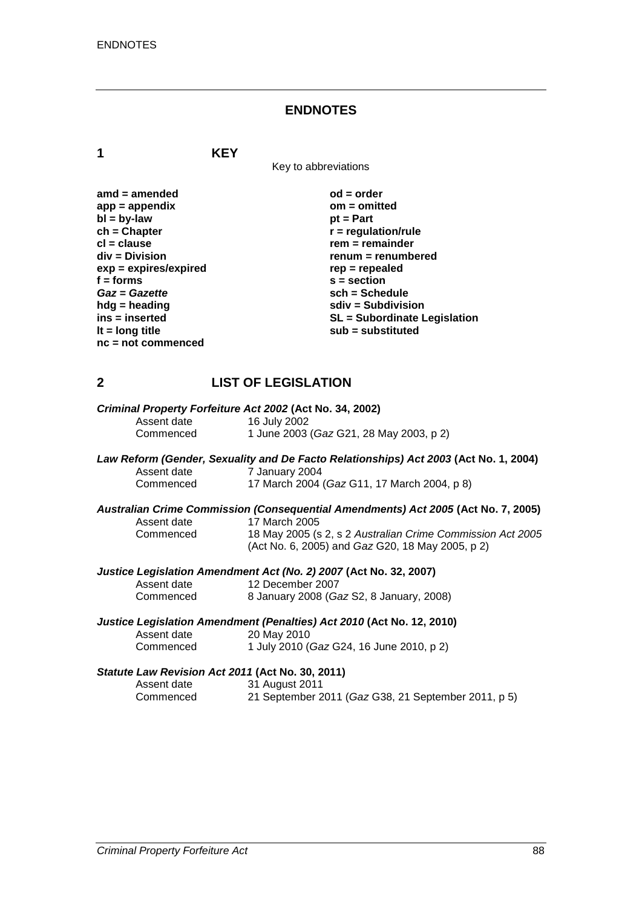# ENDNOTES

## 1 KEY

Key to abbreviations

| | |
|---|---|
| **amd = amended** | **od = order** |
| **app = appendix** | **om = omitted** |
| **bl = by-law** | **pt = Part** |
| **ch = Chapter** | **r = regulation/rule** |
| **cl = clause** | **rem = remainder** |
| **div = Division** | **renum = renumbered** |
| **exp = expires/expired** | **rep = repealed** |
| **f = forms** | **s = section** |
| ***Gaz = Gazette*** | **sch = Schedule** |
| **hdg = heading** | **sdiv = Subdivision** |
| **ins = inserted** | **SL = Subordinate Legislation** |
| **lt = long title** | **sub = substituted** |
| **nc = not commenced** | |

## 2 LIST OF LEGISLATION

***Criminal Property Forfeiture Act 2002* (Act No. 34, 2002)**

Assent date 16 July 2002
Commenced 1 June 2003 (*Gaz* G21, 28 May 2003, p 2)

***Law Reform (Gender, Sexuality and De Facto Relationships) Act 2003* (Act No. 1, 2004)**

Assent date 7 January 2004
Commenced 17 March 2004 (*Gaz* G11, 17 March 2004, p 8)

***Australian Crime Commission (Consequential Amendments) Act 2005* (Act No. 7, 2005)**

Assent date 17 March 2005
Commenced 18 May 2005 (s 2, s 2 *Australian Crime Commission Act 2005* (Act No. 6, 2005) and *Gaz* G20, 18 May 2005, p 2)

***Justice Legislation Amendment Act (No. 2) 2007* (Act No. 32, 2007)**

Assent date 12 December 2007
Commenced 8 January 2008 (*Gaz* S2, 8 January, 2008)

***Justice Legislation Amendment (Penalties) Act 2010* (Act No. 12, 2010)**

Assent date 20 May 2010
Commenced 1 July 2010 (*Gaz* G24, 16 June 2010, p 2)

***Statute Law Revision Act 2011* (Act No. 30, 2011)**

Assent date 31 August 2011
Commenced 21 September 2011 (*Gaz* G38, 21 September 2011, p 5)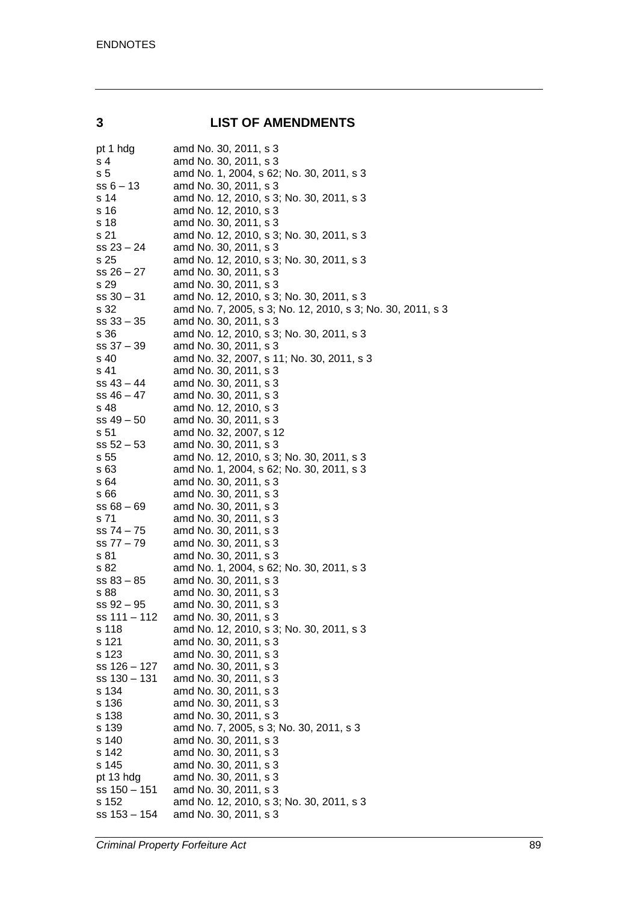## 3 LIST OF AMENDMENTS

| | |
|---|---|
| pt 1 hdg | amd No. 30, 2011, s 3 |
| s 4 | amd No. 30, 2011, s 3 |
| s 5 | amd No. 1, 2004, s 62; No. 30, 2011, s 3 |
| ss 6 – 13 | amd No. 30, 2011, s 3 |
| s 14 | amd No. 12, 2010, s 3; No. 30, 2011, s 3 |
| s 16 | amd No. 12, 2010, s 3 |
| s 18 | amd No. 30, 2011, s 3 |
| s 21 | amd No. 12, 2010, s 3; No. 30, 2011, s 3 |
| ss 23 – 24 | amd No. 30, 2011, s 3 |
| s 25 | amd No. 12, 2010, s 3; No. 30, 2011, s 3 |
| ss 26 – 27 | amd No. 30, 2011, s 3 |
| s 29 | amd No. 30, 2011, s 3 |
| ss 30 – 31 | amd No. 12, 2010, s 3; No. 30, 2011, s 3 |
| s 32 | amd No. 7, 2005, s 3; No. 12, 2010, s 3; No. 30, 2011, s 3 |
| ss 33 – 35 | amd No. 30, 2011, s 3 |
| s 36 | amd No. 12, 2010, s 3; No. 30, 2011, s 3 |
| ss 37 – 39 | amd No. 30, 2011, s 3 |
| s 40 | amd No. 32, 2007, s 11; No. 30, 2011, s 3 |
| s 41 | amd No. 30, 2011, s 3 |
| ss 43 – 44 | amd No. 30, 2011, s 3 |
| ss 46 – 47 | amd No. 30, 2011, s 3 |
| s 48 | amd No. 12, 2010, s 3 |
| ss 49 – 50 | amd No. 30, 2011, s 3 |
| s 51 | amd No. 32, 2007, s 12 |
| ss 52 – 53 | amd No. 30, 2011, s 3 |
| s 55 | amd No. 12, 2010, s 3; No. 30, 2011, s 3 |
| s 63 | amd No. 1, 2004, s 62; No. 30, 2011, s 3 |
| s 64 | amd No. 30, 2011, s 3 |
| s 66 | amd No. 30, 2011, s 3 |
| ss 68 – 69 | amd No. 30, 2011, s 3 |
| s 71 | amd No. 30, 2011, s 3 |
| ss 74 – 75 | amd No. 30, 2011, s 3 |
| ss 77 – 79 | amd No. 30, 2011, s 3 |
| s 81 | amd No. 30, 2011, s 3 |
| s 82 | amd No. 1, 2004, s 62; No. 30, 2011, s 3 |
| ss 83 – 85 | amd No. 30, 2011, s 3 |
| s 88 | amd No. 30, 2011, s 3 |
| ss 92 – 95 | amd No. 30, 2011, s 3 |
| ss 111 – 112 | amd No. 30, 2011, s 3 |
| s 118 | amd No. 12, 2010, s 3; No. 30, 2011, s 3 |
| s 121 | amd No. 30, 2011, s 3 |
| s 123 | amd No. 30, 2011, s 3 |
| ss 126 – 127 | amd No. 30, 2011, s 3 |
| ss 130 – 131 | amd No. 30, 2011, s 3 |
| s 134 | amd No. 30, 2011, s 3 |
| s 136 | amd No. 30, 2011, s 3 |
| s 138 | amd No. 30, 2011, s 3 |
| s 139 | amd No. 7, 2005, s 3; No. 30, 2011, s 3 |
| s 140 | amd No. 30, 2011, s 3 |
| s 142 | amd No. 30, 2011, s 3 |
| s 145 | amd No. 30, 2011, s 3 |
| pt 13 hdg | amd No. 30, 2011, s 3 |
| ss 150 – 151 | amd No. 30, 2011, s 3 |
| s 152 | amd No. 12, 2010, s 3; No. 30, 2011, s 3 |
| ss 153 – 154 | amd No. 30, 2011, s 3 |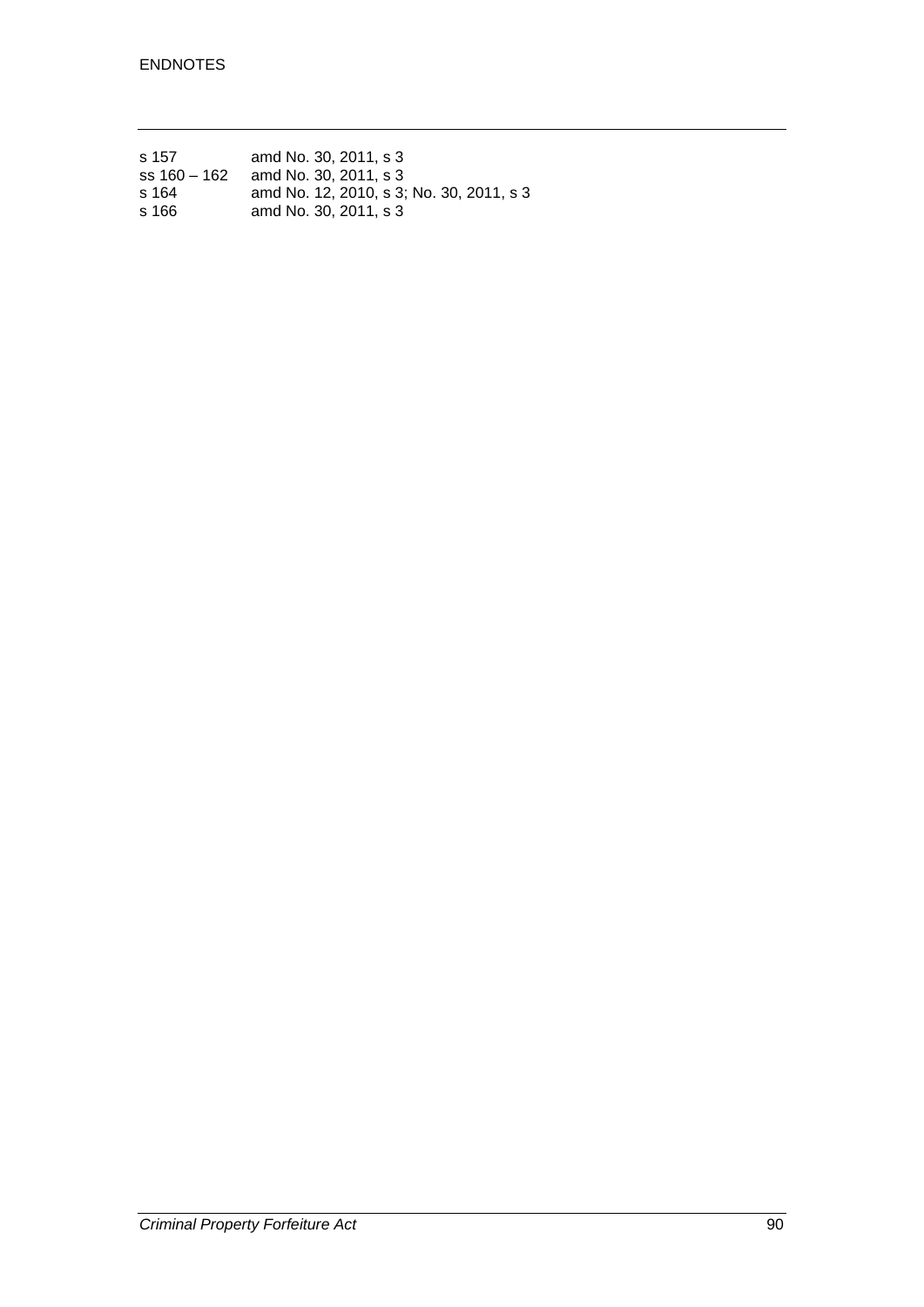| | |
|---|---|
| s 157 | amd No. 30, 2011, s 3 |
| ss 160 – 162 | amd No. 30, 2011, s 3 |
| s 164 | amd No. 12, 2010, s 3; No. 30, 2011, s 3 |
| s 166 | amd No. 30, 2011, s 3 |